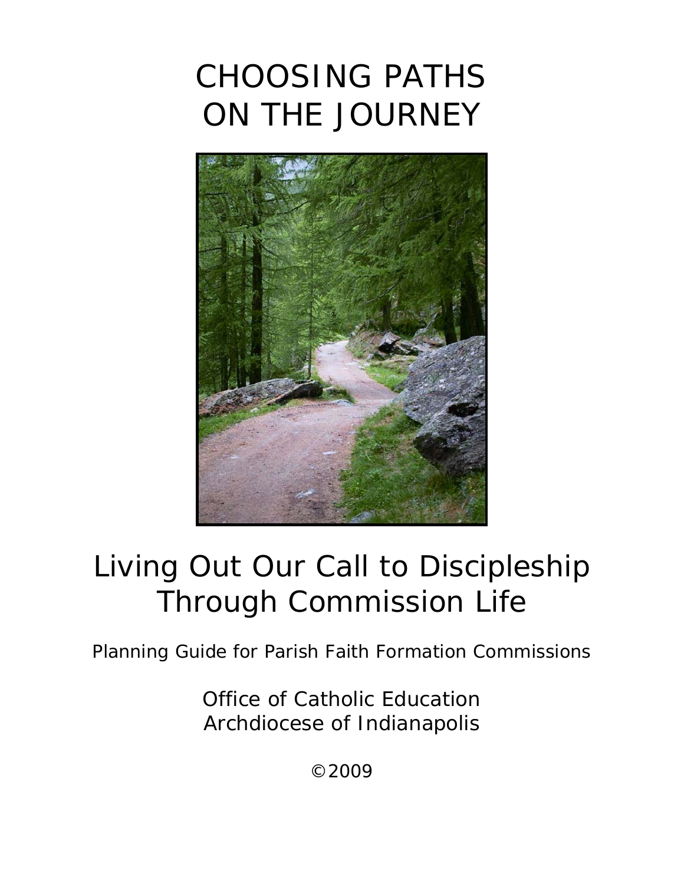# CHOOSING PATHS ON THE JOURNEY

## Living Out Our Call to Discipleship Through Commission Life

Planning Guide for Parish Faith Formation Commissions

Office of Catholic Education
Archdiocese of Indianapolis

©2009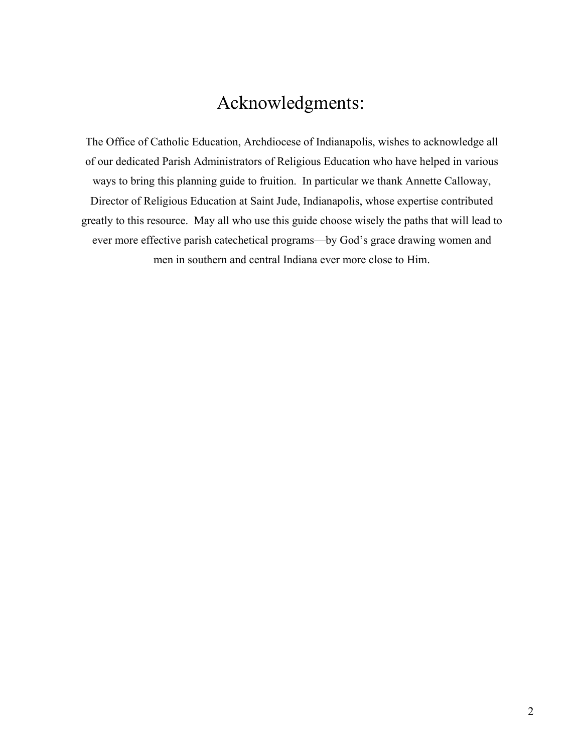# Acknowledgments:

The Office of Catholic Education, Archdiocese of Indianapolis, wishes to acknowledge all of our dedicated Parish Administrators of Religious Education who have helped in various ways to bring this planning guide to fruition. In particular we thank Annette Calloway, Director of Religious Education at Saint Jude, Indianapolis, whose expertise contributed greatly to this resource. May all who use this guide choose wisely the paths that will lead to ever more effective parish catechetical programs—by God's grace drawing women and men in southern and central Indiana ever more close to Him.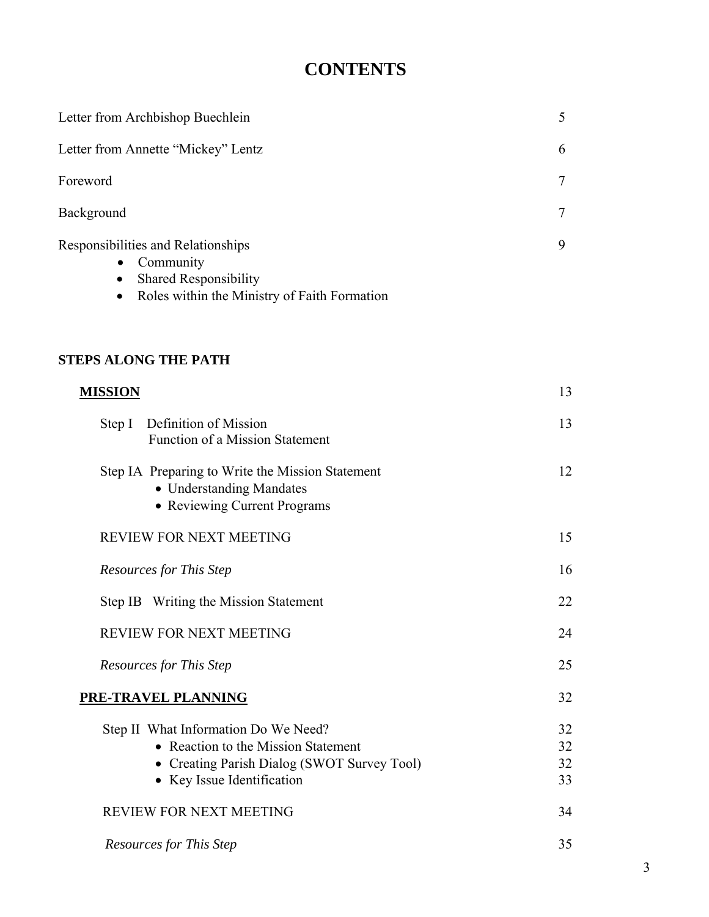# CONTENTS

| | |
|---|---|
| Letter from Archbishop Buechlein | 5 |
| Letter from Annette "Mickey" Lentz | 6 |
| Foreword | 7 |
| Background | 7 |
| Responsibilities and Relationships | 9 |
| • Community | |
| • Shared Responsibility | |
| • Roles within the Ministry of Faith Formation | |

**STEPS ALONG THE PATH**

| | |
|---|---|
| **MISSION** | 13 |
| Step I Definition of Mission | 13 |
| Function of a Mission Statement | |
| Step IA Preparing to Write the Mission Statement | 12 |
| • Understanding Mandates | |
| • Reviewing Current Programs | |
| REVIEW FOR NEXT MEETING | 15 |
| *Resources for This Step* | 16 |
| Step IB Writing the Mission Statement | 22 |
| REVIEW FOR NEXT MEETING | 24 |
| *Resources for This Step* | 25 |
| **PRE-TRAVEL PLANNING** | 32 |
| Step II What Information Do We Need? | 32 |
| • Reaction to the Mission Statement | 32 |
| • Creating Parish Dialog (SWOT Survey Tool) | 32 |
| • Key Issue Identification | 33 |
| REVIEW FOR NEXT MEETING | 34 |
| *Resources for This Step* | 35 |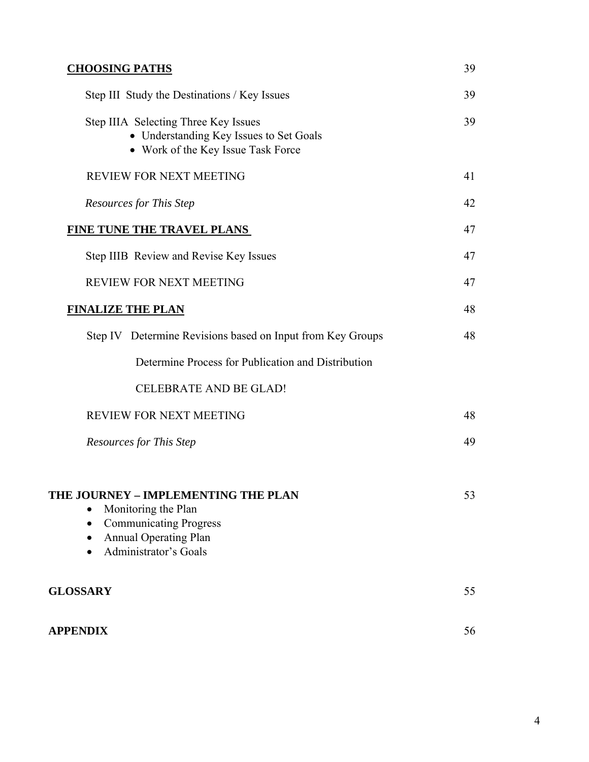| | |
|---|---|
| <u>**CHOOSING PATHS**</u> | 39 |
| Step III Study the Destinations / Key Issues | 39 |
| Step IIIA Selecting Three Key Issues<br>• Understanding Key Issues to Set Goals<br>• Work of the Key Issue Task Force | 39 |
| REVIEW FOR NEXT MEETING | 41 |
| *Resources for This Step* | 42 |
| <u>**FINE TUNE THE TRAVEL PLANS**</u> | 47 |
| Step IIIB Review and Revise Key Issues | 47 |
| REVIEW FOR NEXT MEETING | 47 |
| <u>**FINALIZE THE PLAN**</u> | 48 |
| Step IV Determine Revisions based on Input from Key Groups | 48 |
| Determine Process for Publication and Distribution | |
| CELEBRATE AND BE GLAD! | |
| REVIEW FOR NEXT MEETING | 48 |
| *Resources for This Step* | 49 |
| **THE JOURNEY – IMPLEMENTING THE PLAN**<br>• Monitoring the Plan<br>• Communicating Progress<br>• Annual Operating Plan<br>• Administrator's Goals | 53 |
| **GLOSSARY** | 55 |
| **APPENDIX** | 56 |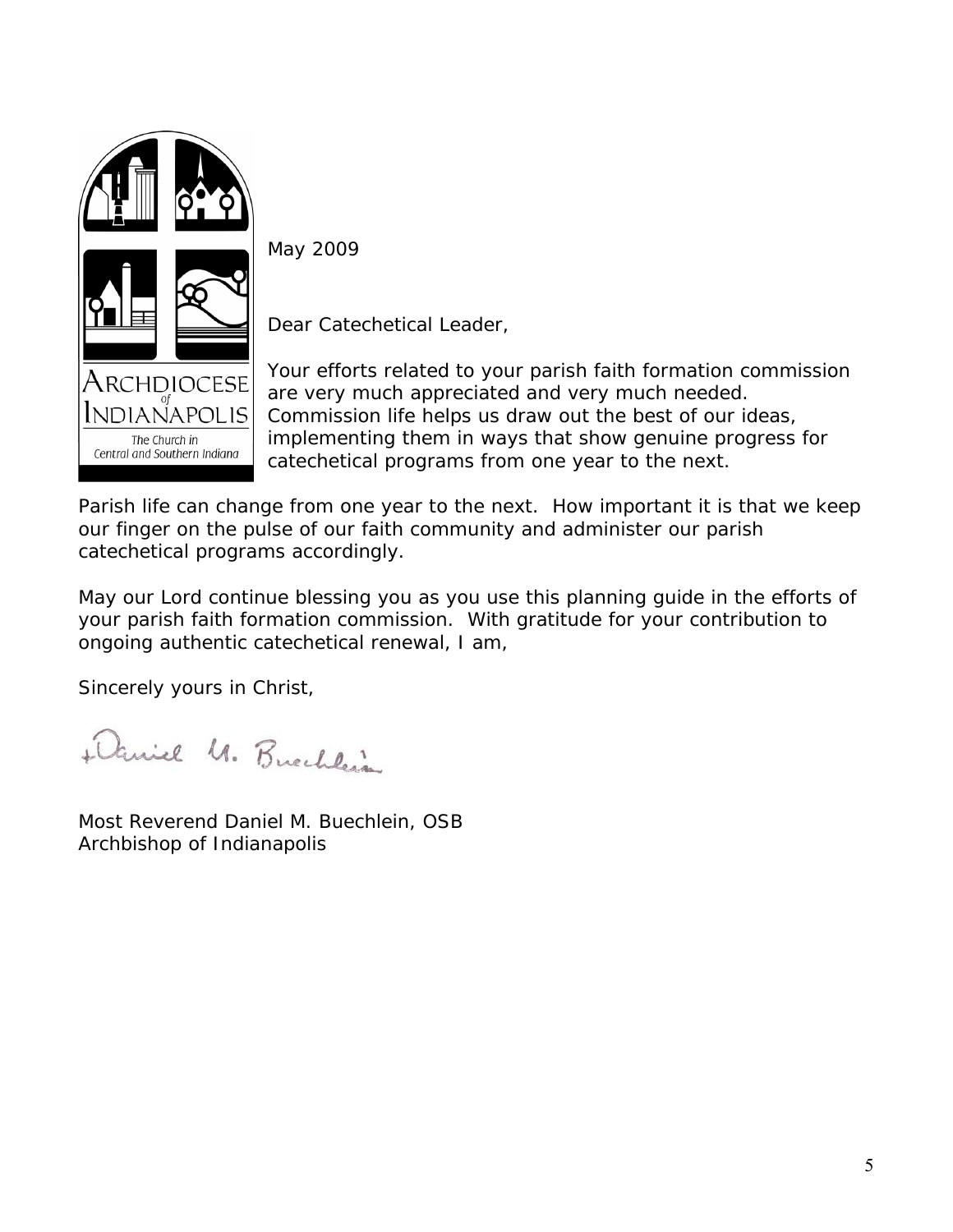ARCHDIOCESE of INDIANAPOLIS

The Church in Central and Southern Indiana

May 2009

Dear Catechetical Leader,

Your efforts related to your parish faith formation commission are very much appreciated and very much needed. Commission life helps us draw out the best of our ideas, implementing them in ways that show genuine progress for catechetical programs from one year to the next.

Parish life can change from one year to the next. How important it is that we keep our finger on the pulse of our faith community and administer our parish catechetical programs accordingly.

May our Lord continue blessing you as you use this planning guide in the efforts of your parish faith formation commission. With gratitude for your contribution to ongoing authentic catechetical renewal, I am,

Sincerely yours in Christ,

+Daniel M. Buechlein

Most Reverend Daniel M. Buechlein, OSB
Archbishop of Indianapolis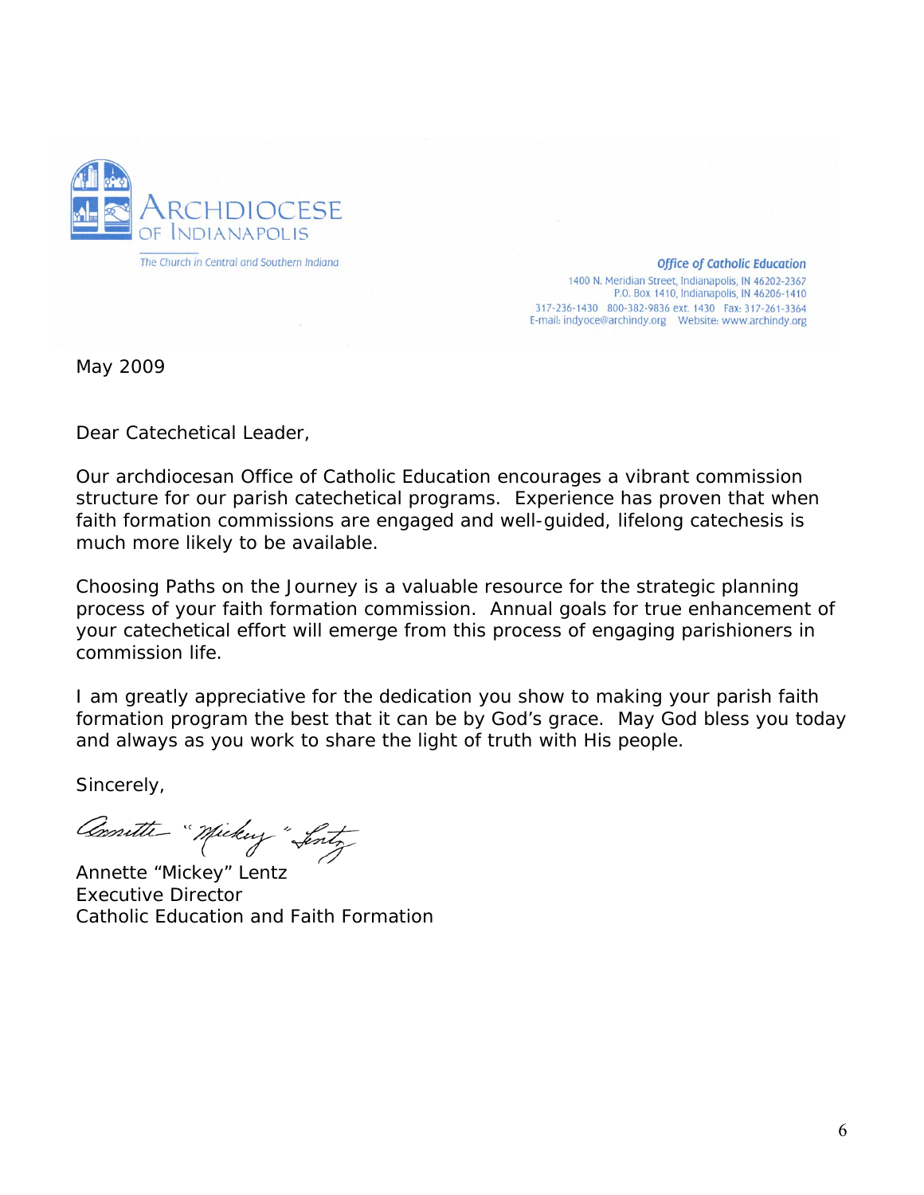ARCHDIOCESE OF INDIANAPOLIS

The Church in Central and Southern Indiana

*Office of Catholic Education*
1400 N. Meridian Street, Indianapolis, IN 46202-2367
P.O. Box 1410, Indianapolis, IN 46206-1410
317-236-1430 800-382-9836 ext. 1430 Fax: 317-261-3364
E-mail: indyoce@archindy.org Website: www.archindy.org

May 2009

Dear Catechetical Leader,

Our archdiocesan Office of Catholic Education encourages a vibrant commission structure for our parish catechetical programs. Experience has proven that when faith formation commissions are engaged and well-guided, lifelong catechesis is much more likely to be available.

Choosing Paths on the Journey is a valuable resource for the strategic planning process of your faith formation commission. Annual goals for true enhancement of your catechetical effort will emerge from this process of engaging parishioners in commission life.

I am greatly appreciative for the dedication you show to making your parish faith formation program the best that it can be by God's grace. May God bless you today and always as you work to share the light of truth with His people.

Sincerely,

Annette "Mickey" Lentz
Executive Director
Catholic Education and Faith Formation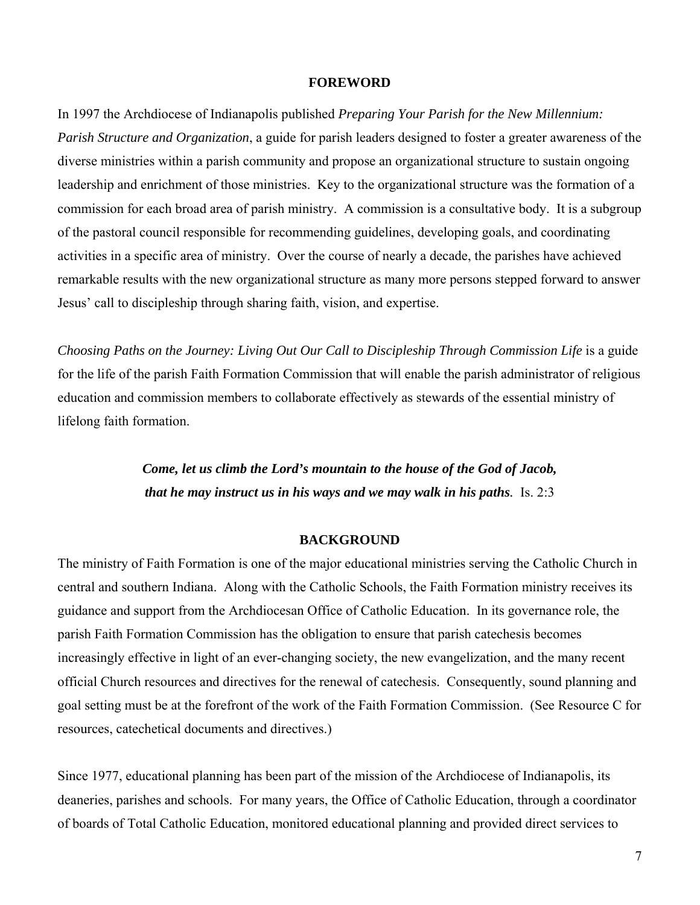## FOREWORD

In 1997 the Archdiocese of Indianapolis published *Preparing Your Parish for the New Millennium: Parish Structure and Organization*, a guide for parish leaders designed to foster a greater awareness of the diverse ministries within a parish community and propose an organizational structure to sustain ongoing leadership and enrichment of those ministries. Key to the organizational structure was the formation of a commission for each broad area of parish ministry. A commission is a consultative body. It is a subgroup of the pastoral council responsible for recommending guidelines, developing goals, and coordinating activities in a specific area of ministry. Over the course of nearly a decade, the parishes have achieved remarkable results with the new organizational structure as many more persons stepped forward to answer Jesus' call to discipleship through sharing faith, vision, and expertise.

*Choosing Paths on the Journey: Living Out Our Call to Discipleship Through Commission Life* is a guide for the life of the parish Faith Formation Commission that will enable the parish administrator of religious education and commission members to collaborate effectively as stewards of the essential ministry of lifelong faith formation.

***Come, let us climb the Lord's mountain to the house of the God of Jacob, that he may instruct us in his ways and we may walk in his paths.*** Is. 2:3

## BACKGROUND

The ministry of Faith Formation is one of the major educational ministries serving the Catholic Church in central and southern Indiana. Along with the Catholic Schools, the Faith Formation ministry receives its guidance and support from the Archdiocesan Office of Catholic Education. In its governance role, the parish Faith Formation Commission has the obligation to ensure that parish catechesis becomes increasingly effective in light of an ever-changing society, the new evangelization, and the many recent official Church resources and directives for the renewal of catechesis. Consequently, sound planning and goal setting must be at the forefront of the work of the Faith Formation Commission. (See Resource C for resources, catechetical documents and directives.)

Since 1977, educational planning has been part of the mission of the Archdiocese of Indianapolis, its deaneries, parishes and schools. For many years, the Office of Catholic Education, through a coordinator of boards of Total Catholic Education, monitored educational planning and provided direct services to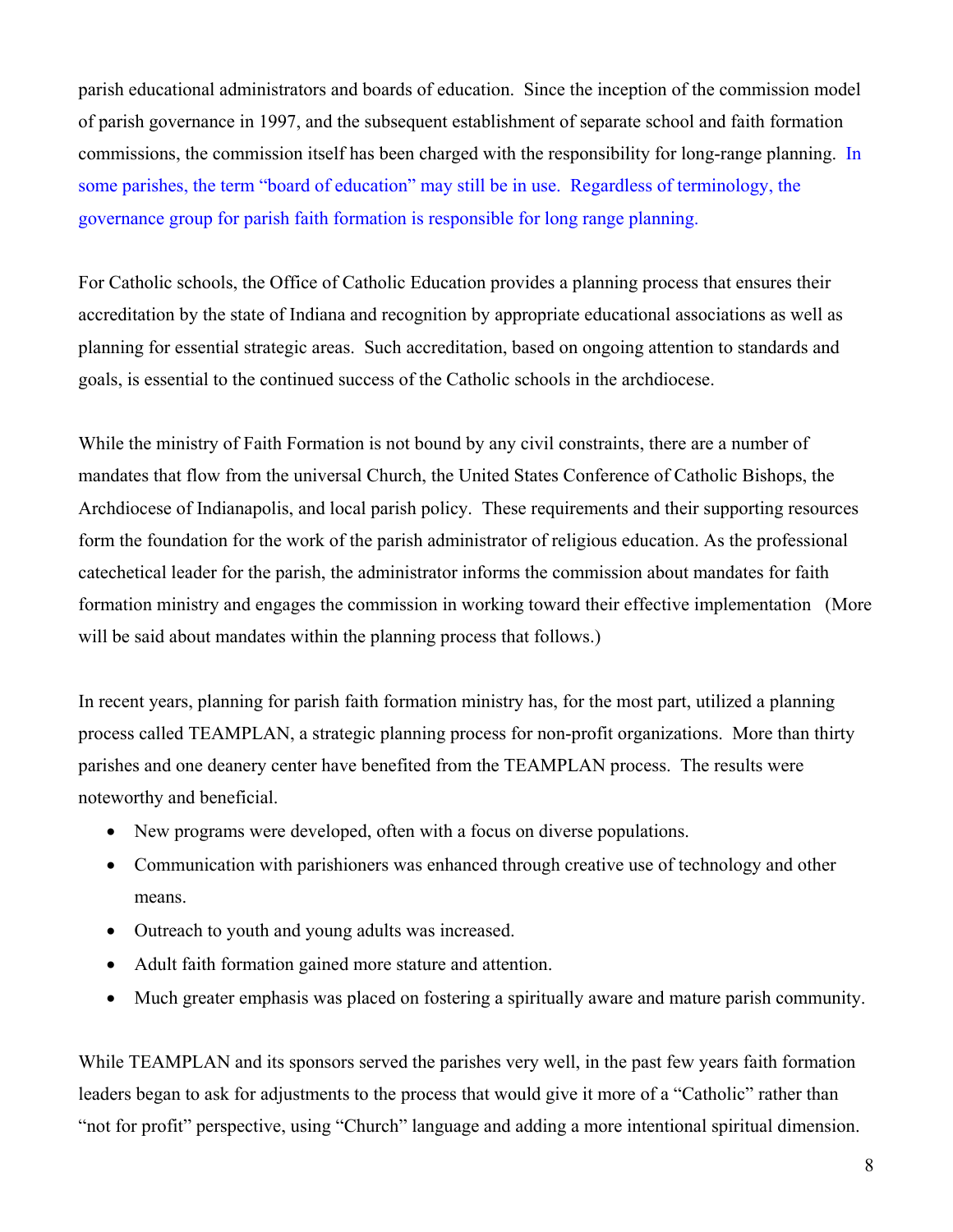parish educational administrators and boards of education. Since the inception of the commission model of parish governance in 1997, and the subsequent establishment of separate school and faith formation commissions, the commission itself has been charged with the responsibility for long-range planning. In some parishes, the term "board of education" may still be in use. Regardless of terminology, the governance group for parish faith formation is responsible for long range planning.

For Catholic schools, the Office of Catholic Education provides a planning process that ensures their accreditation by the state of Indiana and recognition by appropriate educational associations as well as planning for essential strategic areas. Such accreditation, based on ongoing attention to standards and goals, is essential to the continued success of the Catholic schools in the archdiocese.

While the ministry of Faith Formation is not bound by any civil constraints, there are a number of mandates that flow from the universal Church, the United States Conference of Catholic Bishops, the Archdiocese of Indianapolis, and local parish policy. These requirements and their supporting resources form the foundation for the work of the parish administrator of religious education. As the professional catechetical leader for the parish, the administrator informs the commission about mandates for faith formation ministry and engages the commission in working toward their effective implementation (More will be said about mandates within the planning process that follows.)

In recent years, planning for parish faith formation ministry has, for the most part, utilized a planning process called TEAMPLAN, a strategic planning process for non-profit organizations. More than thirty parishes and one deanery center have benefited from the TEAMPLAN process. The results were noteworthy and beneficial.

- New programs were developed, often with a focus on diverse populations.
- Communication with parishioners was enhanced through creative use of technology and other means.
- Outreach to youth and young adults was increased.
- Adult faith formation gained more stature and attention.
- Much greater emphasis was placed on fostering a spiritually aware and mature parish community.

While TEAMPLAN and its sponsors served the parishes very well, in the past few years faith formation leaders began to ask for adjustments to the process that would give it more of a "Catholic" rather than "not for profit" perspective, using "Church" language and adding a more intentional spiritual dimension.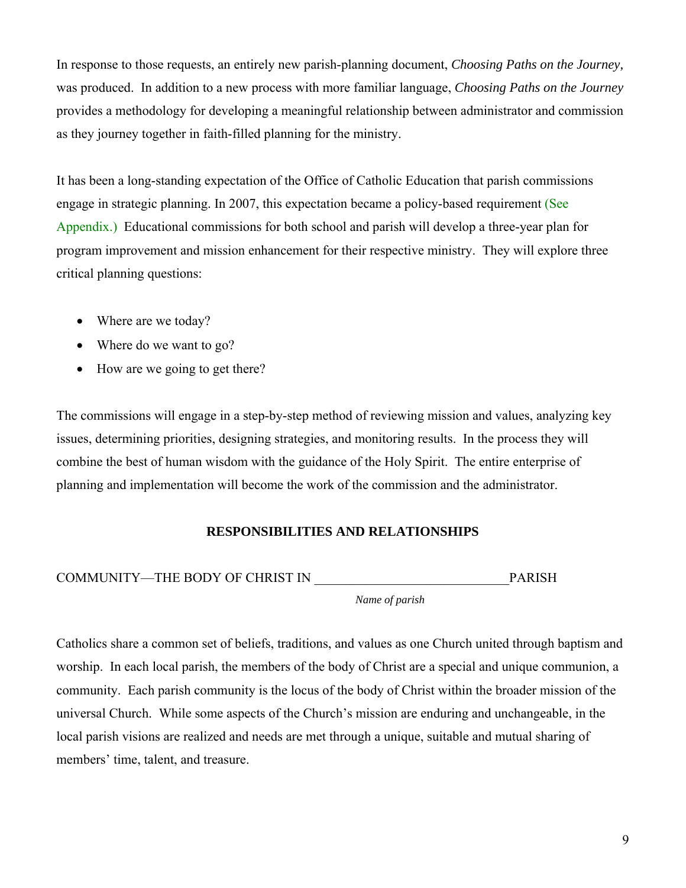In response to those requests, an entirely new parish-planning document, *Choosing Paths on the Journey*, was produced. In addition to a new process with more familiar language, *Choosing Paths on the Journey* provides a methodology for developing a meaningful relationship between administrator and commission as they journey together in faith-filled planning for the ministry.

It has been a long-standing expectation of the Office of Catholic Education that parish commissions engage in strategic planning. In 2007, this expectation became a policy-based requirement (See Appendix.) Educational commissions for both school and parish will develop a three-year plan for program improvement and mission enhancement for their respective ministry. They will explore three critical planning questions:

- Where are we today?
- Where do we want to go?
- How are we going to get there?

The commissions will engage in a step-by-step method of reviewing mission and values, analyzing key issues, determining priorities, designing strategies, and monitoring results. In the process they will combine the best of human wisdom with the guidance of the Holy Spirit. The entire enterprise of planning and implementation will become the work of the commission and the administrator.

## RESPONSIBILITIES AND RELATIONSHIPS

COMMUNITY—THE BODY OF CHRIST IN _____________________________ PARISH
*Name of parish*

Catholics share a common set of beliefs, traditions, and values as one Church united through baptism and worship. In each local parish, the members of the body of Christ are a special and unique communion, a community. Each parish community is the locus of the body of Christ within the broader mission of the universal Church. While some aspects of the Church's mission are enduring and unchangeable, in the local parish visions are realized and needs are met through a unique, suitable and mutual sharing of members' time, talent, and treasure.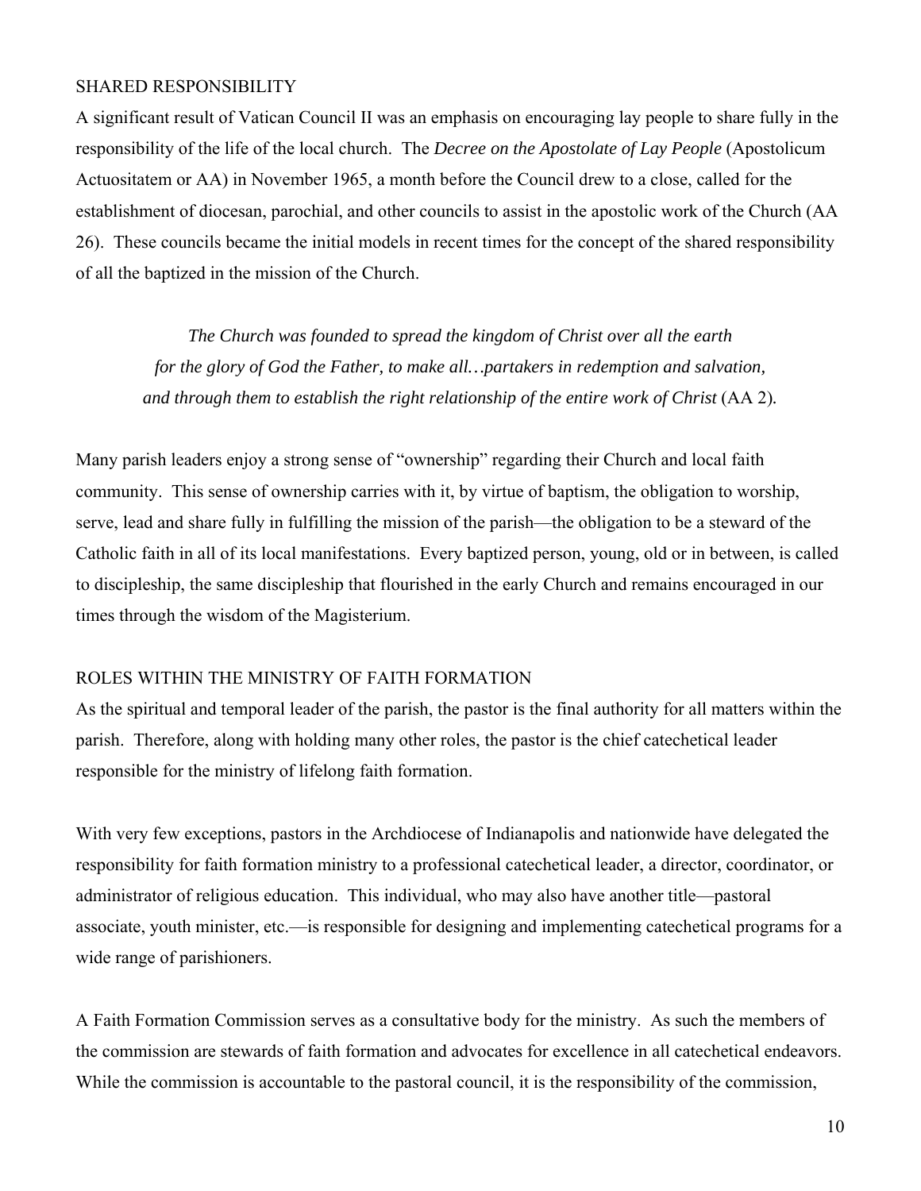## SHARED RESPONSIBILITY

A significant result of Vatican Council II was an emphasis on encouraging lay people to share fully in the responsibility of the life of the local church. The *Decree on the Apostolate of Lay People* (Apostolicum Actuositatem or AA) in November 1965, a month before the Council drew to a close, called for the establishment of diocesan, parochial, and other councils to assist in the apostolic work of the Church (AA 26). These councils became the initial models in recent times for the concept of the shared responsibility of all the baptized in the mission of the Church.

> *The Church was founded to spread the kingdom of Christ over all the earth for the glory of God the Father, to make all…partakers in redemption and salvation, and through them to establish the right relationship of the entire work of Christ* (AA 2).

Many parish leaders enjoy a strong sense of "ownership" regarding their Church and local faith community. This sense of ownership carries with it, by virtue of baptism, the obligation to worship, serve, lead and share fully in fulfilling the mission of the parish—the obligation to be a steward of the Catholic faith in all of its local manifestations. Every baptized person, young, old or in between, is called to discipleship, the same discipleship that flourished in the early Church and remains encouraged in our times through the wisdom of the Magisterium.

## ROLES WITHIN THE MINISTRY OF FAITH FORMATION

As the spiritual and temporal leader of the parish, the pastor is the final authority for all matters within the parish. Therefore, along with holding many other roles, the pastor is the chief catechetical leader responsible for the ministry of lifelong faith formation.

With very few exceptions, pastors in the Archdiocese of Indianapolis and nationwide have delegated the responsibility for faith formation ministry to a professional catechetical leader, a director, coordinator, or administrator of religious education. This individual, who may also have another title—pastoral associate, youth minister, etc.—is responsible for designing and implementing catechetical programs for a wide range of parishioners.

A Faith Formation Commission serves as a consultative body for the ministry. As such the members of the commission are stewards of faith formation and advocates for excellence in all catechetical endeavors. While the commission is accountable to the pastoral council, it is the responsibility of the commission,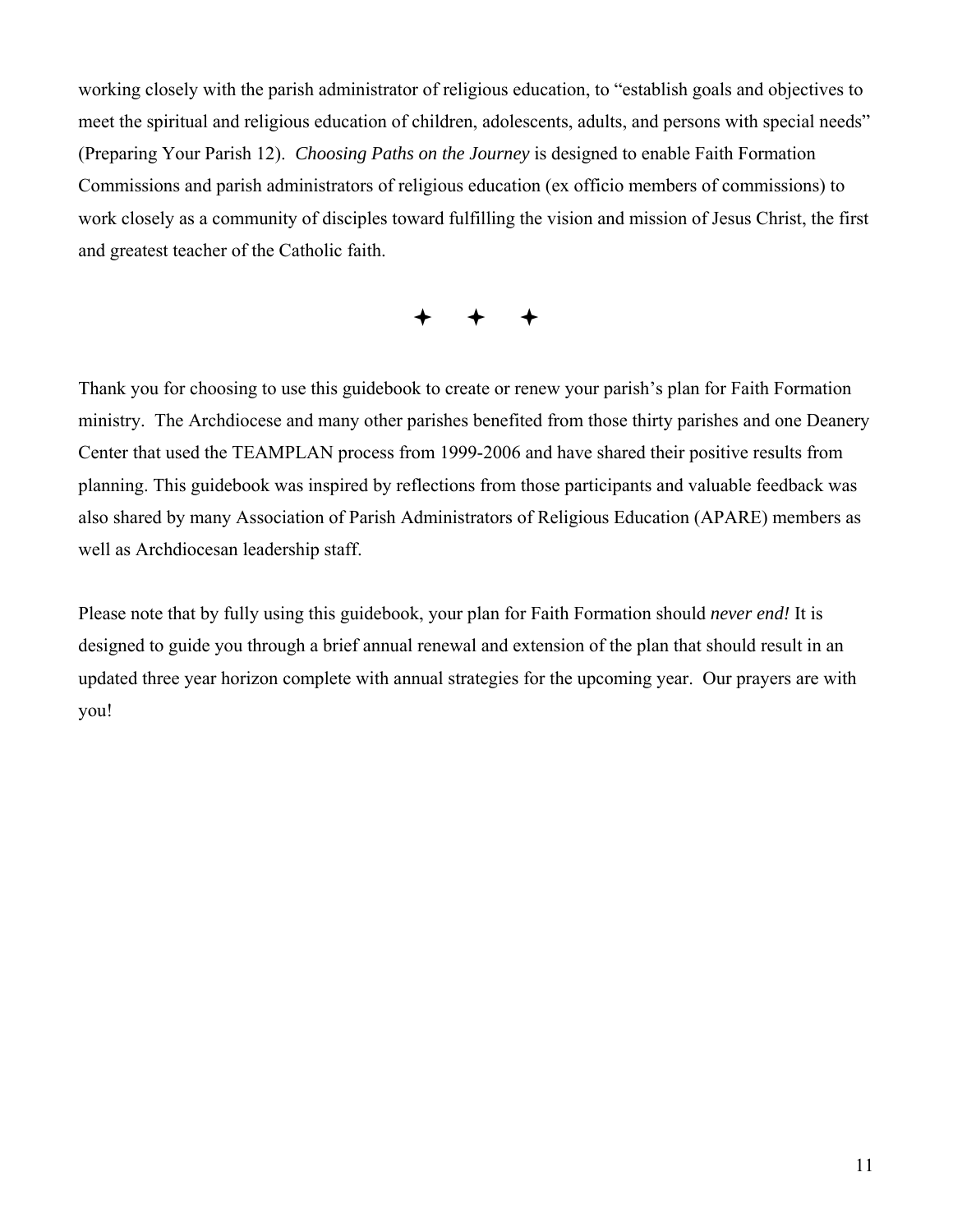working closely with the parish administrator of religious education, to "establish goals and objectives to meet the spiritual and religious education of children, adolescents, adults, and persons with special needs" (Preparing Your Parish 12). *Choosing Paths on the Journey* is designed to enable Faith Formation Commissions and parish administrators of religious education (ex officio members of commissions) to work closely as a community of disciples toward fulfilling the vision and mission of Jesus Christ, the first and greatest teacher of the Catholic faith.

✦ ✦ ✦

Thank you for choosing to use this guidebook to create or renew your parish's plan for Faith Formation ministry. The Archdiocese and many other parishes benefited from those thirty parishes and one Deanery Center that used the TEAMPLAN process from 1999-2006 and have shared their positive results from planning. This guidebook was inspired by reflections from those participants and valuable feedback was also shared by many Association of Parish Administrators of Religious Education (APARE) members as well as Archdiocesan leadership staff.

Please note that by fully using this guidebook, your plan for Faith Formation should *never end!* It is designed to guide you through a brief annual renewal and extension of the plan that should result in an updated three year horizon complete with annual strategies for the upcoming year. Our prayers are with you!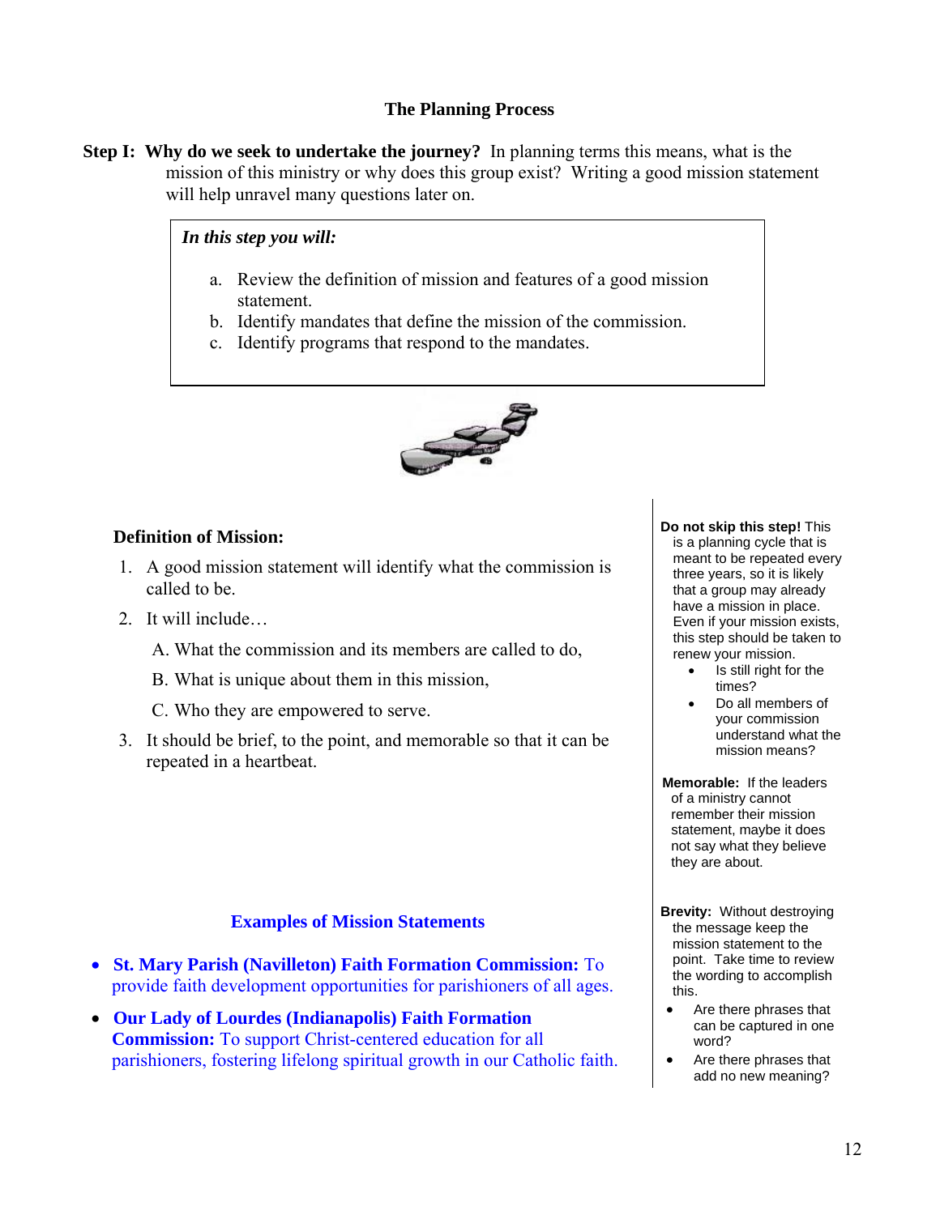## The Planning Process

**Step I: Why do we seek to undertake the journey?** In planning terms this means, what is the mission of this ministry or why does this group exist? Writing a good mission statement will help unravel many questions later on.

> ***In this step you will:***
>
> a. Review the definition of mission and features of a good mission statement.
> b. Identify mandates that define the mission of the commission.
> c. Identify programs that respond to the mandates.

### Definition of Mission:

1. A good mission statement will identify what the commission is called to be.
2. It will include…
   - A. What the commission and its members are called to do,
   - B. What is unique about them in this mission,
   - C. Who they empowered to serve.
3. It should be brief, to the point, and memorable so that it can be repeated in a heartbeat.

### Examples of Mission Statements

- **St. Mary Parish (Navilleton) Faith Formation Commission:** To provide faith development opportunities for parishioners of all ages.
- **Our Lady of Lourdes (Indianapolis) Faith Formation Commission:** To support Christ-centered education for all parishioners, fostering lifelong spiritual growth in our Catholic faith.

**Do not skip this step!** This is a planning cycle that is meant to be repeated every three years, so it is likely that a group may already have a mission in place. Even if your mission exists, this step should be taken to renew your mission.

- Is still right for the times?
- Do all members of your commission understand what the mission means?

**Memorable:** If the leaders of a ministry cannot remember their mission statement, maybe it does not say what they believe they are about.

**Brevity:** Without destroying the message keep the mission statement to the point. Take time to review the wording to accomplish this.

- Are there phrases that can be captured in one word?
- Are there phrases that add no new meaning?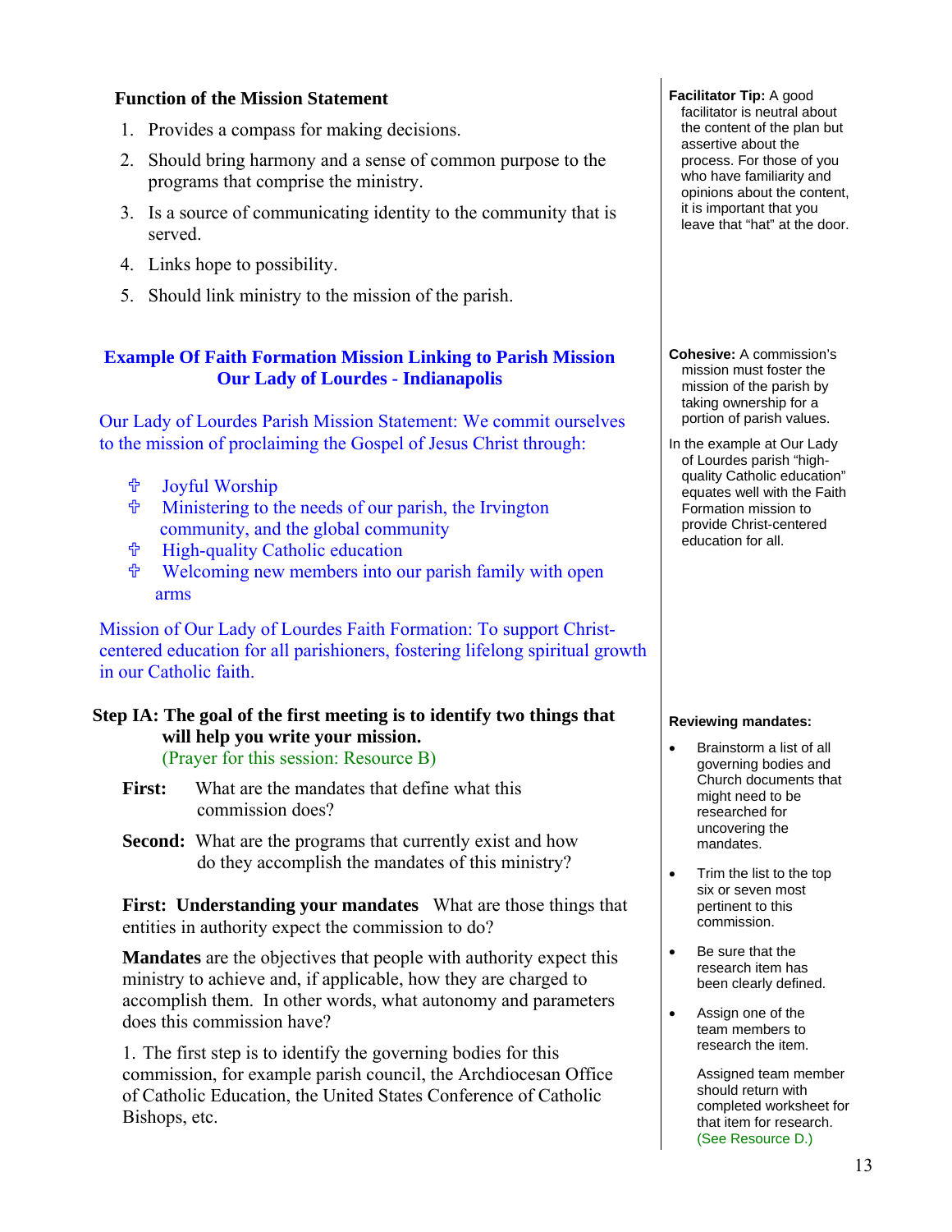### Function of the Mission Statement

1. Provides a compass for making decisions.
2. Should bring harmony and a sense of common purpose to the programs that comprise the ministry.
3. Is a source of communicating identity to the community that is served.
4. Links hope to possibility.
5. Should link ministry to the mission of the parish.

**Facilitator Tip:** A good facilitator is neutral about the content of the plan but assertive about the process. For those of you who have familiarity and opinions about the content, it is important that you leave that "hat" at the door.

### Example Of Faith Formation Mission Linking to Parish Mission
### Our Lady of Lourdes - Indianapolis

Our Lady of Lourdes Parish Mission Statement: We commit ourselves to the mission of proclaiming the Gospel of Jesus Christ through:

- ✞ Joyful Worship
- ✞ Ministering to the needs of our parish, the Irvington community, and the global community
- ✞ High-quality Catholic education
- ✞ Welcoming new members into our parish family with open arms

Mission of Our Lady of Lourdes Faith Formation: To support Christ-centered education for all parishioners, fostering lifelong spiritual growth in our Catholic faith.

**Cohesive:** A commission's mission must foster the mission of the parish by taking ownership for a portion of parish values.

In the example at Our Lady of Lourdes parish "high-quality Catholic education" equates well with the Faith Formation mission to provide Christ-centered education for all.

**Step IA: The goal of the first meeting is to identify two things that will help you write your mission.**
(Prayer for this session: Resource B)

**First:** What are the mandates that define what this commission does?

**Second:** What are the programs that currently exist and how do they accomplish the mandates of this ministry?

**First: Understanding your mandates** What are those things that entities in authority expect the commission to do?

**Mandates** are the objectives that people with authority expect this ministry to achieve and, if applicable, how they are charged to accomplish them. In other words, what autonomy and parameters does this commission have?

1. The first step is to identify the governing bodies for this commission, for example parish council, the Archdiocesan Office of Catholic Education, the United States Conference of Catholic Bishops, etc.

**Reviewing mandates:**

- Brainstorm a list of all governing bodies and Church documents that might need to be researched for uncovering the mandates.
- Trim the list to the top six or seven most pertinent to this commission.
- Be sure that the research item has been clearly defined.
- Assign one of the team members to research the item.

  Assigned team member should return with completed worksheet for that item for research. (See Resource D.)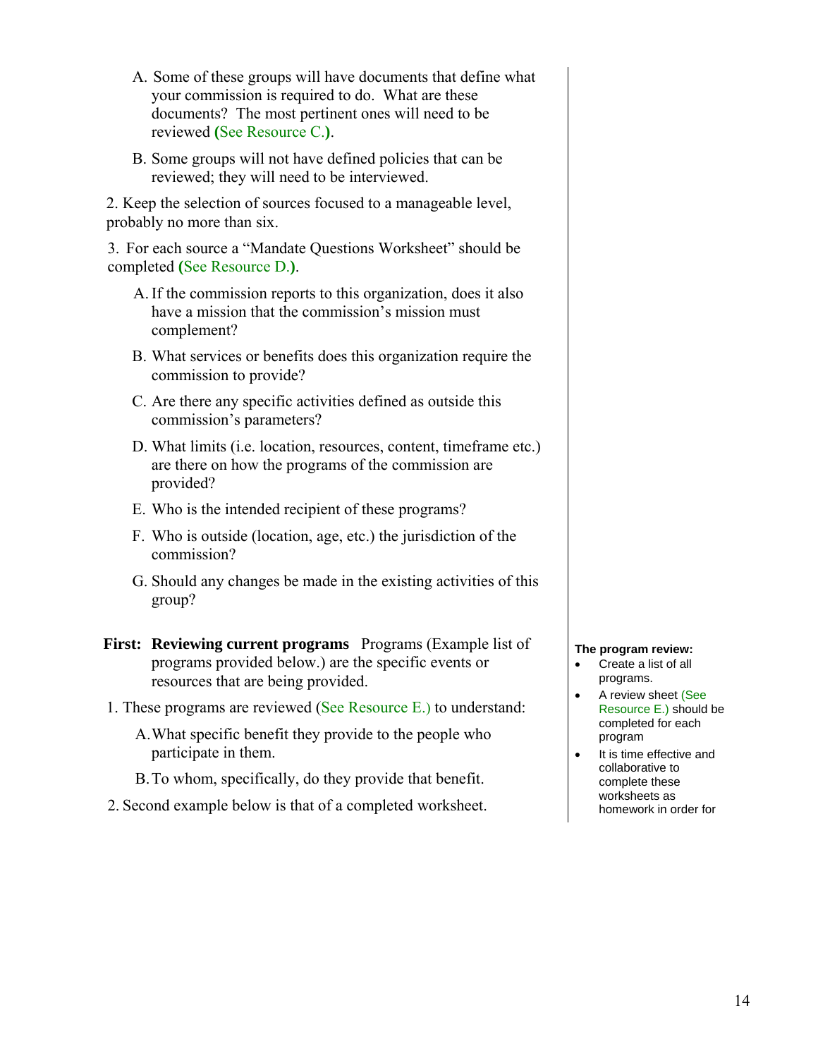A. Some of these groups will have documents that define what your commission is required to do. What are these documents? The most pertinent ones will need to be reviewed **(**See Resource C.**)**.

B. Some groups will not have defined policies that can be reviewed; they will need to be interviewed.

2. Keep the selection of sources focused to a manageable level, probably no more than six.

3. For each source a "Mandate Questions Worksheet" should be completed **(**See Resource D.**)**.

   A. If the commission reports to this organization, does it also have a mission that the commission's mission must complement?

   B. What services or benefits does this organization require the commission to provide?

   C. Are there any specific activities defined as outside this commission's parameters?

   D. What limits (i.e. location, resources, content, timeframe etc.) are there on how the programs of the commission are provided?

   E. Who is the intended recipient of these programs?

   F. Who is outside (location, age, etc.) the jurisdiction of the commission?

   G. Should any changes be made in the existing activities of this group?

**First: Reviewing current programs** Programs (Example list of programs provided below.) are the specific events or resources that are being provided.

1. These programs are reviewed (See Resource E.) to understand:

   A. What specific benefit they provide to the people who participate in them.

   B. To whom, specifically, do they provide that benefit.

2. Second example below is that of a completed worksheet.

**The program review:**

- Create a list of all programs.
- A review sheet (See Resource E.) should be completed for each program
- It is time effective and collaborative to complete these worksheets as homework in order for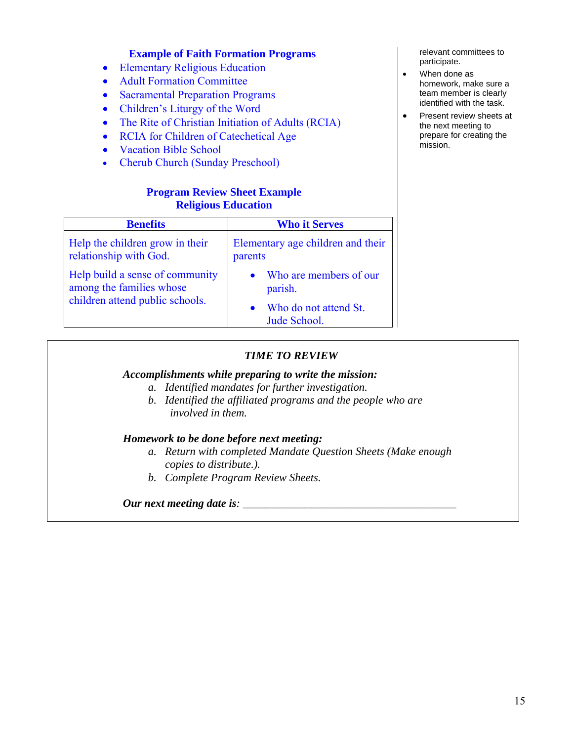### Example of Faith Formation Programs

- Elementary Religious Education
- Adult Formation Committee
- Sacramental Preparation Programs
- Children's Liturgy of the Word
- The Rite of Christian Initiation of Adults (RCIA)
- RCIA for Children of Catechetical Age
- Vacation Bible School
- Cherub Church (Sunday Preschool)

### Program Review Sheet Example
### Religious Education

| Benefits | Who it Serves |
|---|---|
| Help the children grow in their relationship with God.<br><br>Help build a sense of community among the families whose children attend public schools. | Elementary age children and their parents<br>• Who are members of our parish.<br>• Who do not attend St. Jude School. |

relevant committees to participate.

- When done as homework, make sure a team member is clearly identified with the task.
- Present review sheets at the next meeting to prepare for creating the mission.

---

***TIME TO REVIEW***

***Accomplishments while preparing to write the mission:***

*a. Identified mandates for further investigation.*
*b. Identified the affiliated programs and the people who are involved in them.*

***Homework to be done before next meeting:***

*a. Return with completed Mandate Question Sheets (Make enough copies to distribute.).*
*b. Complete Program Review Sheets.*

***Our next meeting date is****:* _______________________________________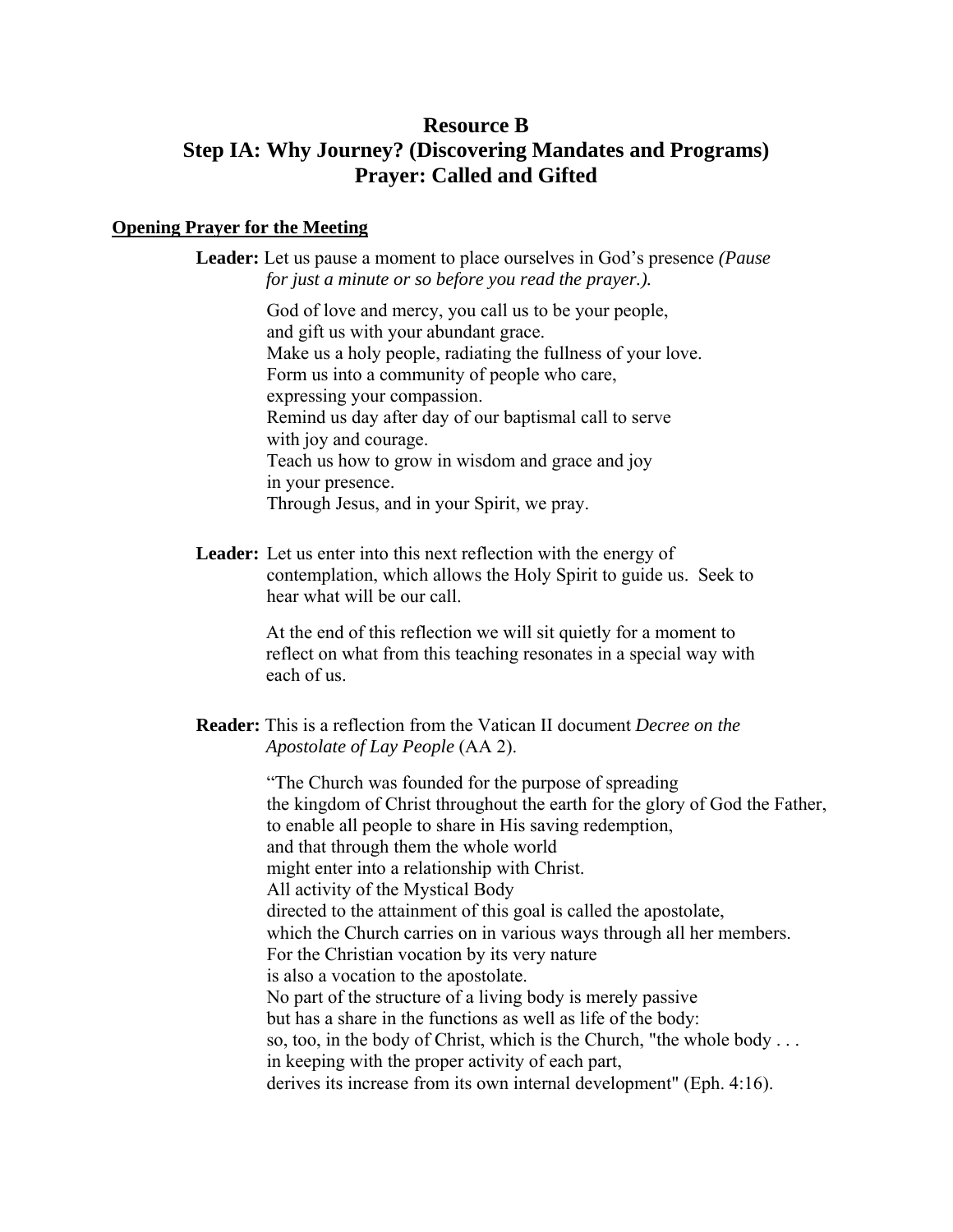# Resource B
# Step IA: Why Journey? (Discovering Mandates and Programs)
# Prayer: Called and Gifted

**Opening Prayer for the Meeting**

**Leader:** Let us pause a moment to place ourselves in God's presence *(Pause for just a minute or so before you read the prayer.).*

God of love and mercy, you call us to be your people,  
and gift us with your abundant grace.  
Make us a holy people, radiating the fullness of your love.  
Form us into a community of people who care,  
expressing your compassion.  
Remind us day after day of our baptismal call to serve  
with joy and courage.  
Teach us how to grow in wisdom and grace and joy  
in your presence.  
Through Jesus, and in your Spirit, we pray.

**Leader:** Let us enter into this next reflection with the energy of contemplation, which allows the Holy Spirit to guide us. Seek to hear what will be our call.

At the end of this reflection we will sit quietly for a moment to reflect on what from this teaching resonates in a special way with each of us.

**Reader:** This is a reflection from the Vatican II document *Decree on the Apostolate of Lay People* (AA 2).

"The Church was founded for the purpose of spreading  
the kingdom of Christ throughout the earth for the glory of God the Father,  
to enable all people to share in His saving redemption,  
and that through them the whole world  
might enter into a relationship with Christ.  
All activity of the Mystical Body  
directed to the attainment of this goal is called the apostolate,  
which the Church carries on in various ways through all her members.  
For the Christian vocation by its very nature  
is also a vocation to the apostolate.  
No part of the structure of a living body is merely passive  
but has a share in the functions as well as life of the body:  
so, too, in the body of Christ, which is the Church, "the whole body . . .  
in keeping with the proper activity of each part,  
derives its increase from its own internal development" (Eph. 4:16).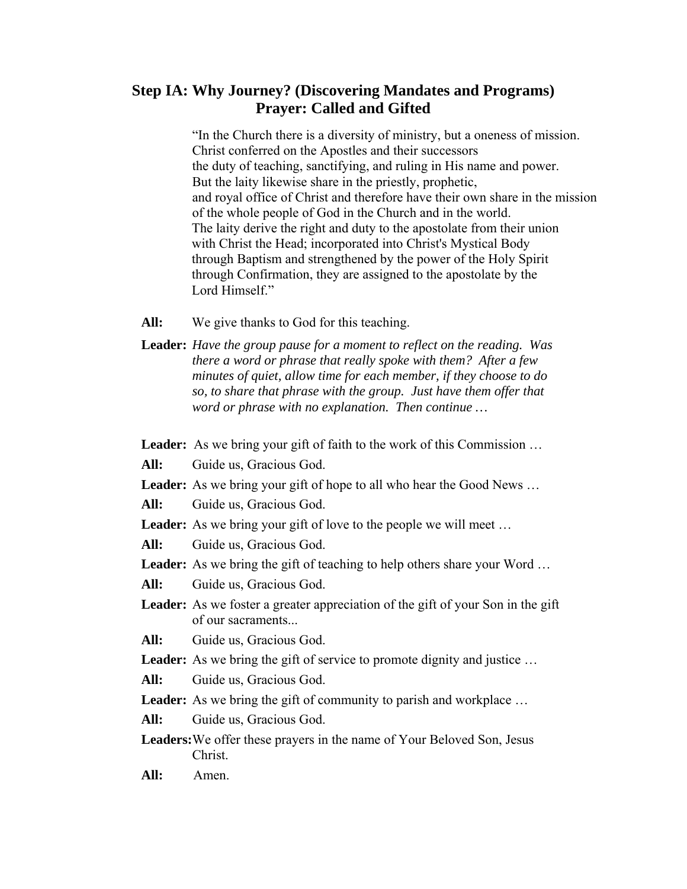## Step IA: Why Journey? (Discovering Mandates and Programs)
## Prayer: Called and Gifted

"In the Church there is a diversity of ministry, but a oneness of mission.
Christ conferred on the Apostles and their successors
the duty of teaching, sanctifying, and ruling in His name and power.
But the laity likewise share in the priestly, prophetic,
and royal office of Christ and therefore have their own share in the mission
of the whole people of God in the Church and in the world.
The laity derive the right and duty to the apostolate from their union
with Christ the Head; incorporated into Christ's Mystical Body
through Baptism and strengthened by the power of the Holy Spirit
through Confirmation, they are assigned to the apostolate by the
Lord Himself."

**All:** We give thanks to God for this teaching.

**Leader:** *Have the group pause for a moment to reflect on the reading. Was there a word or phrase that really spoke with them? After a few minutes of quiet, allow time for each member, if they choose to do so, to share that phrase with the group. Just have them offer that word or phrase with no explanation. Then continue …*

**Leader:** As we bring your gift of faith to the work of this Commission …

**All:** Guide us, Gracious God.

**Leader:** As we bring your gift of hope to all who hear the Good News …

**All:** Guide us, Gracious God.

**Leader:** As we bring your gift of love to the people we will meet …

**All:** Guide us, Gracious God.

**Leader:** As we bring the gift of teaching to help others share your Word …

**All:** Guide us, Gracious God.

**Leader:** As we foster a greater appreciation of the gift of your Son in the gift of our sacraments...

**All:** Guide us, Gracious God.

**Leader:** As we bring the gift of service to promote dignity and justice …

**All:** Guide us, Gracious God.

**Leader:** As we bring the gift of community to parish and workplace …

**All:** Guide us, Gracious God.

**Leaders:** We offer these prayers in the name of Your Beloved Son, Jesus Christ.

**All:** Amen.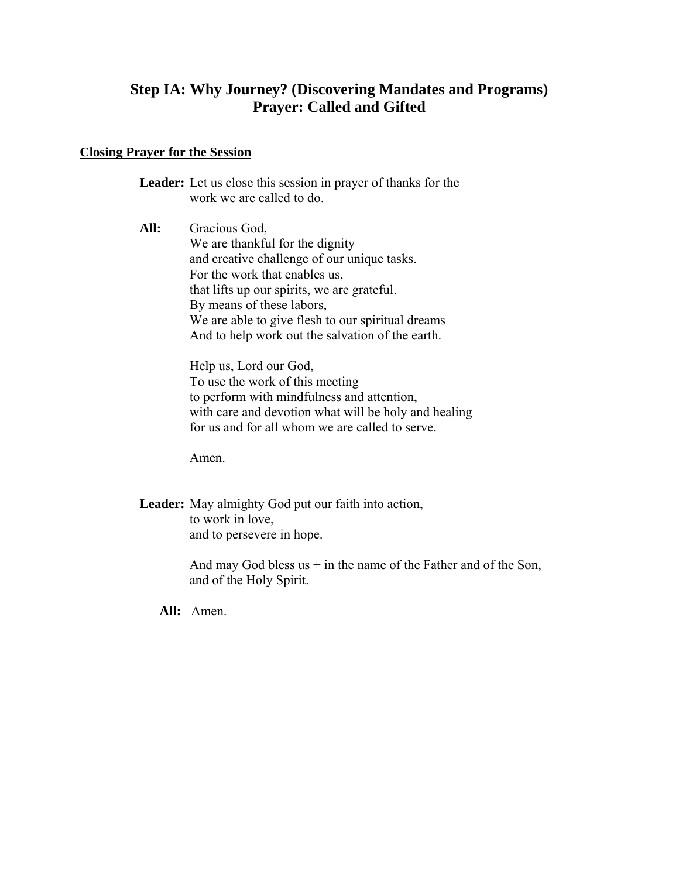## Step IA: Why Journey? (Discovering Mandates and Programs)
## Prayer: Called and Gifted

**Closing Prayer for the Session**

**Leader:** Let us close this session in prayer of thanks for the work we are called to do.

**All:** Gracious God,
We are thankful for the dignity
and creative challenge of our unique tasks.
For the work that enables us,
that lifts up our spirits, we are grateful.
By means of these labors,
We are able to give flesh to our spiritual dreams
And to help work out the salvation of the earth.

Help us, Lord our God,
To use the work of this meeting
to perform with mindfulness and attention,
with care and devotion what will be holy and healing
for us and for all whom we are called to serve.

Amen.

**Leader:** May almighty God put our faith into action,
to work in love,
and to persevere in hope.

And may God bless us + in the name of the Father and of the Son,
and of the Holy Spirit.

**All:** Amen.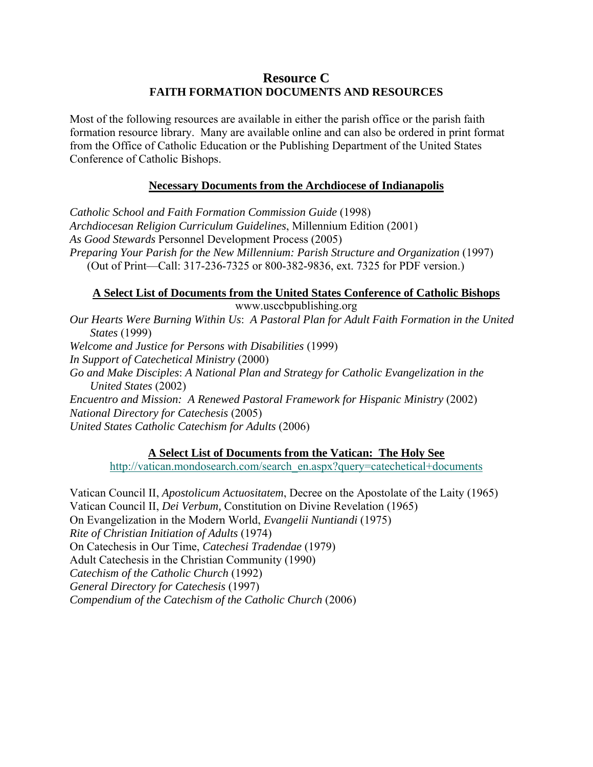# Resource C
## FAITH FORMATION DOCUMENTS AND RESOURCES

Most of the following resources are available in either the parish office or the parish faith formation resource library. Many are available online and can also be ordered in print format from the Office of Catholic Education or the Publishing Department of the United States Conference of Catholic Bishops.

### Necessary Documents from the Archdiocese of Indianapolis

*Catholic School and Faith Formation Commission Guide* (1998)
*Archdiocesan Religion Curriculum Guidelines*, Millennium Edition (2001)
*As Good Stewards* Personnel Development Process (2005)
*Preparing Your Parish for the New Millennium: Parish Structure and Organization* (1997)
(Out of Print—Call: 317-236-7325 or 800-382-9836, ext. 7325 for PDF version.)

### A Select List of Documents from the United States Conference of Catholic Bishops

www.usccbpublishing.org

*Our Hearts Were Burning Within Us*: *A Pastoral Plan for Adult Faith Formation in the United States* (1999)
*Welcome and Justice for Persons with Disabilities* (1999)
*In Support of Catechetical Ministry* (2000)
*Go and Make Disciples*: *A National Plan and Strategy for Catholic Evangelization in the United States* (2002)
*Encuentro and Mission: A Renewed Pastoral Framework for Hispanic Ministry* (2002)
*National Directory for Catechesis* (2005)
*United States Catholic Catechism for Adults* (2006)

### A Select List of Documents from the Vatican: The Holy See

http://vatican.mondosearch.com/search_en.aspx?query=catechetical+documents

Vatican Council II, *Apostolicum Actuositatem*, Decree on the Apostolate of the Laity (1965)
Vatican Council II, *Dei Verbum,* Constitution on Divine Revelation (1965)
On Evangelization in the Modern World, *Evangelii Nuntiandi* (1975)
*Rite of Christian Initiation of Adults* (1974)
On Catechesis in Our Time, *Catechesi Tradendae* (1979)
Adult Catechesis in the Christian Community (1990)
*Catechism of the Catholic Church* (1992)
*General Directory for Catechesis* (1997)
*Compendium of the Catechism of the Catholic Church* (2006)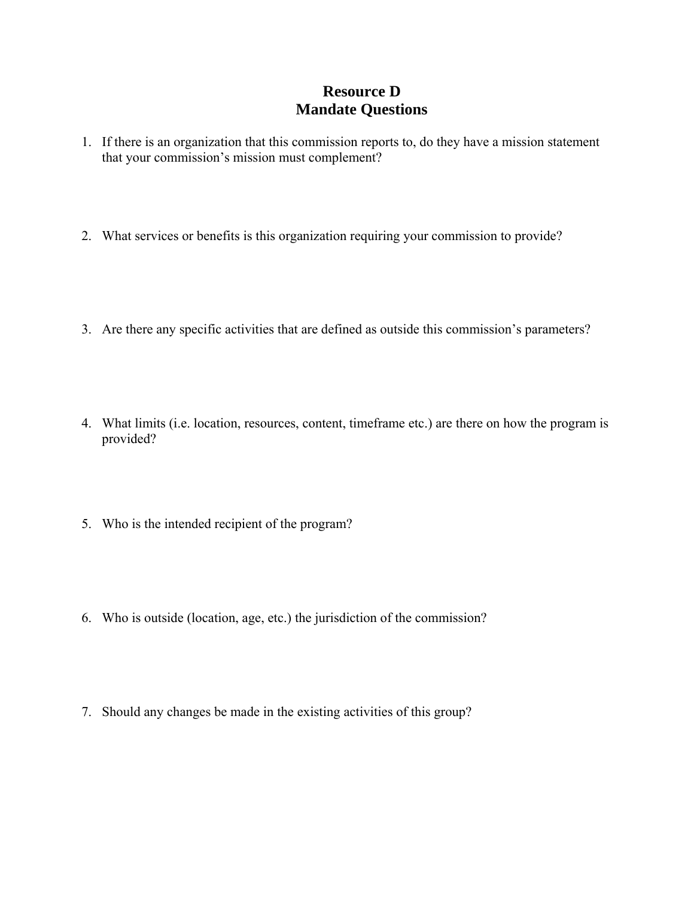# Resource D
# Mandate Questions

1. If there is an organization that this commission reports to, do they have a mission statement that your commission's mission must complement?

2. What services or benefits is this organization requiring your commission to provide?

3. Are there any specific activities that are defined as outside this commission's parameters?

4. What limits (i.e. location, resources, content, timeframe etc.) are there on how the program is provided?

5. Who is the intended recipient of the program?

6. Who is outside (location, age, etc.) the jurisdiction of the commission?

7. Should any changes be made in the existing activities of this group?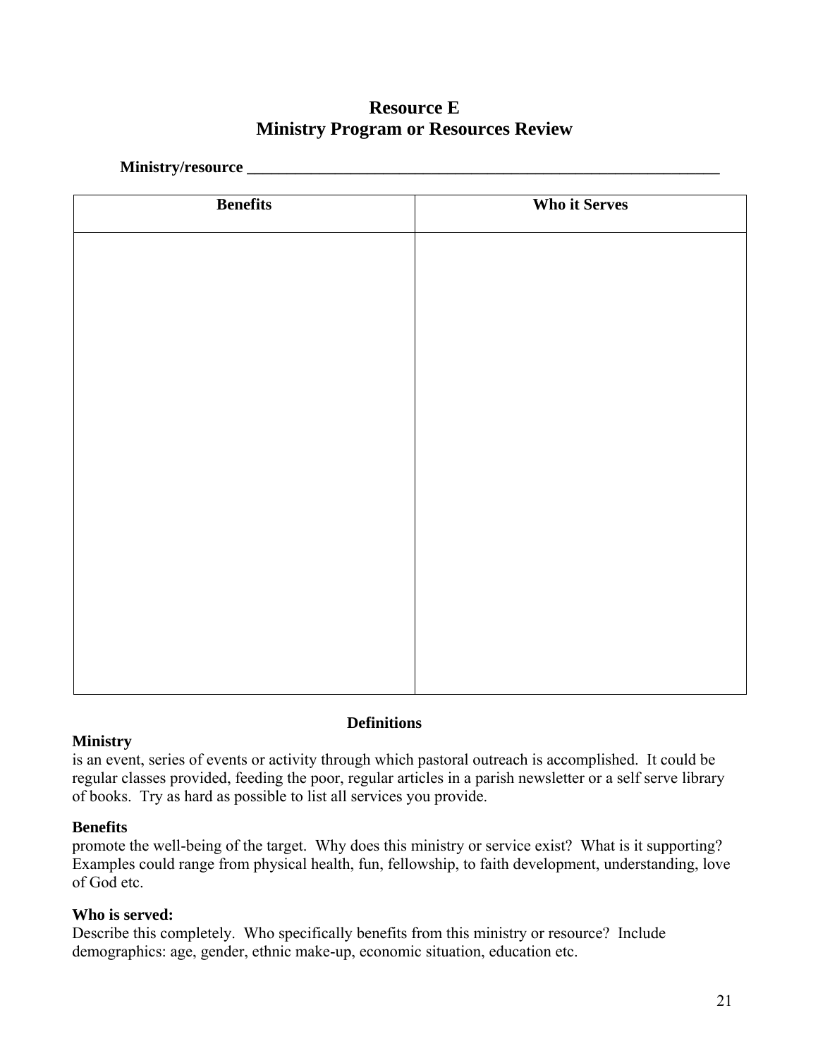# Resource E
## Ministry Program or Resources Review

**Ministry/resource** ______________________________________________________________

| Benefits | Who it Serves |
|---|---|
| | |

### Definitions

**Ministry**
is an event, series of events or activity through which pastoral outreach is accomplished. It could be regular classes provided, feeding the poor, regular articles in a parish newsletter or a self serve library of books. Try as hard as possible to list all services you provide.

**Benefits**
promote the well-being of the target. Why does this ministry or service exist? What is it supporting? Examples could range from physical health, fun, fellowship, to faith development, understanding, love of God etc.

**Who is served:**
Describe this completely. Who specifically benefits from this ministry or resource? Include demographics: age, gender, ethnic make-up, economic situation, education etc.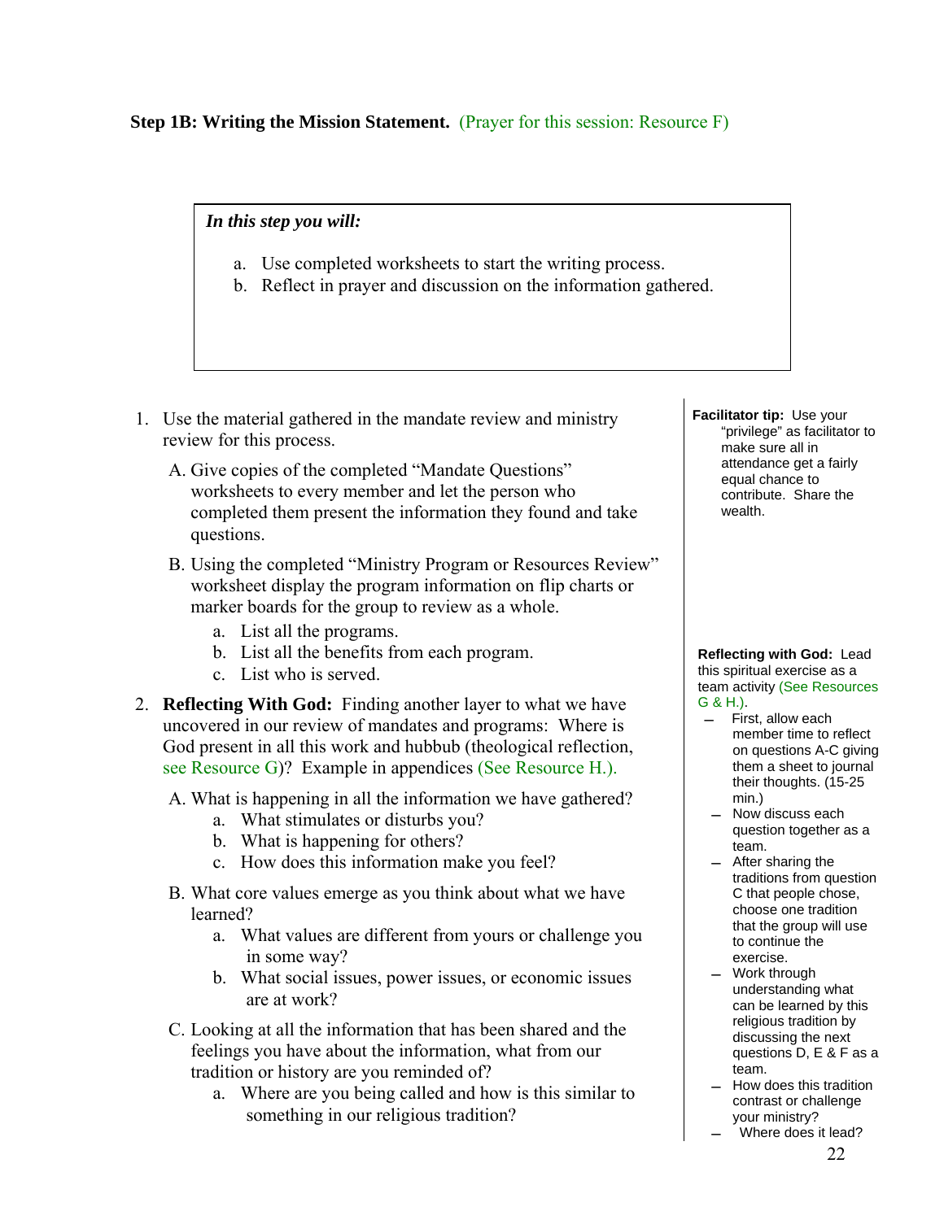**Step 1B: Writing the Mission Statement.** (Prayer for this session: Resource F)

> ***In this step you will:***
>
> a. Use completed worksheets to start the writing process.
> b. Reflect in prayer and discussion on the information gathered.

1. Use the material gathered in the mandate review and ministry review for this process.

   A. Give copies of the completed "Mandate Questions" worksheets to every member and let the person who completed them present the information they found and take questions.

   B. Using the completed "Ministry Program or Resources Review" worksheet display the program information on flip charts or marker boards for the group to review as a whole.

      a. List all the programs.
      b. List all the benefits from each program.
      c. List who is served.

2. **Reflecting With God:** Finding another layer to what we have uncovered in our review of mandates and programs: Where is God present in all this work and hubbub (theological reflection, see Resource G)? Example in appendices (See Resource H.).

   A. What is happening in all the information we have gathered?

      a. What stimulates or disturbs you?
      b. What is happening for others?
      c. How does this information make you feel?

   B. What core values emerge as you think about what we have learned?

      a. What values are different from yours or challenge you in some way?
      b. What social issues, power issues, or economic issues are at work?

   C. Looking at all the information that has been shared and the feelings you have about the information, what from our tradition or history are you reminded of?

      a. Where are you being called and how is this similar to something in our religious tradition?

**Facilitator tip:** Use your "privilege" as facilitator to make sure all in attendance get a fairly equal chance to contribute. Share the wealth.

**Reflecting with God:** Lead this spiritual exercise as a team activity (See Resources G & H.).

- First, allow each member time to reflect on questions A-C giving them a sheet to journal their thoughts. (15-25 min.)
- Now discuss each question together as a team.
- After sharing the traditions from question C that people chose, choose one tradition that the group will use to continue the exercise.
- Work through understanding what can be learned by this religious tradition by discussing the next questions D, E & F as a team.
- How does this tradition contrast or challenge your ministry?
- Where does it lead?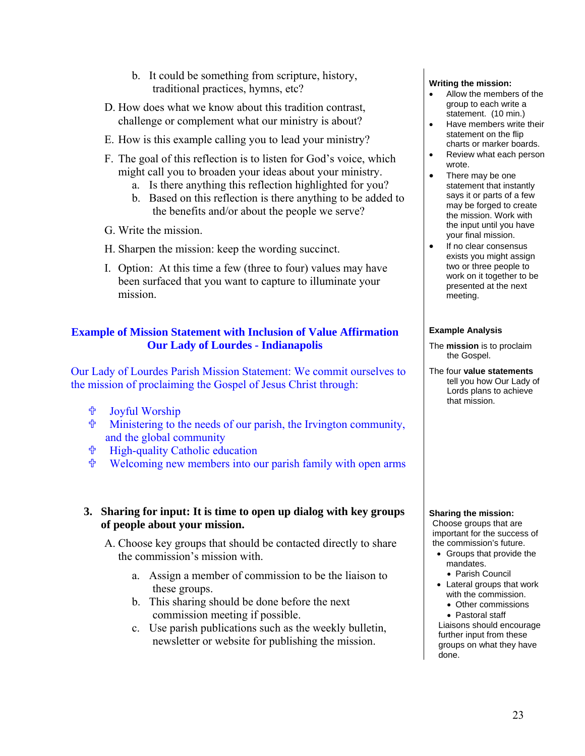b. It could be something from scripture, history, traditional practices, hymns, etc?

D. How does what we know about this tradition contrast, challenge or complement what our ministry is about?

E. How is this example calling you to lead your ministry?

F. The goal of this reflection is to listen for God's voice, which might call you to broaden your ideas about your ministry.
   a. Is there anything this reflection highlighted for you?
   b. Based on this reflection is there anything to be added to the benefits and/or about the people we serve?

G. Write the mission.

H. Sharpen the mission: keep the wording succinct.

I. Option: At this time a few (three to four) values may have been surfaced that you want to capture to illuminate your mission.

**Writing the mission:**

- Allow the members of the group to each write a statement. (10 min.)
- Have members write their statement on the flip charts or marker boards.
- Review what each person wrote.
- There may be one statement that instantly says it or parts of a few may be forged to create the mission. Work with the input until you have your final mission.
- If no clear consensus exists you might assign two or three people to work on it together to be presented at the next meeting.

## Example of Mission Statement with Inclusion of Value Affirmation Our Lady of Lourdes - Indianapolis

Our Lady of Lourdes Parish Mission Statement: We commit ourselves to the mission of proclaiming the Gospel of Jesus Christ through:

- ✞ Joyful Worship
- ✞ Ministering to the needs of our parish, the Irvington community, and the global community
- ✞ High-quality Catholic education
- ✞ Welcoming new members into our parish family with open arms

**Example Analysis**

The **mission** is to proclaim the Gospel.

The four **value statements** tell you how Our Lady of Lords plans to achieve that mission.

**3. Sharing for input: It is time to open up dialog with key groups of people about your mission.**

A. Choose key groups that should be contacted directly to share the commission's mission with.

   a. Assign a member of commission to be the liaison to these groups.
   b. This sharing should be done before the next commission meeting if possible.
   c. Use parish publications such as the weekly bulletin, newsletter or website for publishing the mission.

**Sharing the mission:**

Choose groups that are important for the success of the commission's future.

- Groups that provide the mandates.
  - Parish Council
- Lateral groups that work with the commission.
  - Other commissions
  - Pastoral staff

Liaisons should encourage further input from these groups on what they have done.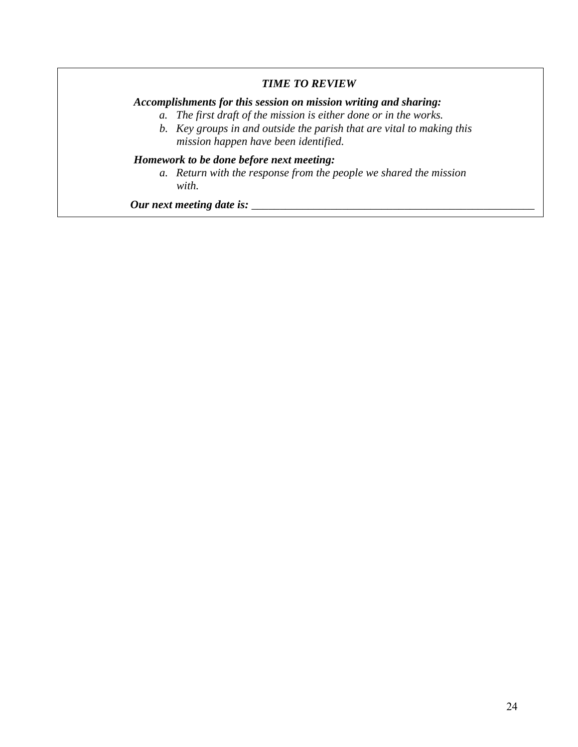***TIME TO REVIEW***

***Accomplishments for this session on mission writing and sharing:***

a. *The first draft of the mission is either done or in the works.*
b. *Key groups in and outside the parish that are vital to making this mission happen have been identified.*

***Homework to be done before next meeting:***

a. *Return with the response from the people we shared the mission with.*

***Our next meeting date is:*** ____________________________________________________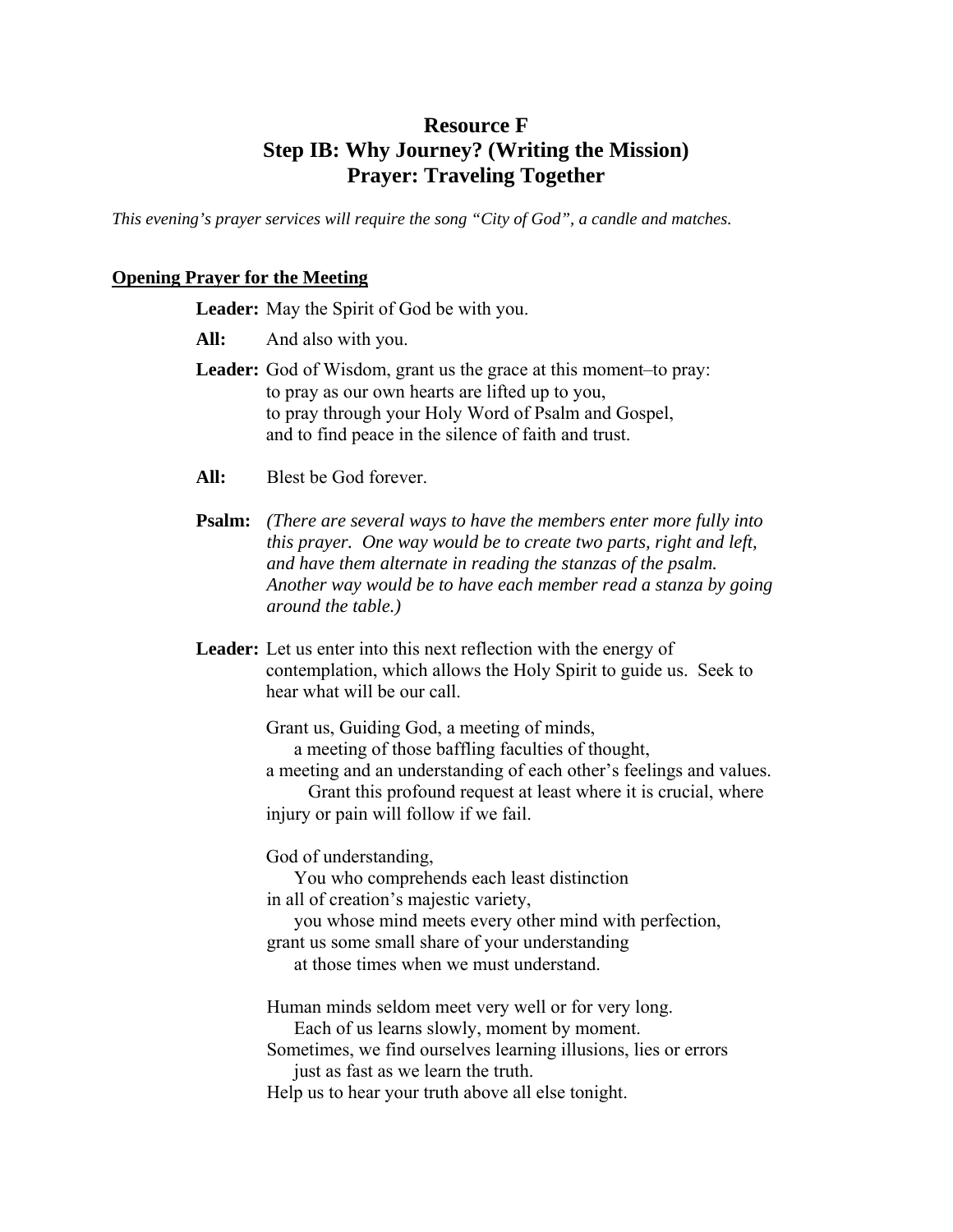# Resource F
# Step IB: Why Journey? (Writing the Mission)
# Prayer: Traveling Together

*This evening's prayer services will require the song "City of God", a candle and matches.*

## Opening Prayer for the Meeting

**Leader:** May the Spirit of God be with you.

**All:** And also with you.

**Leader:** God of Wisdom, grant us the grace at this moment–to pray:
to pray as our own hearts are lifted up to you,
to pray through your Holy Word of Psalm and Gospel,
and to find peace in the silence of faith and trust.

**All:** Blest be God forever.

**Psalm:** *(There are several ways to have the members enter more fully into this prayer. One way would be to create two parts, right and left, and have them alternate in reading the stanzas of the psalm. Another way would be to have each member read a stanza by going around the table.)*

**Leader:** Let us enter into this next reflection with the energy of contemplation, which allows the Holy Spirit to guide us. Seek to hear what will be our call.

Grant us, Guiding God, a meeting of minds,
a meeting of those baffling faculties of thought,
a meeting and an understanding of each other's feelings and values.
Grant this profound request at least where it is crucial, where injury or pain will follow if we fail.

God of understanding,
You who comprehends each least distinction
in all of creation's majestic variety,
you whose mind meets every other mind with perfection,
grant us some small share of your understanding
at those times when we must understand.

Human minds seldom meet very well or for very long.
Each of us learns slowly, moment by moment.
Sometimes, we find ourselves learning illusions, lies or errors
just as fast as we learn the truth.
Help us to hear your truth above all else tonight.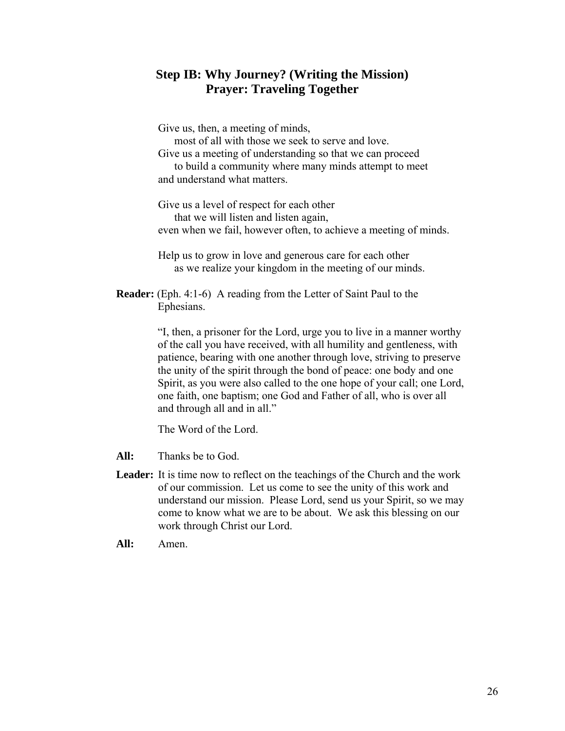## Step IB: Why Journey? (Writing the Mission)
## Prayer: Traveling Together

Give us, then, a meeting of minds,
  most of all with those we seek to serve and love.
Give us a meeting of understanding so that we can proceed
  to build a community where many minds attempt to meet
and understand what matters.

Give us a level of respect for each other
  that we will listen and listen again,
even when we fail, however often, to achieve a meeting of minds.

Help us to grow in love and generous care for each other
  as we realize your kingdom in the meeting of our minds.

**Reader:** (Eph. 4:1-6) A reading from the Letter of Saint Paul to the Ephesians.

"I, then, a prisoner for the Lord, urge you to live in a manner worthy of the call you have received, with all humility and gentleness, with patience, bearing with one another through love, striving to preserve the unity of the spirit through the bond of peace: one body and one Spirit, as you were also called to the one hope of your call; one Lord, one faith, one baptism; one God and Father of all, who is over all and through all and in all."

The Word of the Lord.

**All:** Thanks be to God.

**Leader:** It is time now to reflect on the teachings of the Church and the work of our commission. Let us come to see the unity of this work and understand our mission. Please Lord, send us your Spirit, so we may come to know what we are to be about. We ask this blessing on our work through Christ our Lord.

**All:** Amen.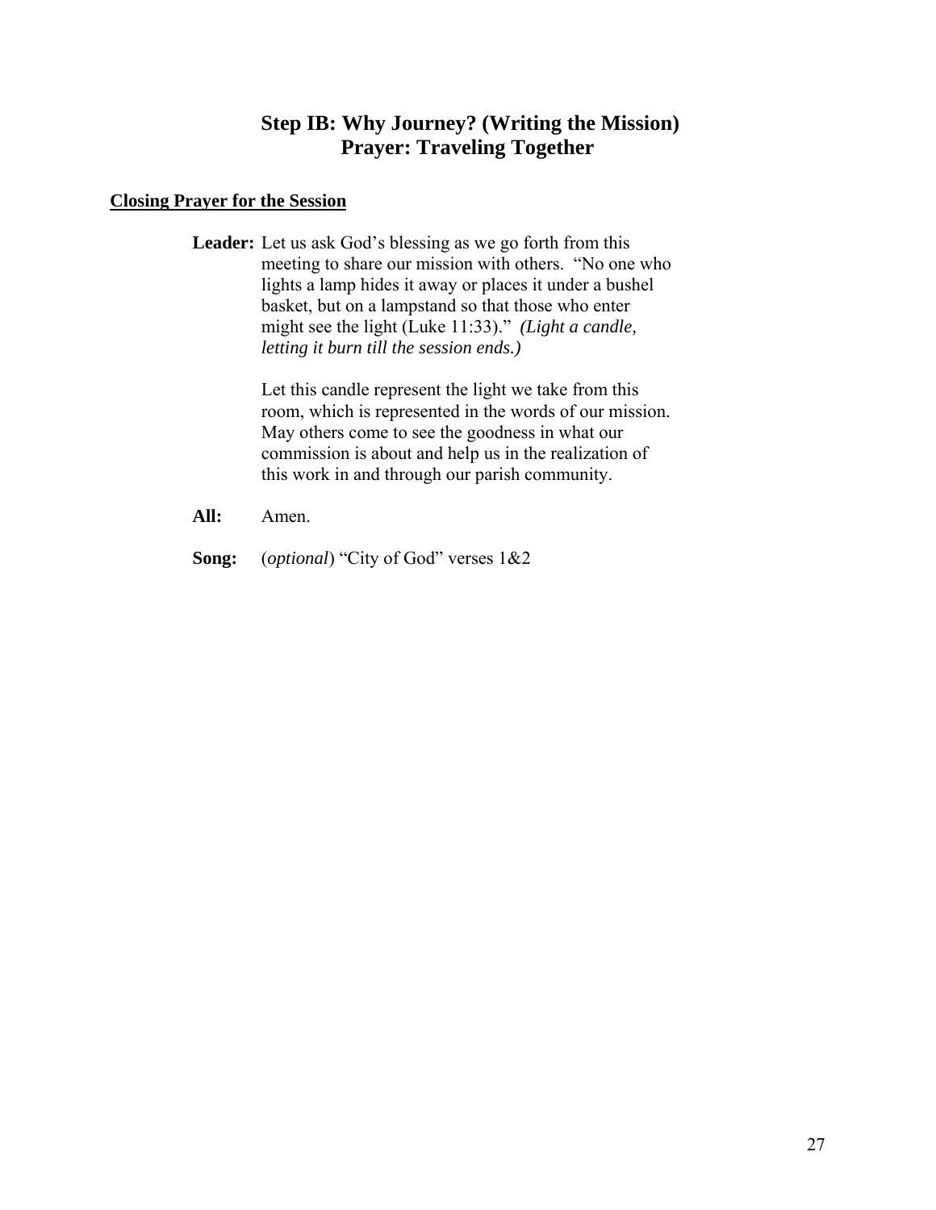# Step IB: Why Journey? (Writing the Mission)
# Prayer: Traveling Together

**Closing Prayer for the Session**

**Leader:** Let us ask God's blessing as we go forth from this meeting to share our mission with others. "No one who lights a lamp hides it away or places it under a bushel basket, but on a lampstand so that those who enter might see the light (Luke 11:33)." *(Light a candle, letting it burn till the session ends.)*

Let this candle represent the light we take from this room, which is represented in the words of our mission. May others come to see the goodness in what our commission is about and help us in the realization of this work in and through our parish community.

**All:** Amen.

**Song:** (*optional*) "City of God" verses 1&2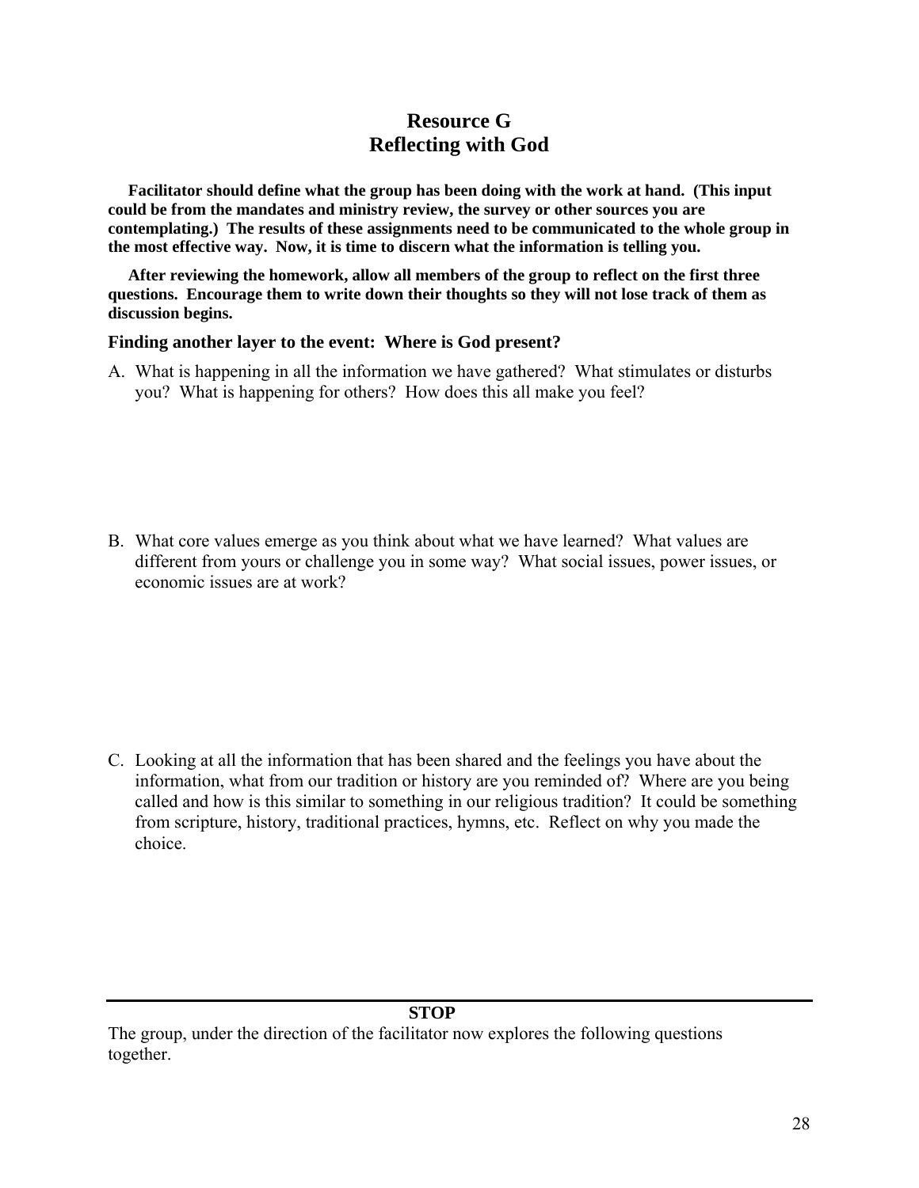# Resource G
# Reflecting with God

**Facilitator should define what the group has been doing with the work at hand. (This input could be from the mandates and ministry review, the survey or other sources you are contemplating.) The results of these assignments need to be communicated to the whole group in the most effective way. Now, it is time to discern what the information is telling you.**

**After reviewing the homework, allow all members of the group to reflect on the first three questions. Encourage them to write down their thoughts so they will not lose track of them as discussion begins.**

### Finding another layer to the event: Where is God present?

A. What is happening in all the information we have gathered? What stimulates or disturbs you? What is happening for others? How does this all make you feel?

B. What core values emerge as you think about what we have learned? What values are different from yours or challenge you in some way? What social issues, power issues, or economic issues are at work?

C. Looking at all the information that has been shared and the feelings you have about the information, what from our tradition or history are you reminded of? Where are you being called and how is this similar to something in our religious tradition? It could be something from scripture, history, traditional practices, hymns, etc. Reflect on why you made the choice.

---

**STOP**

The group, under the direction of the facilitator now explores the following questions together.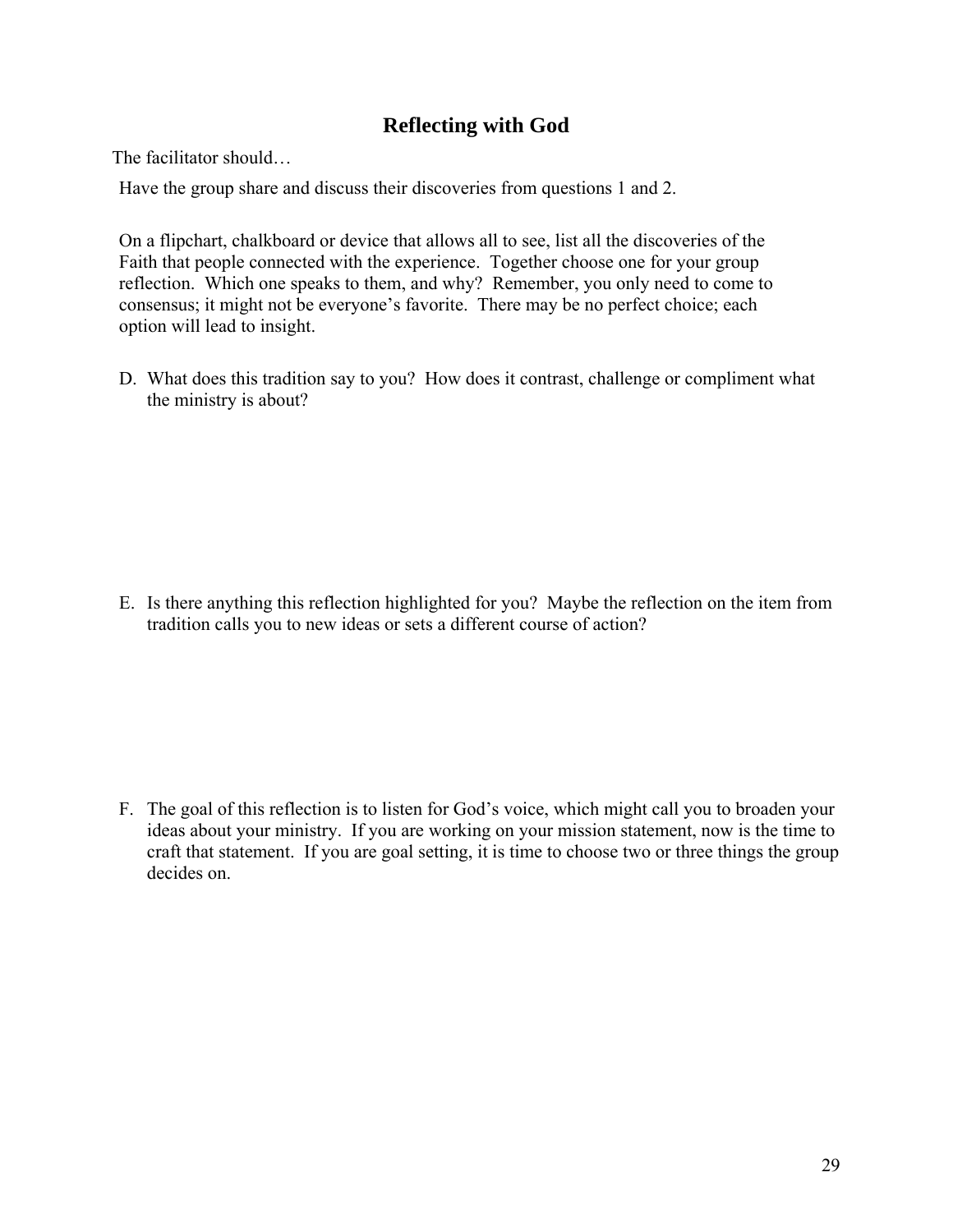## Reflecting with God

The facilitator should…

Have the group share and discuss their discoveries from questions 1 and 2.

On a flipchart, chalkboard or device that allows all to see, list all the discoveries of the Faith that people connected with the experience. Together choose one for your group reflection. Which one speaks to them, and why? Remember, you only need to come to consensus; it might not be everyone's favorite. There may be no perfect choice; each option will lead to insight.

D. What does this tradition say to you? How does it contrast, challenge or compliment what the ministry is about?

E. Is there anything this reflection highlighted for you? Maybe the reflection on the item from tradition calls you to new ideas or sets a different course of action?

F. The goal of this reflection is to listen for God's voice, which might call you to broaden your ideas about your ministry. If you are working on your mission statement, now is the time to craft that statement. If you are goal setting, it is time to choose two or three things the group decides on.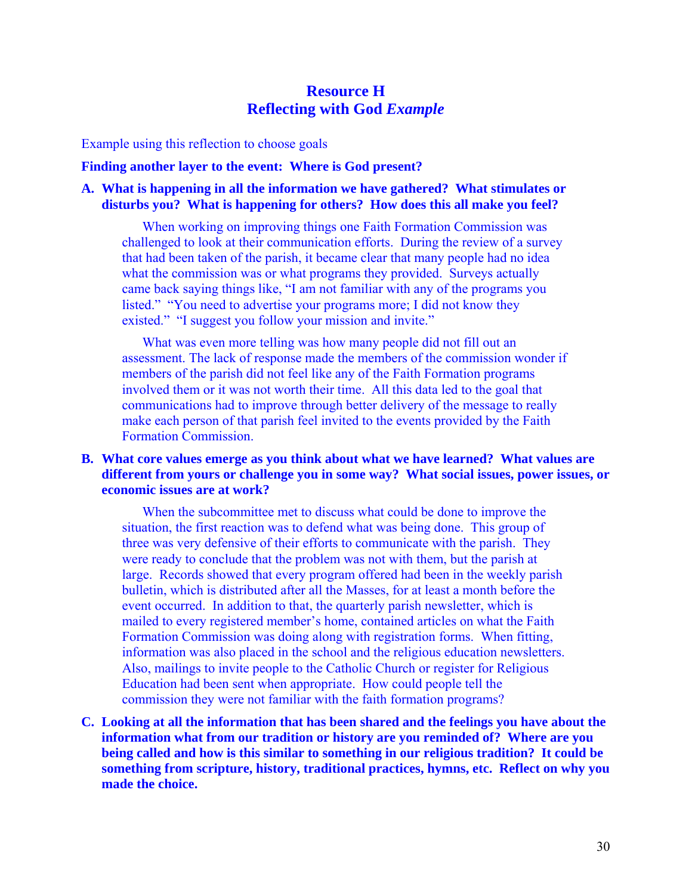# Resource H
# Reflecting with God *Example*

Example using this reflection to choose goals

**Finding another layer to the event: Where is God present?**

**A. What is happening in all the information we have gathered? What stimulates or disturbs you? What is happening for others? How does this all make you feel?**

When working on improving things one Faith Formation Commission was challenged to look at their communication efforts. During the review of a survey that had been taken of the parish, it became clear that many people had no idea what the commission was or what programs they provided. Surveys actually came back saying things like, "I am not familiar with any of the programs you listed." "You need to advertise your programs more; I did not know they existed." "I suggest you follow your mission and invite."

What was even more telling was how many people did not fill out an assessment. The lack of response made the members of the commission wonder if members of the parish did not feel like any of the Faith Formation programs involved them or it was not worth their time. All this data led to the goal that communications had to improve through better delivery of the message to really make each person of that parish feel invited to the events provided by the Faith Formation Commission.

**B. What core values emerge as you think about what we have learned? What values are different from yours or challenge you in some way? What social issues, power issues, or economic issues are at work?**

When the subcommittee met to discuss what could be done to improve the situation, the first reaction was to defend what was being done. This group of three was very defensive of their efforts to communicate with the parish. They were ready to conclude that the problem was not with them, but the parish at large. Records showed that every program offered had been in the weekly parish bulletin, which is distributed after all the Masses, for at least a month before the event occurred. In addition to that, the quarterly parish newsletter, which is mailed to every registered member's home, contained articles on what the Faith Formation Commission was doing along with registration forms. When fitting, information was also placed in the school and the religious education newsletters. Also, mailings to invite people to the Catholic Church or register for Religious Education had been sent when appropriate. How could people tell the commission they were not familiar with the faith formation programs?

**C. Looking at all the information that has been shared and the feelings you have about the information what from our tradition or history are you reminded of? Where are you being called and how is this similar to something in our religious tradition? It could be something from scripture, history, traditional practices, hymns, etc. Reflect on why you made the choice.**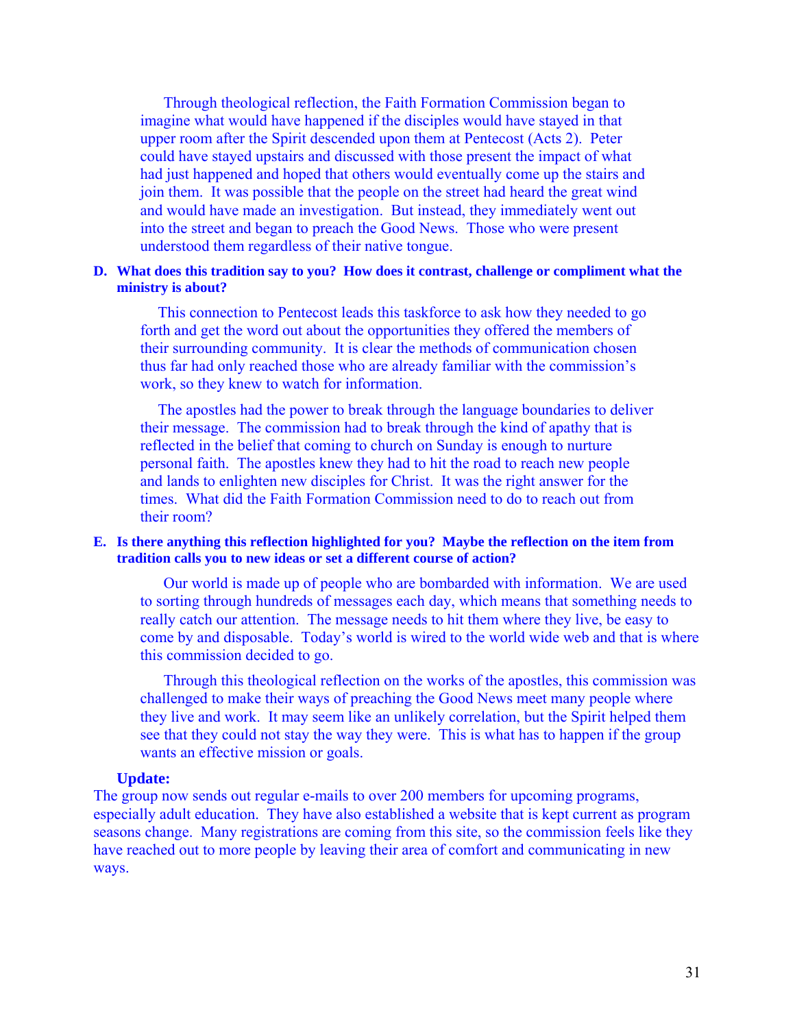Through theological reflection, the Faith Formation Commission began to imagine what would have happened if the disciples would have stayed in that upper room after the Spirit descended upon them at Pentecost (Acts 2). Peter could have stayed upstairs and discussed with those present the impact of what had just happened and hoped that others would eventually come up the stairs and join them. It was possible that the people on the street had heard the great wind and would have made an investigation. But instead, they immediately went out into the street and began to preach the Good News. Those who were present understood them regardless of their native tongue.

**D. What does this tradition say to you? How does it contrast, challenge or compliment what the ministry is about?**

This connection to Pentecost leads this taskforce to ask how they needed to go forth and get the word out about the opportunities they offered the members of their surrounding community. It is clear the methods of communication chosen thus far had only reached those who are already familiar with the commission's work, so they knew to watch for information.

The apostles had the power to break through the language boundaries to deliver their message. The commission had to break through the kind of apathy that is reflected in the belief that coming to church on Sunday is enough to nurture personal faith. The apostles knew they had to hit the road to reach new people and lands to enlighten new disciples for Christ. It was the right answer for the times. What did the Faith Formation Commission need to do to reach out from their room?

**E. Is there anything this reflection highlighted for you? Maybe the reflection on the item from tradition calls you to new ideas or set a different course of action?**

Our world is made up of people who are bombarded with information. We are used to sorting through hundreds of messages each day, which means that something needs to really catch our attention. The message needs to hit them where they live, be easy to come by and disposable. Today's world is wired to the world wide web and that is where this commission decided to go.

Through this theological reflection on the works of the apostles, this commission was challenged to make their ways of preaching the Good News meet many people where they live and work. It may seem like an unlikely correlation, but the Spirit helped them see that they could not stay the way they were. This is what has to happen if the group wants an effective mission or goals.

**Update:**

The group now sends out regular e-mails to over 200 members for upcoming programs, especially adult education. They have also established a website that is kept current as program seasons change. Many registrations are coming from this site, so the commission feels like they have reached out to more people by leaving their area of comfort and communicating in new ways.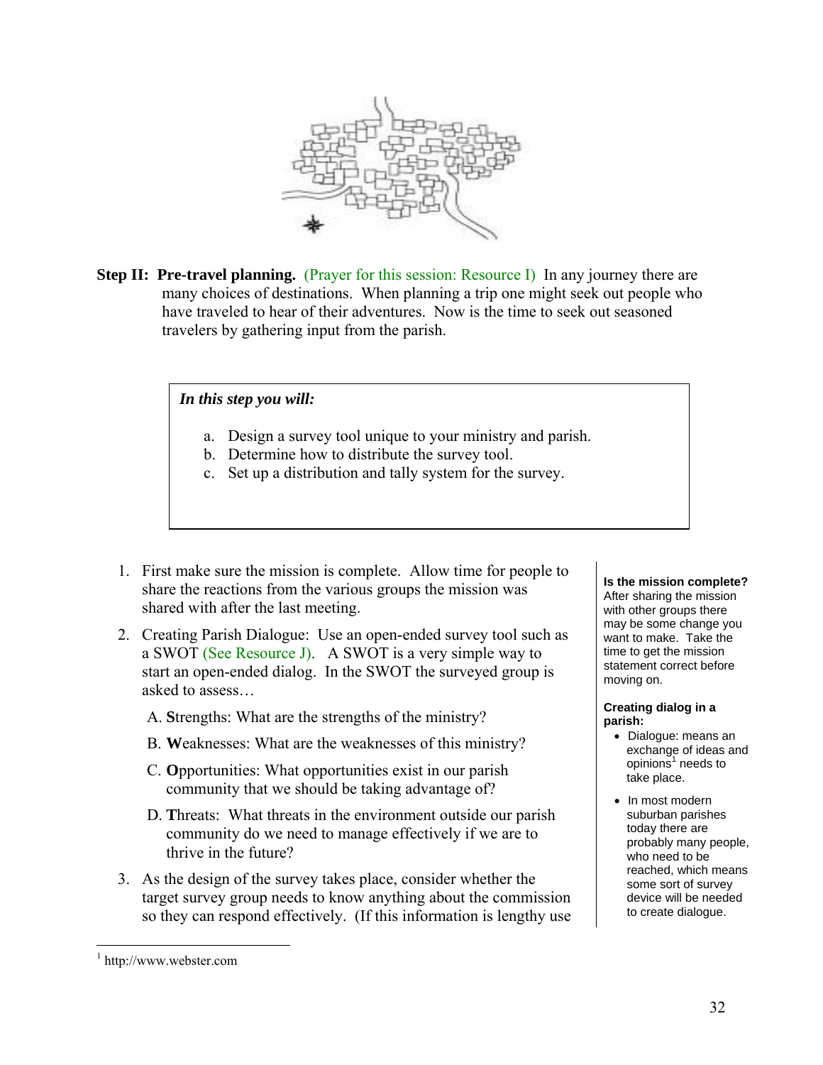**Step II: Pre-travel planning.** (Prayer for this session: Resource I) In any journey there are many choices of destinations. When planning a trip one might seek out people who have traveled to hear of their adventures. Now is the time to seek out seasoned travelers by gathering input from the parish.

> ***In this step you will:***
>
> a. Design a survey tool unique to your ministry and parish.
> b. Determine how to distribute the survey tool.
> c. Set up a distribution and tally system for the survey.

1. First make sure the mission is complete. Allow time for people to share the reactions from the various groups the mission was shared with after the last meeting.

2. Creating Parish Dialogue: Use an open-ended survey tool such as a SWOT (See Resource J). A SWOT is a very simple way to start an open-ended dialog. In the SWOT the surveyed group is asked to assess…

   A. **S**trengths: What are the strengths of the ministry?

   B. **W**eaknesses: What are the weaknesses of this ministry?

   C. **O**pportunities: What opportunities exist in our parish community that we should be taking advantage of?

   D. **T**hreats: What threats in the environment outside our parish community do we need to manage effectively if we are to thrive in the future?

3. As the design of the survey takes place, consider whether the target survey group needs to know anything about the commission so they can respond effectively. (If this information is lengthy use

**Is the mission complete?** After sharing the mission with other groups there may be some change you want to make. Take the time to get the mission statement correct before moving on.

**Creating dialog in a parish:**

- Dialogue: means an exchange of ideas and opinions[1] needs to take place.
- In most modern suburban parishes today there are probably many people, who need to be reached, which means some sort of survey device will be needed to create dialogue.

[1] http://www.webster.com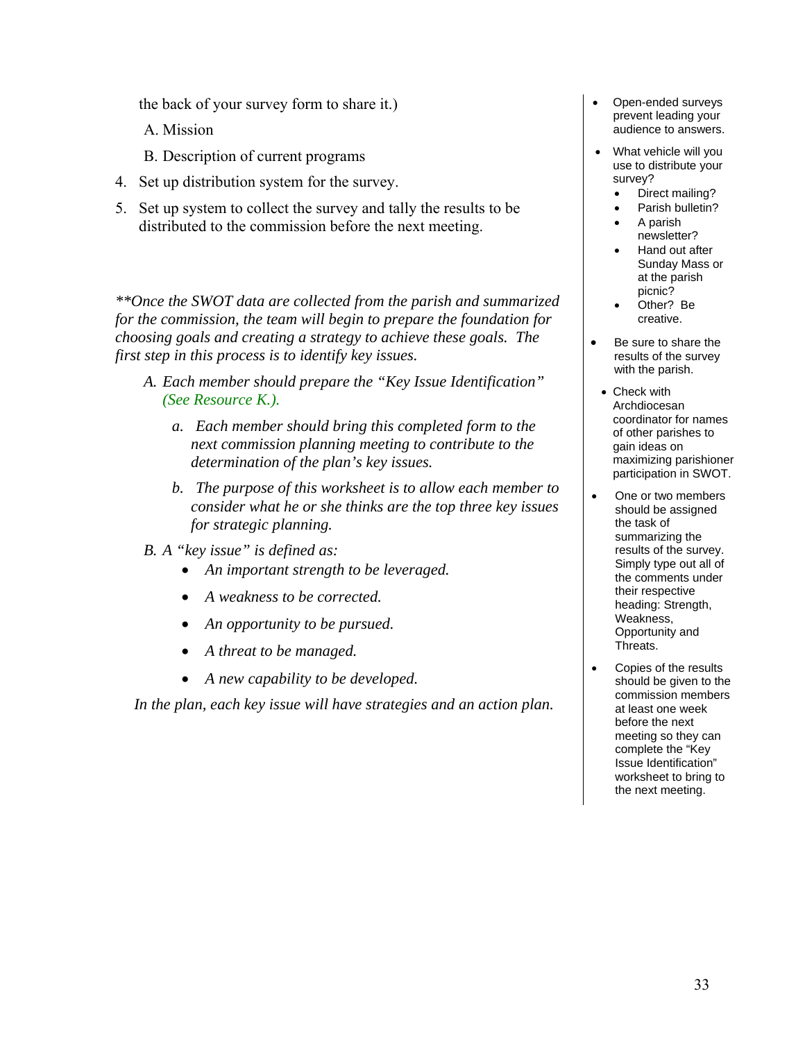the back of your survey form to share it.)

A. Mission

B. Description of current programs

4. Set up distribution system for the survey.
5. Set up system to collect the survey and tally the results to be distributed to the commission before the next meeting.

*\*\*Once the SWOT data are collected from the parish and summarized for the commission, the team will begin to prepare the foundation for choosing goals and creating a strategy to achieve these goals. The first step in this process is to identify key issues.*

*A. Each member should prepare the "Key Issue Identification" (See Resource K.).*

*a. Each member should bring this completed form to the next commission planning meeting to contribute to the determination of the plan's key issues.*

*b. The purpose of this worksheet is to allow each member to consider what he or she thinks are the top three key issues for strategic planning.*

*B. A "key issue" is defined as:*

- *An important strength to be leveraged.*
- *A weakness to be corrected.*
- *An opportunity to be pursued.*
- *A threat to be managed.*
- *A new capability to be developed.*

*In the plan, each key issue will have strategies and an action plan.*

- Open-ended surveys prevent leading your audience to answers.
- What vehicle will you use to distribute your survey?
  - Direct mailing?
  - Parish bulletin?
  - A parish newsletter?
  - Hand out after Sunday Mass or at the parish picnic?
  - Other? Be creative.
- Be sure to share the results of the survey with the parish.
- Check with Archdiocesan coordinator for names of other parishes to gain ideas on maximizing parishioner participation in SWOT.
- One or two members should be assigned the task of summarizing the results of the survey. Simply type out all of the comments under their respective heading: Strength, Weakness, Opportunity and Threats.
- Copies of the results should be given to the commission members at least one week before the next meeting so they can complete the "Key Issue Identification" worksheet to bring to the next meeting.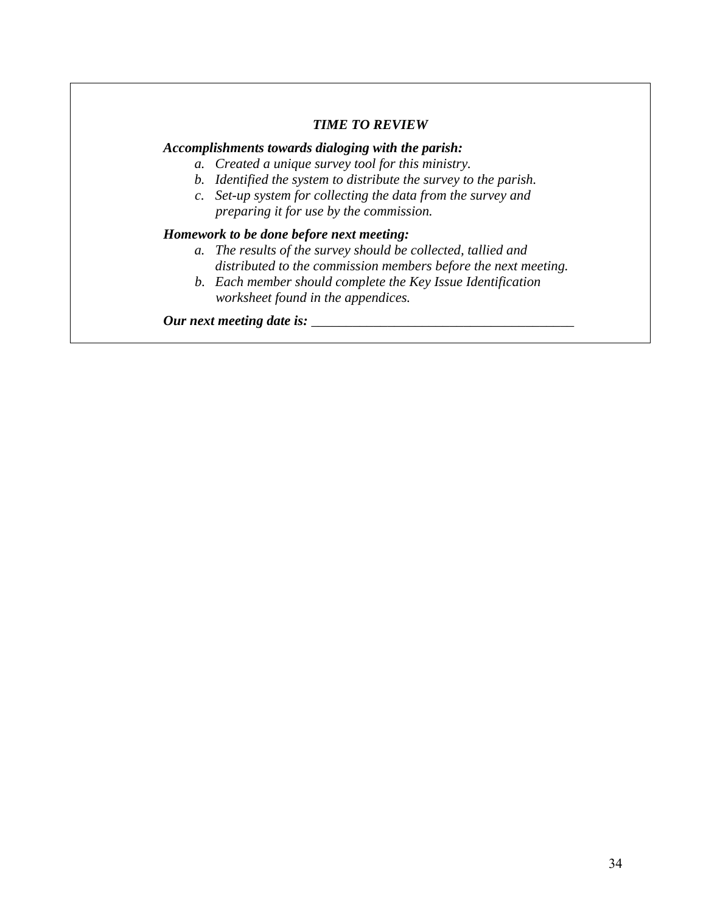### *TIME TO REVIEW*

***Accomplishments towards dialoging with the parish:***

a. *Created a unique survey tool for this ministry.*
b. *Identified the system to distribute the survey to the parish.*
c. *Set-up system for collecting the data from the survey and preparing it for use by the commission.*

***Homework to be done before next meeting:***

a. *The results of the survey should be collected, tallied and distributed to the commission members before the next meeting.*
b. *Each member should complete the Key Issue Identification worksheet found in the appendices.*

***Our next meeting date is:*** _______________________________________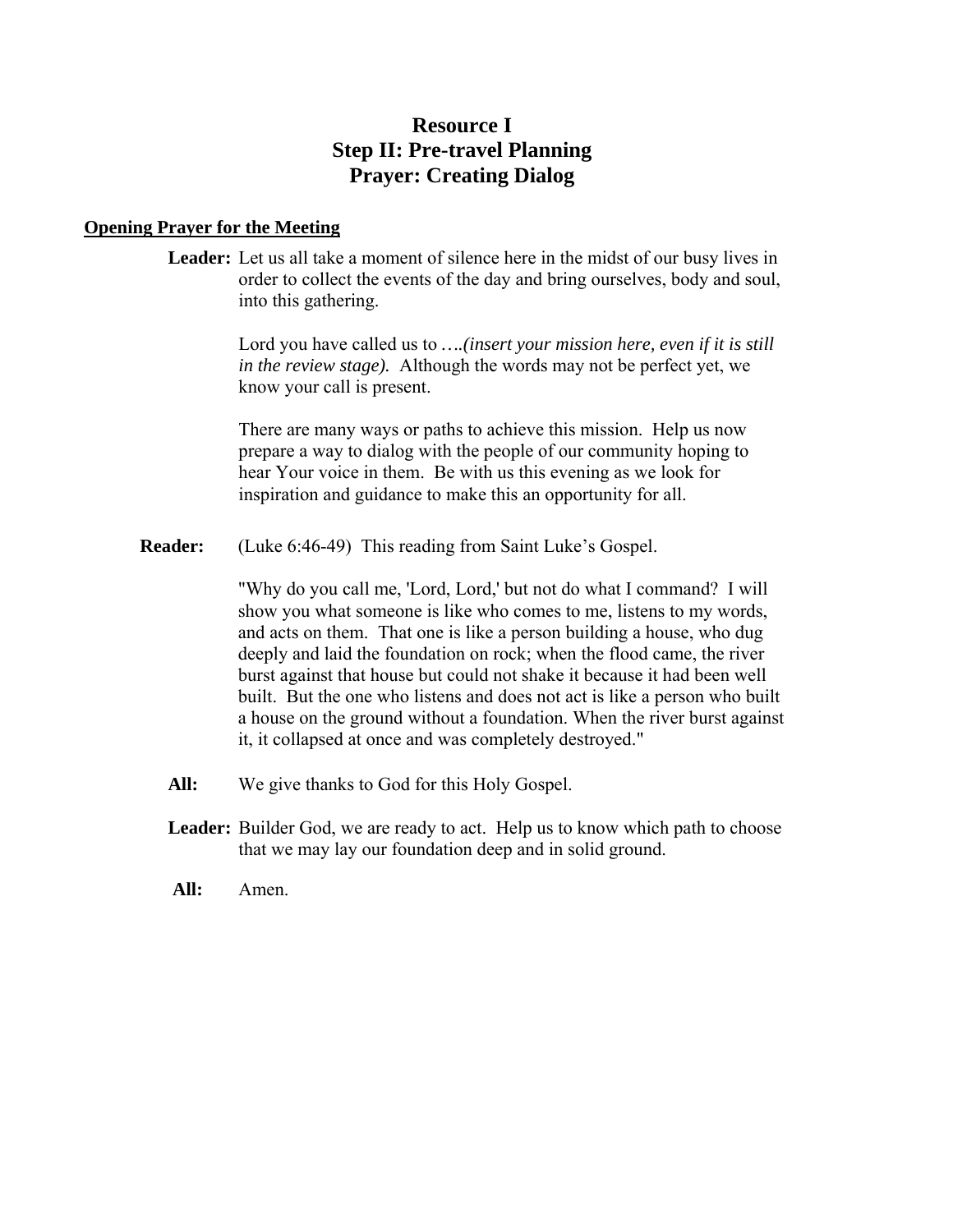# Resource I
# Step II: Pre-travel Planning
# Prayer: Creating Dialog

**Opening Prayer for the Meeting**

**Leader:** Let us all take a moment of silence here in the midst of our busy lives in order to collect the events of the day and bring ourselves, body and soul, into this gathering.

Lord you have called us to *….(insert your mission here, even if it is still in the review stage).* Although the words may not be perfect yet, we know your call is present.

There are many ways or paths to achieve this mission. Help us now prepare a way to dialog with the people of our community hoping to hear Your voice in them. Be with us this evening as we look for inspiration and guidance to make this an opportunity for all.

**Reader:** (Luke 6:46-49) This reading from Saint Luke's Gospel.

"Why do you call me, 'Lord, Lord,' but not do what I command? I will show you what someone is like who comes to me, listens to my words, and acts on them. That one is like a person building a house, who dug deeply and laid the foundation on rock; when the flood came, the river burst against that house but could not shake it because it had been well built. But the one who listens and does not act is like a person who built a house on the ground without a foundation. When the river burst against it, it collapsed at once and was completely destroyed."

**All:** We give thanks to God for this Holy Gospel.

**Leader:** Builder God, we are ready to act. Help us to know which path to choose that we may lay our foundation deep and in solid ground.

**All:** Amen.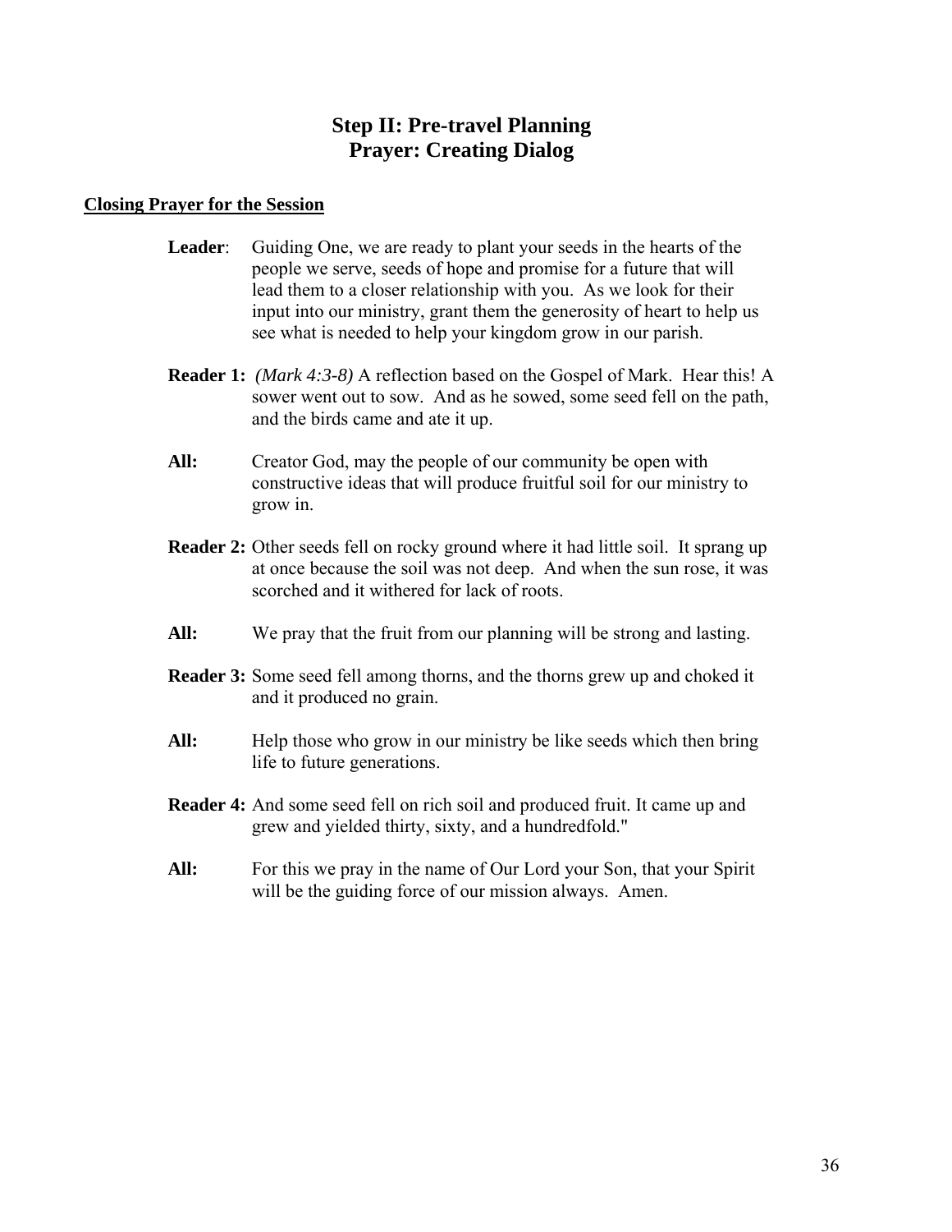# Step II: Pre-travel Planning
# Prayer: Creating Dialog

**Closing Prayer for the Session**

**Leader**: Guiding One, we are ready to plant your seeds in the hearts of the people we serve, seeds of hope and promise for a future that will lead them to a closer relationship with you. As we look for their input into our ministry, grant them the generosity of heart to help us see what is needed to help your kingdom grow in our parish.

**Reader 1:** *(Mark 4:3-8)* A reflection based on the Gospel of Mark. Hear this! A sower went out to sow. And as he sowed, some seed fell on the path, and the birds came and ate it up.

**All:** Creator God, may the people of our community be open with constructive ideas that will produce fruitful soil for our ministry to grow in.

**Reader 2:** Other seeds fell on rocky ground where it had little soil. It sprang up at once because the soil was not deep. And when the sun rose, it was scorched and it withered for lack of roots.

**All:** We pray that the fruit from our planning will be strong and lasting.

**Reader 3:** Some seed fell among thorns, and the thorns grew up and choked it and it produced no grain.

**All:** Help those who grow in our ministry be like seeds which then bring life to future generations.

**Reader 4:** And some seed fell on rich soil and produced fruit. It came up and grew and yielded thirty, sixty, and a hundredfold."

**All:** For this we pray in the name of Our Lord your Son, that your Spirit will be the guiding force of our mission always. Amen.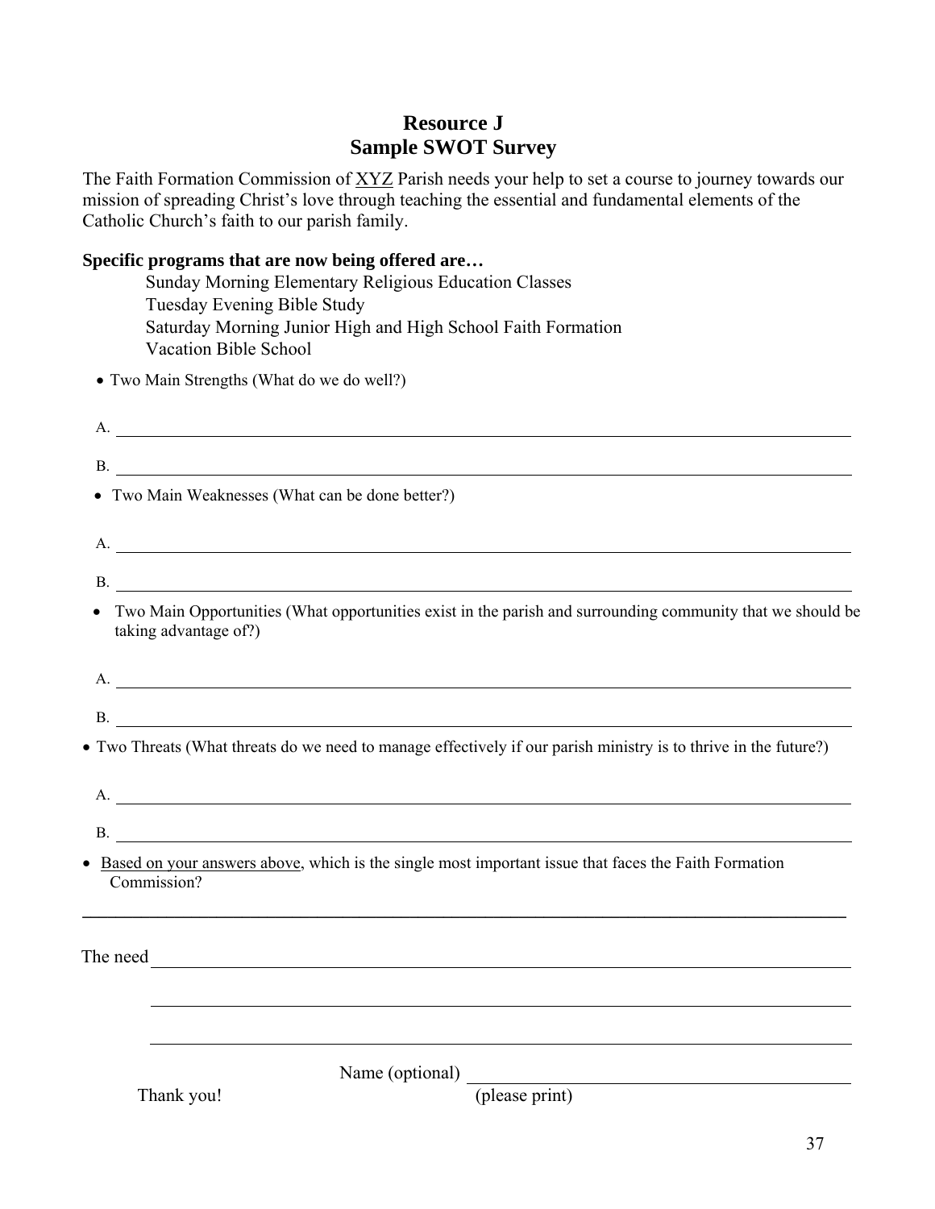# Resource J
# Sample SWOT Survey

The Faith Formation Commission of XYZ Parish needs your help to set a course to journey towards our mission of spreading Christ's love through teaching the essential and fundamental elements of the Catholic Church's faith to our parish family.

**Specific programs that are now being offered are…**

Sunday Morning Elementary Religious Education Classes
Tuesday Evening Bible Study
Saturday Morning Junior High and High School Faith Formation
Vacation Bible School

- Two Main Strengths (What do we do well?)

A. ______________________________________________

B. ______________________________________________

- Two Main Weaknesses (What can be done better?)

A. ______________________________________________

B. ______________________________________________

- Two Main Opportunities (What opportunities exist in the parish and surrounding community that we should be taking advantage of?)

A. ______________________________________________

B. ______________________________________________

- Two Threats (What threats do we need to manage effectively if our parish ministry is to thrive in the future?)

A. ______________________________________________

B. ______________________________________________

- Based on your answers above, which is the single most important issue that faces the Faith Formation Commission?

______________________________________________

The need ______________________________________________

______________________________________________

______________________________________________

Name (optional) ______________________________
(please print)

Thank you!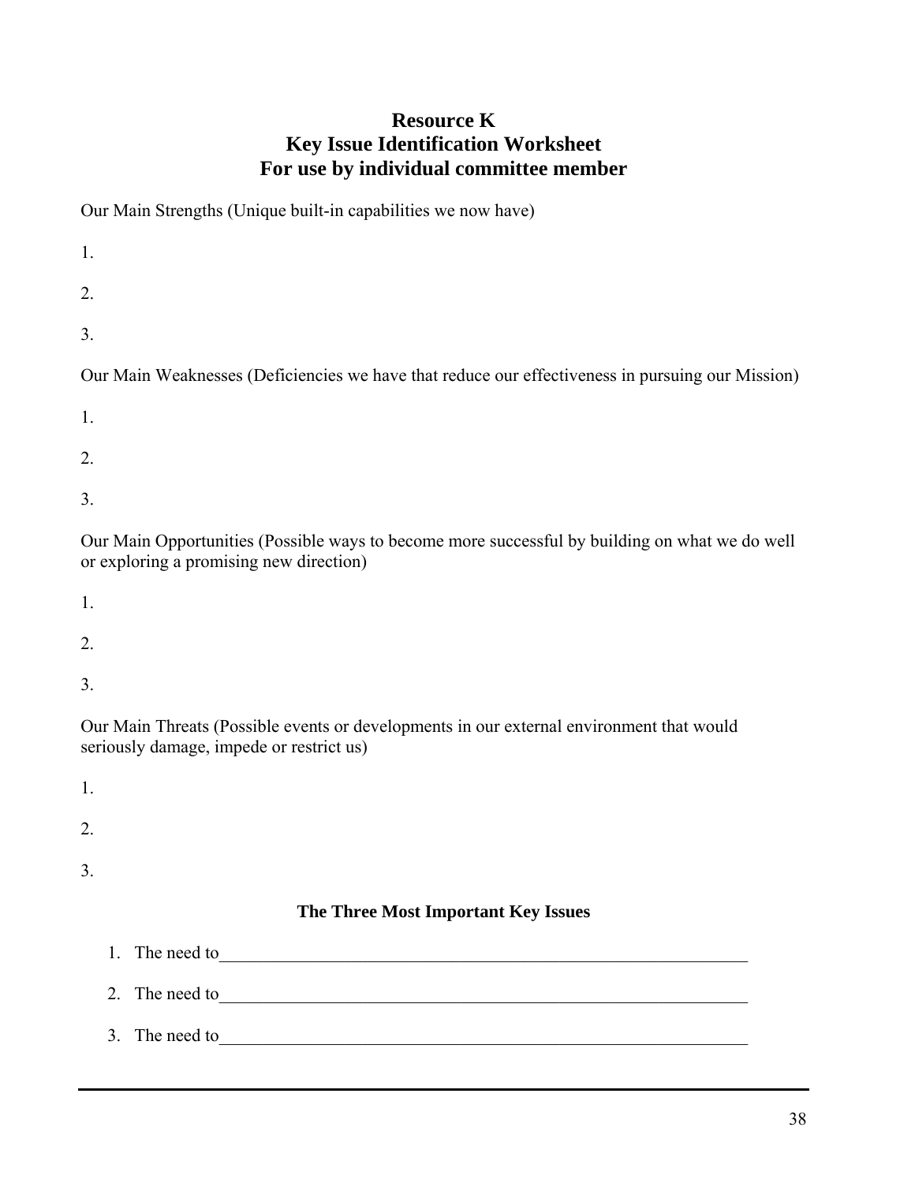# Resource K
# Key Issue Identification Worksheet
# For use by individual committee member

Our Main Strengths (Unique built-in capabilities we now have)

1.

2.

3.

Our Main Weaknesses (Deficiencies we have that reduce our effectiveness in pursuing our Mission)

1.

2.

3.

Our Main Opportunities (Possible ways to become more successful by building on what we do well or exploring a promising new direction)

1.

2.

3.

Our Main Threats (Possible events or developments in our external environment that would seriously damage, impede or restrict us)

1.

2.

3.

**The Three Most Important Key Issues**

1. The need to_______________________________________________________________
2. The need to_______________________________________________________________
3. The need to_______________________________________________________________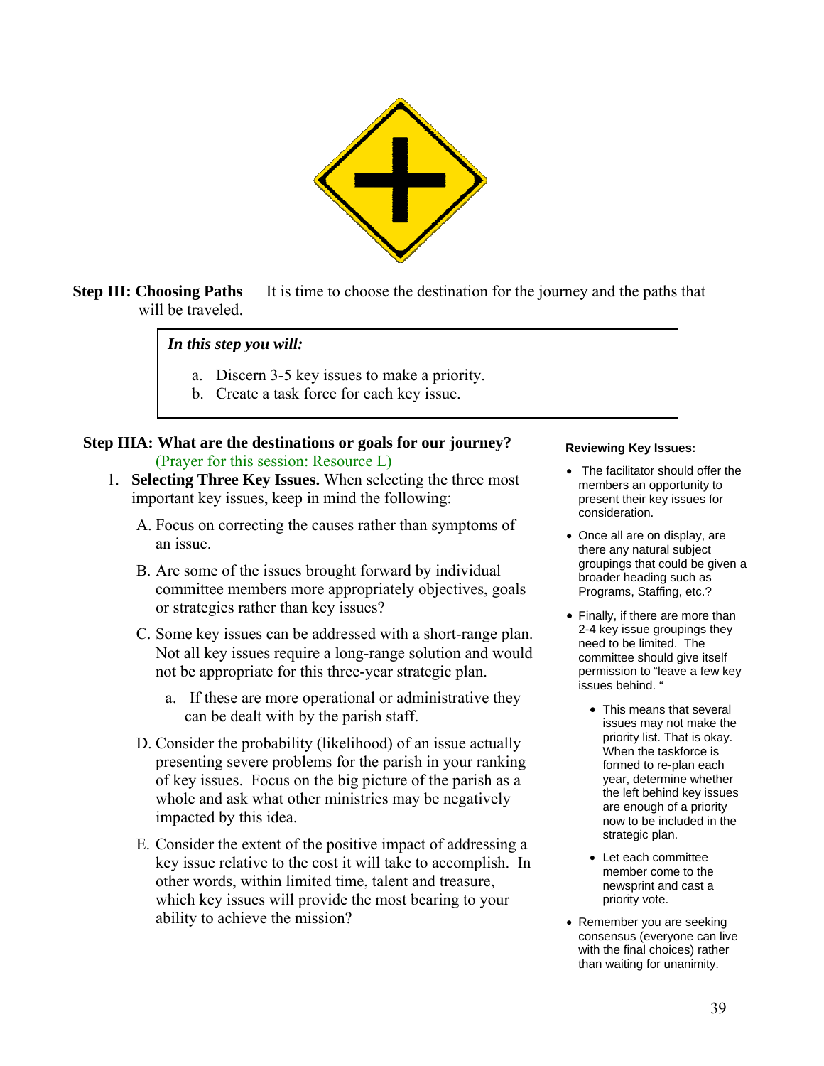**Step III: Choosing Paths** It is time to choose the destination for the journey and the paths that will be traveled.

> ***In this step you will:***
>
> a. Discern 3-5 key issues to make a priority.
> b. Create a task force for each key issue.

## Step IIIA: What are the destinations or goals for our journey?

(Prayer for this session: Resource L)

1. **Selecting Three Key Issues.** When selecting the three most important key issues, keep in mind the following:

   A. Focus on correcting the causes rather than symptoms of an issue.

   B. Are some of the issues brought forward by individual committee members more appropriately objectives, goals or strategies rather than key issues?

   C. Some key issues can be addressed with a short-range plan. Not all key issues require a long-range solution and would not be appropriate for this three-year strategic plan.

      a. If these are more operational or administrative they can be dealt with by the parish staff.

   D. Consider the probability (likelihood) of an issue actually presenting severe problems for the parish in your ranking of key issues. Focus on the big picture of the parish as a whole and ask what other ministries may be negatively impacted by this idea.

   E. Consider the extent of the positive impact of addressing a key issue relative to the cost it will take to accomplish. In other words, within limited time, talent and treasure, which key issues will provide the most bearing to your ability to achieve the mission?

**Reviewing Key Issues:**

- The facilitator should offer the members an opportunity to present their key issues for consideration.
- Once all are on display, are there any natural subject groupings that could be given a broader heading such as Programs, Staffing, etc.?
- Finally, if there are more than 2-4 key issue groupings they need to be limited. The committee should give itself permission to "leave a few key issues behind."
  - This means that several issues may not make the priority list. That is okay. When the taskforce is formed to re-plan each year, determine whether the left behind key issues are enough of a priority now to be included in the strategic plan.
  - Let each committee member come to the newsprint and cast a priority vote.
- Remember you are seeking consensus (everyone can live with the final choices) rather than waiting for unanimity.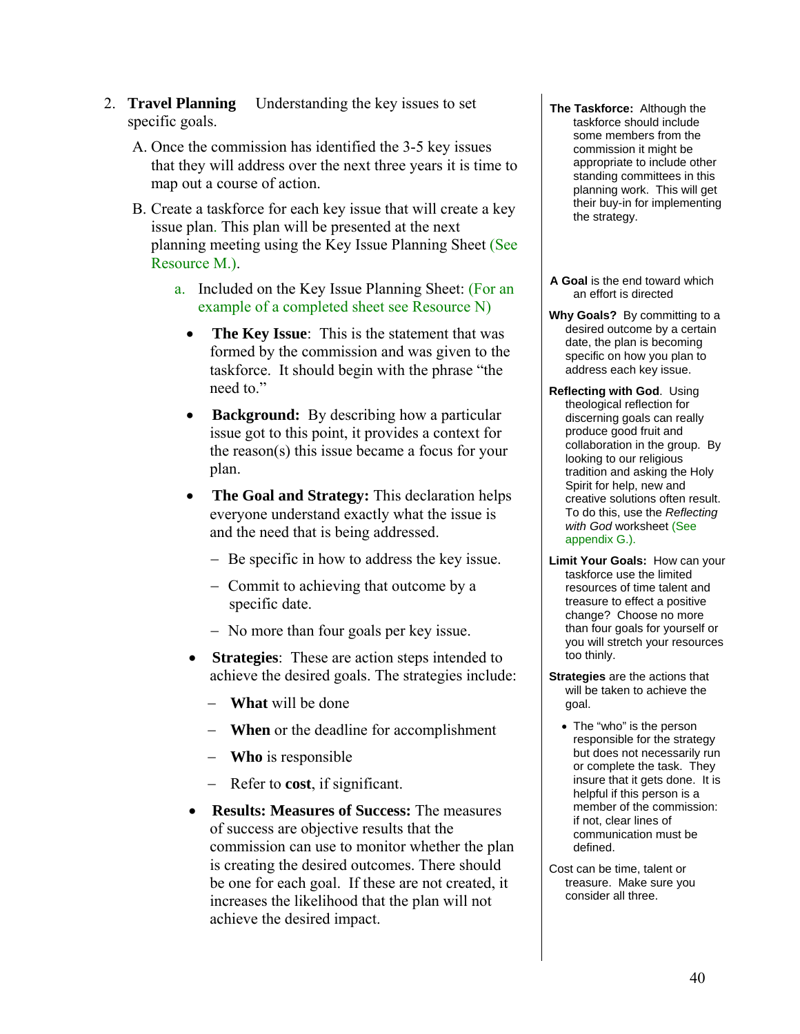2. **Travel Planning** Understanding the key issues to set specific goals.

   A. Once the commission has identified the 3-5 key issues that they will address over the next three years it is time to map out a course of action.

   B. Create a taskforce for each key issue that will create a key issue plan. This plan will be presented at the next planning meeting using the Key Issue Planning Sheet (See Resource M.).

      a. Included on the Key Issue Planning Sheet: (For an example of a completed sheet see Resource N)

      - **The Key Issue**: This is the statement that was formed by the commission and was given to the taskforce. It should begin with the phrase "the need to."
      - **Background:** By describing how a particular issue got to this point, it provides a context for the reason(s) this issue became a focus for your plan.
      - **The Goal and Strategy:** This declaration helps everyone understand exactly what the issue is and the need that is being addressed.
        - Be specific in how to address the key issue.
        - Commit to achieving that outcome by a specific date.
        - No more than four goals per key issue.
      - **Strategies**: These are action steps intended to achieve the desired goals. The strategies include:
        - **What** will be done
        - **When** or the deadline for accomplishment
        - **Who** is responsible
        - Refer to **cost**, if significant.
      - **Results: Measures of Success:** The measures of success are objective results that the commission can use to monitor whether the plan is creating the desired outcomes. There should be one for each goal. If these are not created, it increases the likelihood that the plan will not achieve the desired impact.

**The Taskforce:** Although the taskforce should include some members from the commission it might be appropriate to include other standing committees in this planning work. This will get their buy-in for implementing the strategy.

**A Goal** is the end toward which an effort is directed

**Why Goals?** By committing to a desired outcome by a certain date, the plan is becoming specific on how you plan to address each key issue.

**Reflecting with God**. Using theological reflection for discerning goals can really produce good fruit and collaboration in the group. By looking to our religious tradition and asking the Holy Spirit for help, new and creative solutions often result. To do this, use the *Reflecting with God* worksheet (See appendix G.).

**Limit Your Goals:** How can your taskforce use the limited resources of time talent and treasure to effect a positive change? Choose no more than four goals for yourself or you will stretch your resources too thinly.

**Strategies** are the actions that will be taken to achieve the goal.

- The "who" is the person responsible for the strategy but does not necessarily run or complete the task. They insure that it gets done. It is helpful if this person is a member of the commission: if not, clear lines of communication must be defined.

Cost can be time, talent or treasure. Make sure you consider all three.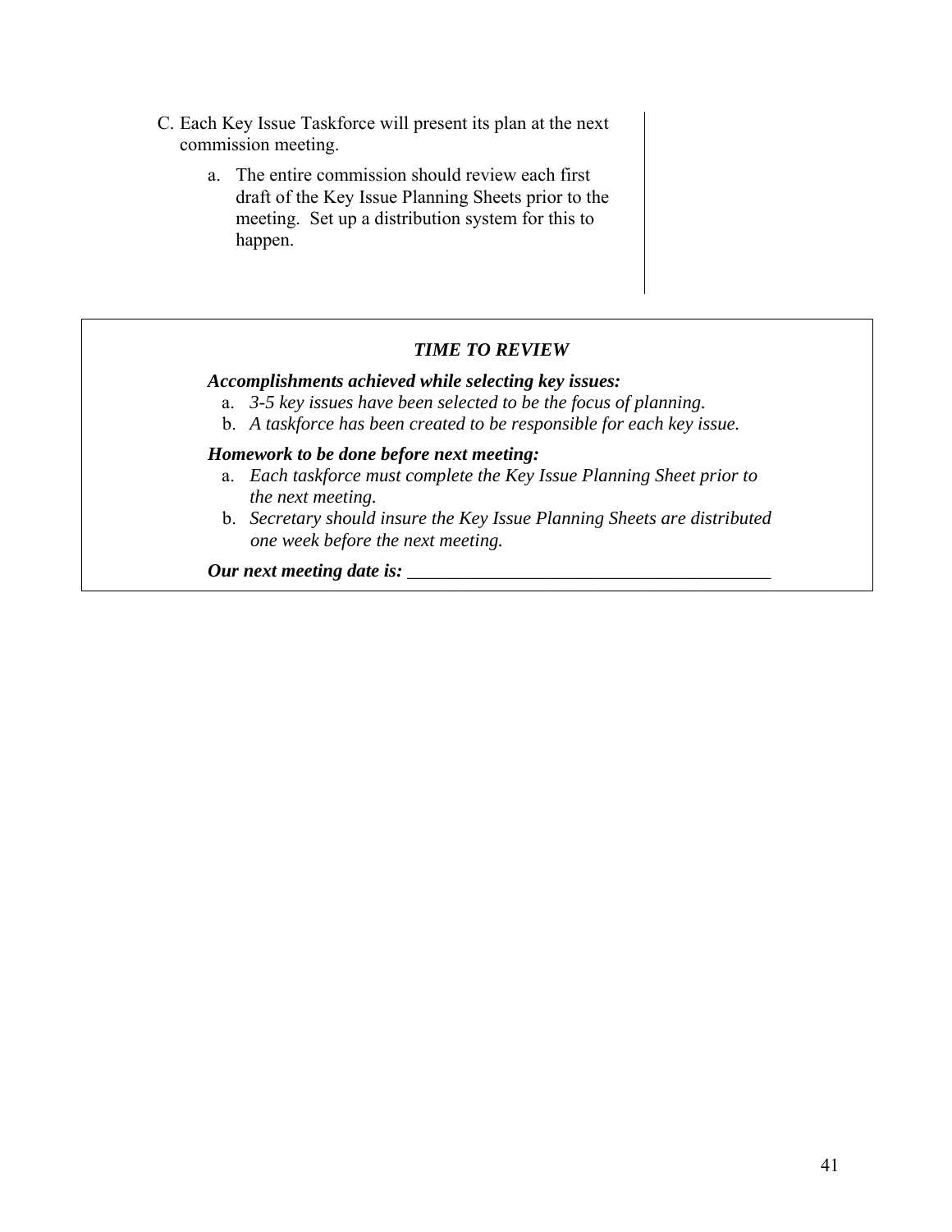C. Each Key Issue Taskforce will present its plan at the next commission meeting.

   a. The entire commission should review each first draft of the Key Issue Planning Sheets prior to the meeting. Set up a distribution system for this to happen.

***TIME TO REVIEW***

***Accomplishments achieved while selecting key issues:***

a. *3-5 key issues have been selected to be the focus of planning.*
b. *A taskforce has been created to be responsible for each key issue.*

***Homework to be done before next meeting:***

a. *Each taskforce must complete the Key Issue Planning Sheet prior to the next meeting.*
b. *Secretary should insure the Key Issue Planning Sheets are distributed one week before the next meeting.*

***Our next meeting date is:*** ________________________________________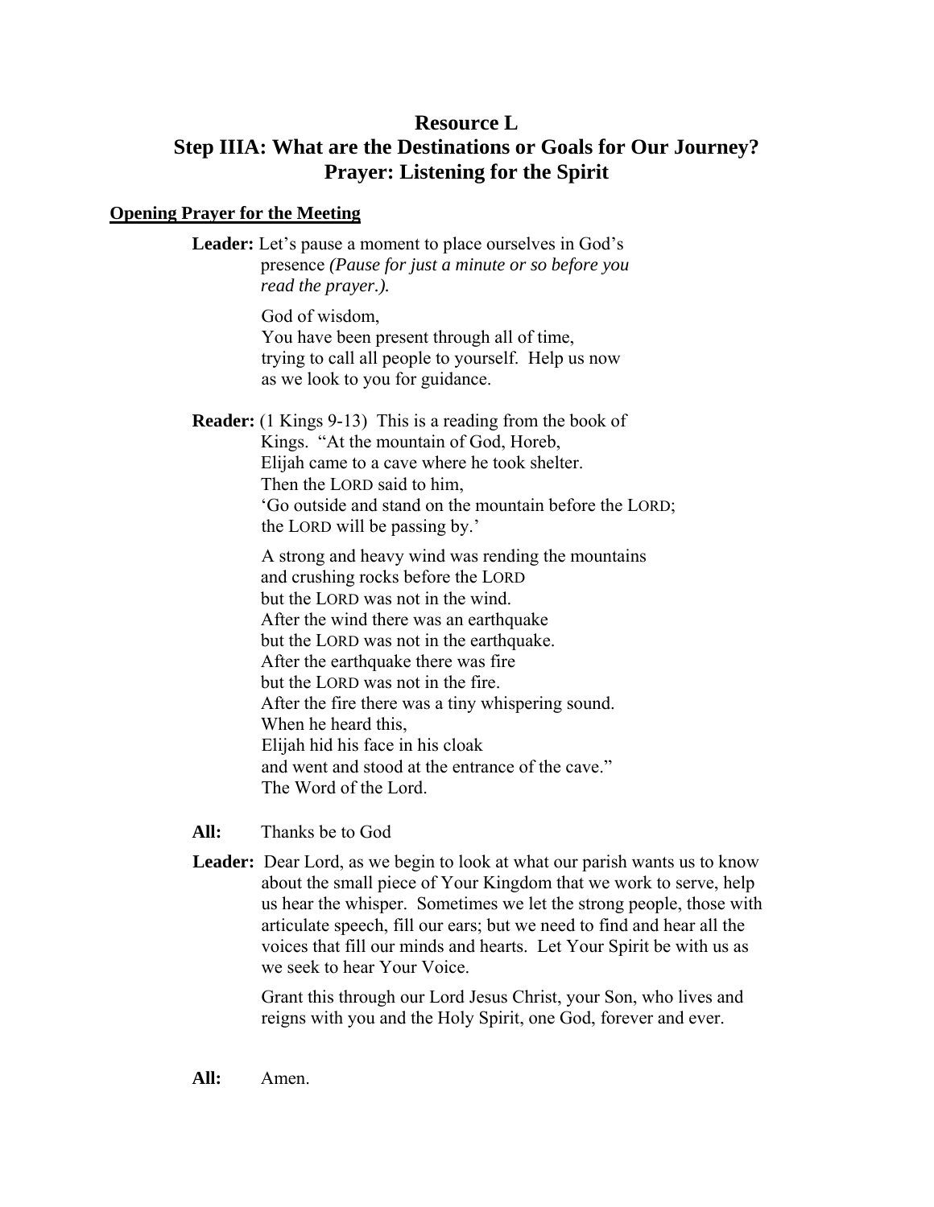# Resource L
# Step IIIA: What are the Destinations or Goals for Our Journey?
# Prayer: Listening for the Spirit

**Opening Prayer for the Meeting**

**Leader:** Let's pause a moment to place ourselves in God's presence *(Pause for just a minute or so before you read the prayer.).*

God of wisdom,
You have been present through all of time,
trying to call all people to yourself. Help us now
as we look to you for guidance.

**Reader:** (1 Kings 9-13) This is a reading from the book of Kings. "At the mountain of God, Horeb,
Elijah came to a cave where he took shelter.
Then the LORD said to him,
'Go outside and stand on the mountain before the LORD;
the LORD will be passing by.'

A strong and heavy wind was rending the mountains
and crushing rocks before the LORD
but the LORD was not in the wind.
After the wind there was an earthquake
but the LORD was not in the earthquake.
After the earthquake there was fire
but the LORD was not in the fire.
After the fire there was a tiny whispering sound.
When he heard this,
Elijah hid his face in his cloak
and went and stood at the entrance of the cave."
The Word of the Lord.

**All:** Thanks be to God

**Leader:** Dear Lord, as we begin to look at what our parish wants us to know about the small piece of Your Kingdom that we work to serve, help us hear the whisper. Sometimes we let the strong people, those with articulate speech, fill our ears; but we need to find and hear all the voices that fill our minds and hearts. Let Your Spirit be with us as we seek to hear Your Voice.

Grant this through our Lord Jesus Christ, your Son, who lives and reigns with you and the Holy Spirit, one God, forever and ever.

**All:** Amen.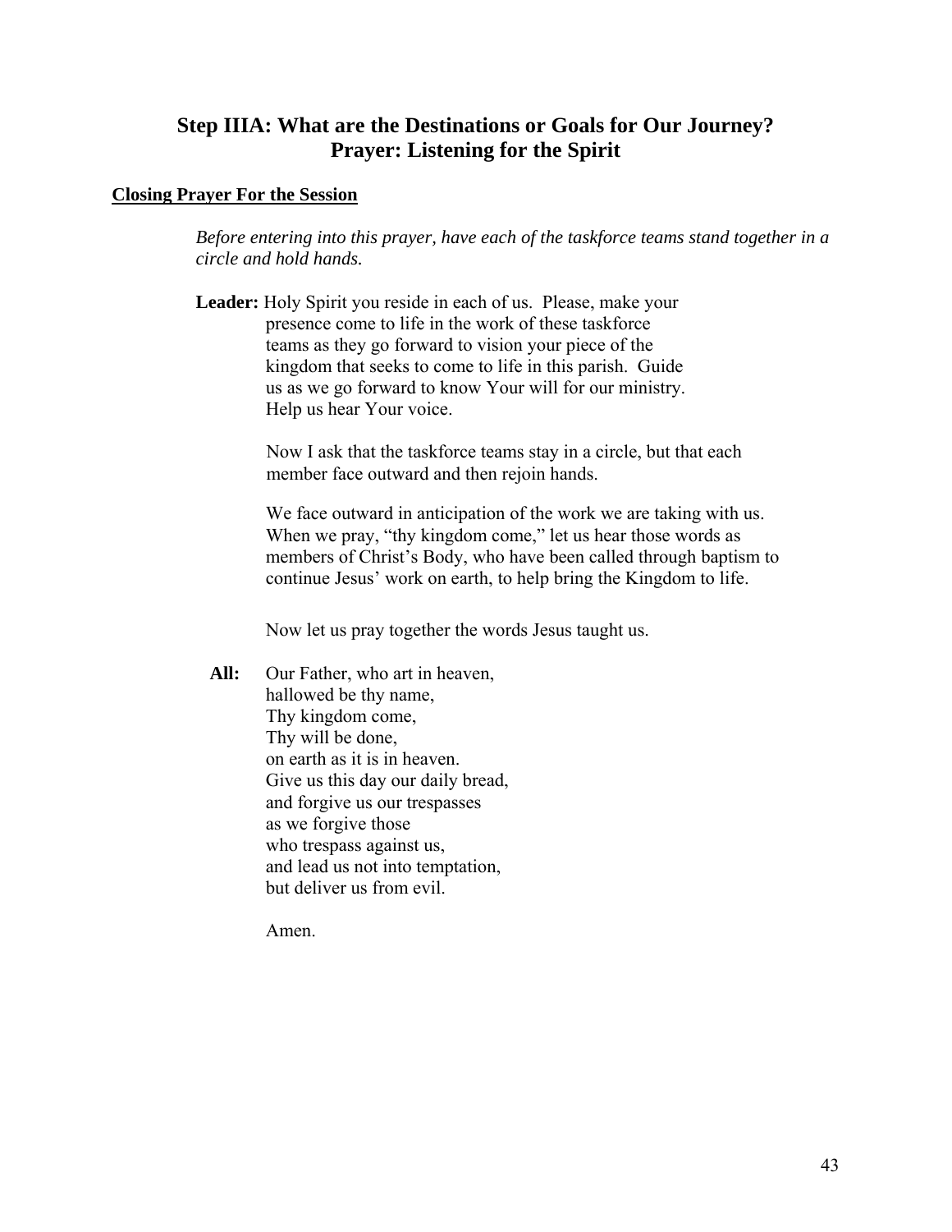## Step IIIA: What are the Destinations or Goals for Our Journey?
## Prayer: Listening for the Spirit

**Closing Prayer For the Session**

*Before entering into this prayer, have each of the taskforce teams stand together in a circle and hold hands.*

**Leader:** Holy Spirit you reside in each of us. Please, make your presence come to life in the work of these taskforce teams as they go forward to vision your piece of the kingdom that seeks to come to life in this parish. Guide us as we go forward to know Your will for our ministry. Help us hear Your voice.

Now I ask that the taskforce teams stay in a circle, but that each member face outward and then rejoin hands.

We face outward in anticipation of the work we are taking with us. When we pray, "thy kingdom come," let us hear those words as members of Christ's Body, who have been called through baptism to continue Jesus' work on earth, to help bring the Kingdom to life.

Now let us pray together the words Jesus taught us.

**All:** Our Father, who art in heaven,
hallowed be thy name,
Thy kingdom come,
Thy will be done,
on earth as it is in heaven.
Give us this day our daily bread,
and forgive us our trespasses
as we forgive those
who trespass against us,
and lead us not into temptation,
but deliver us from evil.

Amen.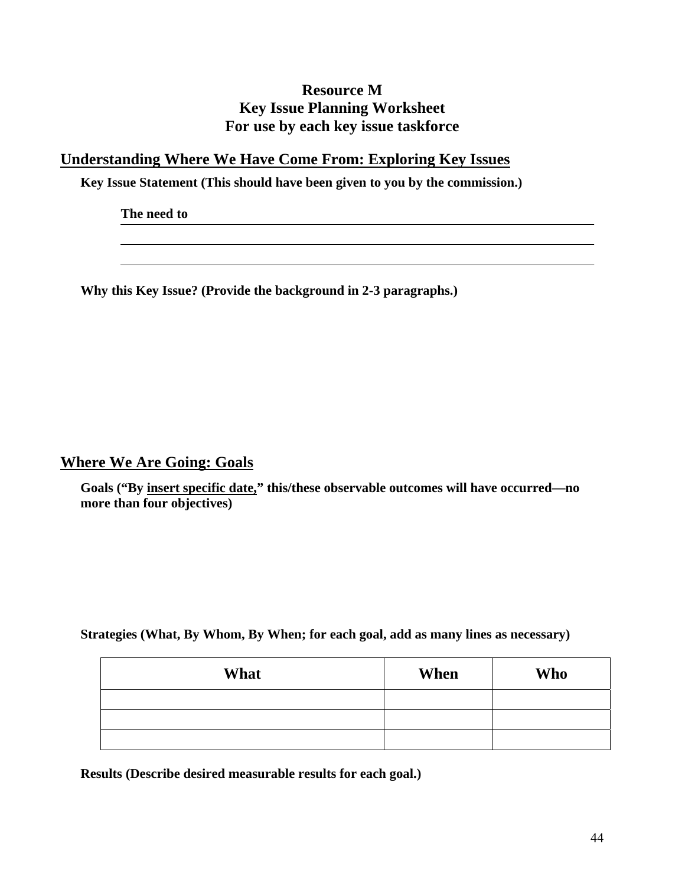# Resource M
# Key Issue Planning Worksheet
# For use by each key issue taskforce

## <u>Understanding Where We Have Come From: Exploring Key Issues</u>

**Key Issue Statement (This should have been given to you by the commission.)**

**The need to** \_\_\_\_\_\_\_\_\_\_\_\_\_\_\_\_\_\_\_\_\_\_\_\_\_\_\_\_\_\_\_\_\_\_\_\_\_\_\_\_\_\_\_\_\_\_\_\_\_\_\_\_

\_\_\_\_\_\_\_\_\_\_\_\_\_\_\_\_\_\_\_\_\_\_\_\_\_\_\_\_\_\_\_\_\_\_\_\_\_\_\_\_\_\_\_\_\_\_\_\_\_\_\_\_\_\_\_\_\_\_\_\_

\_\_\_\_\_\_\_\_\_\_\_\_\_\_\_\_\_\_\_\_\_\_\_\_\_\_\_\_\_\_\_\_\_\_\_\_\_\_\_\_\_\_\_\_\_\_\_\_\_\_\_\_\_\_\_\_\_\_\_\_

**Why this Key Issue? (Provide the background in 2-3 paragraphs.)**

## <u>Where We Are Going: Goals</u>

**Goals ("By <u>insert specific date,</u>" this/these observable outcomes will have occurred—no more than four objectives)**

**Strategies (What, By Whom, By When; for each goal, add as many lines as necessary)**

| What | When | Who |
|---|---|---|
| | | |
| | | |
| | | |

**Results (Describe desired measurable results for each goal.)**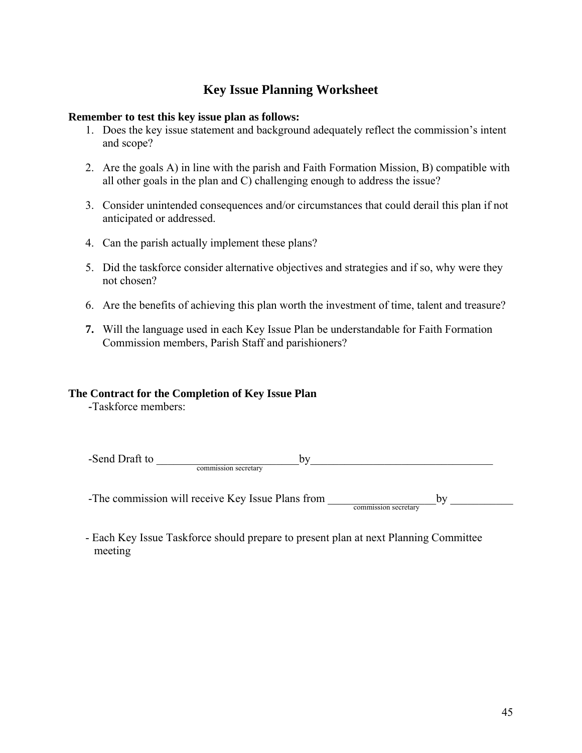# Key Issue Planning Worksheet

**Remember to test this key issue plan as follows:**

1. Does the key issue statement and background adequately reflect the commission's intent and scope?

2. Are the goals A) in line with the parish and Faith Formation Mission, B) compatible with all other goals in the plan and C) challenging enough to address the issue?

3. Consider unintended consequences and/or circumstances that could derail this plan if not anticipated or addressed.

4. Can the parish actually implement these plans?

5. Did the taskforce consider alternative objectives and strategies and if so, why were they not chosen?

6. Are the benefits of achieving this plan worth the investment of time, talent and treasure?

7. Will the language used in each Key Issue Plan be understandable for Faith Formation Commission members, Parish Staff and parishioners?

**The Contract for the Completion of Key Issue Plan**

-Taskforce members:

-Send Draft to __________________________ by __________________________________
(commission secretary)

-The commission will receive Key Issue Plans from ____________________ by ___________
(commission secretary)

- Each Key Issue Taskforce should prepare to present plan at next Planning Committee meeting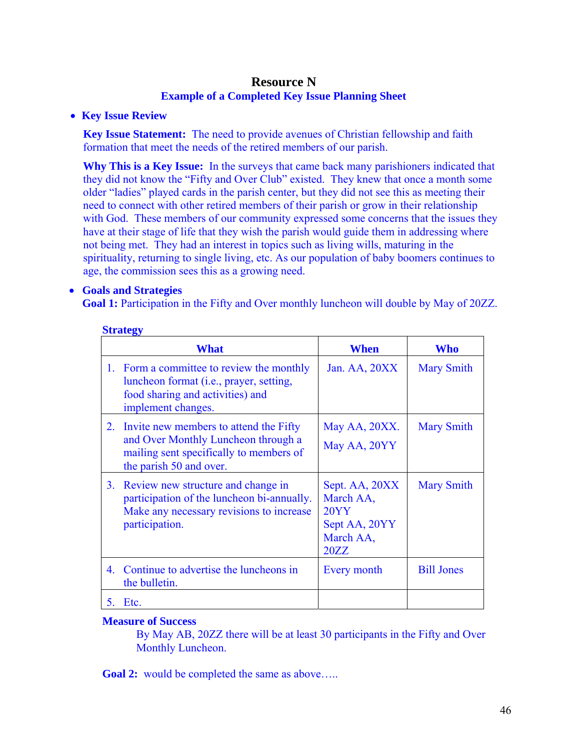# Resource N

## Example of a Completed Key Issue Planning Sheet

- **Key Issue Review**

  **Key Issue Statement:** The need to provide avenues of Christian fellowship and faith formation that meet the needs of the retired members of our parish.

  **Why This is a Key Issue:** In the surveys that came back many parishioners indicated that they did not know the "Fifty and Over Club" existed. They knew that once a month some older "ladies" played cards in the parish center, but they did not see this as meeting their need to connect with other retired members of their parish or grow in their relationship with God. These members of our community expressed some concerns that the issues they have at their stage of life that they wish the parish would guide them in addressing where not being met. They had an interest in topics such as living wills, maturing in the spirituality, returning to single living, etc. As our population of baby boomers continues to age, the commission sees this as a growing need.

- **Goals and Strategies**

  **Goal 1:** Participation in the Fifty and Over monthly luncheon will double by May of 20ZZ.

**Strategy**

| What | When | Who |
|---|---|---|
| 1. Form a committee to review the monthly luncheon format (i.e., prayer, setting, food sharing and activities) and implement changes. | Jan. AA, 20XX | Mary Smith |
| 2. Invite new members to attend the Fifty and Over Monthly Luncheon through a mailing sent specifically to members of the parish 50 and over. | May AA, 20XX.<br>May AA, 20YY | Mary Smith |
| 3. Review new structure and change in participation of the luncheon bi-annually. Make any necessary revisions to increase participation. | Sept. AA, 20XX<br>March AA, 20YY<br>Sept AA, 20YY<br>March AA, 20ZZ | Mary Smith |
| 4. Continue to advertise the luncheons in the bulletin. | Every month | Bill Jones |
| 5. Etc. | | |

**Measure of Success**

By May AB, 20ZZ there will be at least 30 participants in the Fifty and Over Monthly Luncheon.

**Goal 2:** would be completed the same as above…..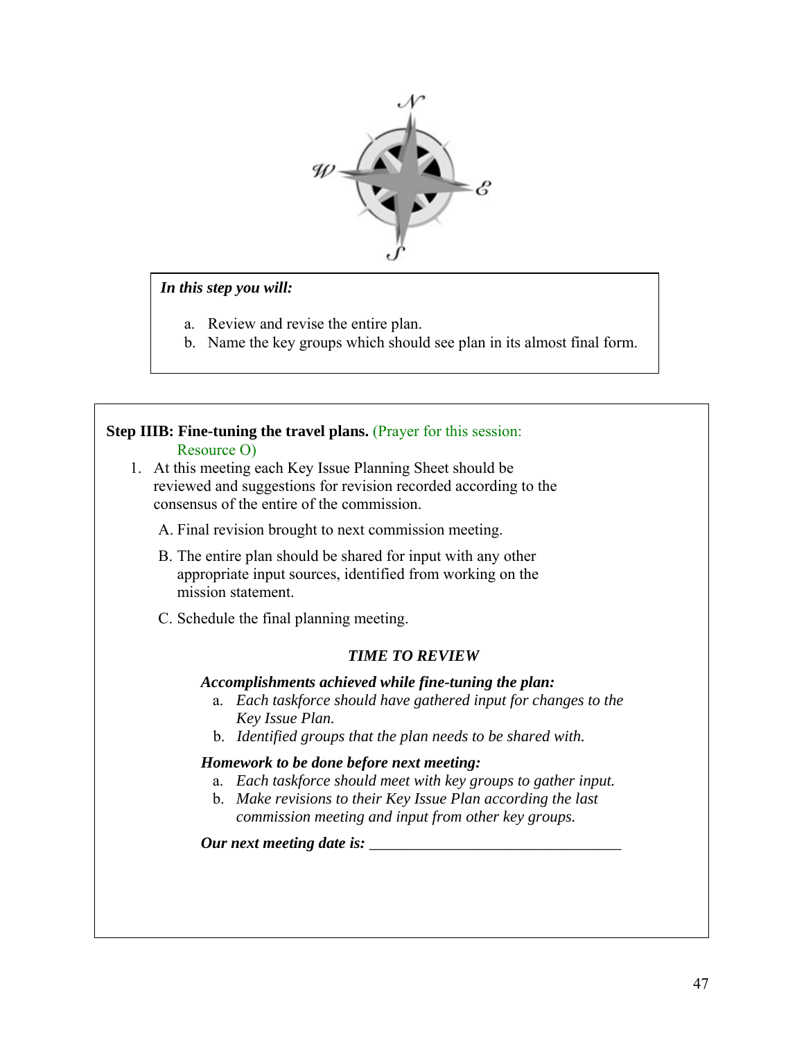***In this step you will:***

a. Review and revise the entire plan.
b. Name the key groups which should see plan in its almost final form.

**Step IIIB: Fine-tuning the travel plans.** (Prayer for this session: Resource O)

1. At this meeting each Key Issue Planning Sheet should be reviewed and suggestions for revision recorded according to the consensus of the entire of the commission.

   A. Final revision brought to next commission meeting.

   B. The entire plan should be shared for input with any other appropriate input sources, identified from working on the mission statement.

   C. Schedule the final planning meeting.

***TIME TO REVIEW***

***Accomplishments achieved while fine-tuning the plan:***

a. *Each taskforce should have gathered input for changes to the Key Issue Plan.*
b. *Identified groups that the plan needs to be shared with.*

***Homework to be done before next meeting:***

a. *Each taskforce should meet with key groups to gather input.*
b. *Make revisions to their Key Issue Plan according the last commission meeting and input from other key groups.*

***Our next meeting date is:*** ________________________________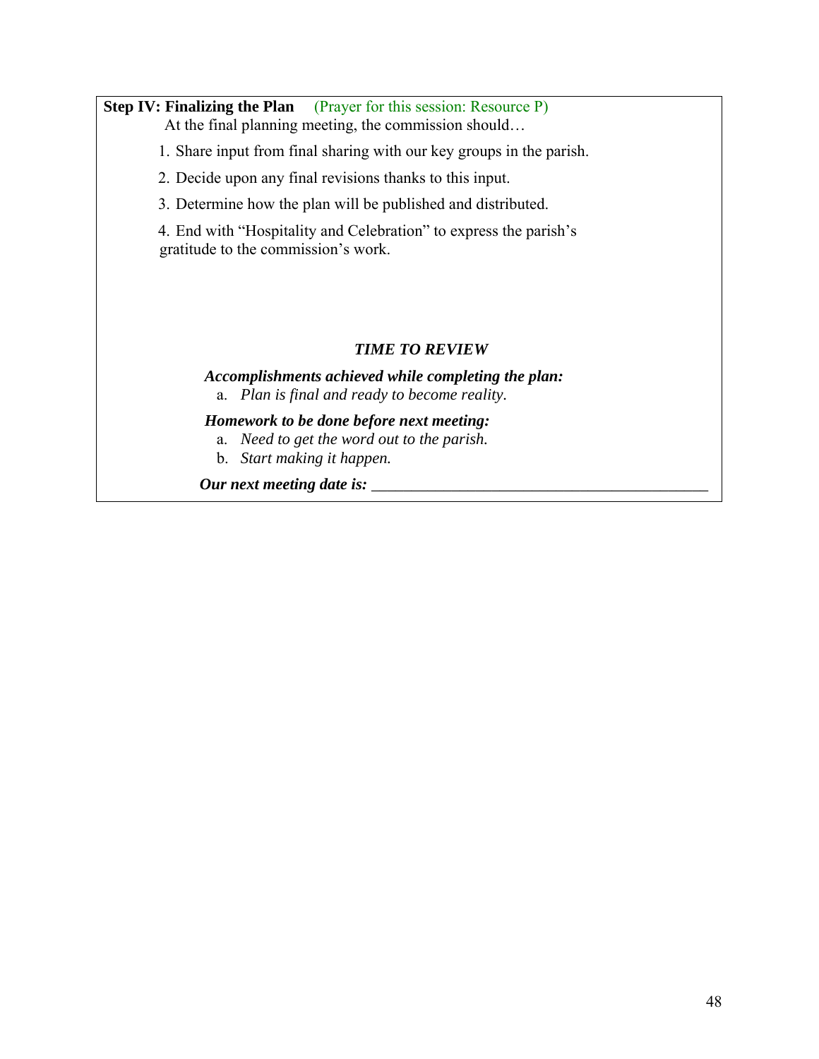**Step IV: Finalizing the Plan** (Prayer for this session: Resource P)

At the final planning meeting, the commission should…

1. Share input from final sharing with our key groups in the parish.
2. Decide upon any final revisions thanks to this input.
3. Determine how the plan will be published and distributed.
4. End with "Hospitality and Celebration" to express the parish's gratitude to the commission's work.

***TIME TO REVIEW***

***Accomplishments achieved while completing the plan:***

a. *Plan is final and ready to become reality.*

***Homework to be done before next meeting:***

a. *Need to get the word out to the parish.*
b. *Start making it happen.*

***Our next meeting date is:*** ___________________________________________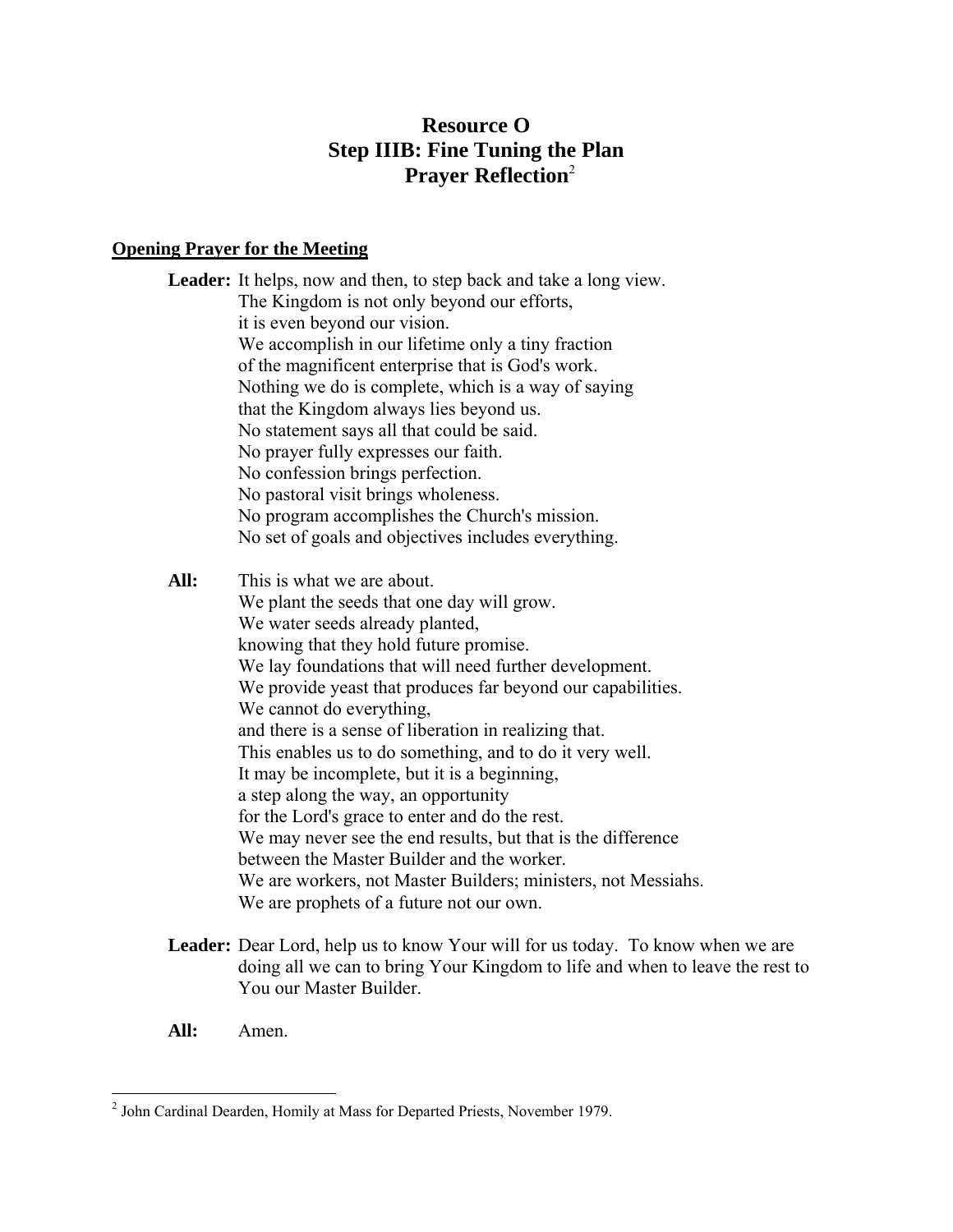# Resource O
# Step IIIB: Fine Tuning the Plan
# Prayer Reflection[2]

**Opening Prayer for the Meeting**

**Leader:** It helps, now and then, to step back and take a long view.
The Kingdom is not only beyond our efforts,
it is even beyond our vision.
We accomplish in our lifetime only a tiny fraction
of the magnificent enterprise that is God's work.
Nothing we do is complete, which is a way of saying
that the Kingdom always lies beyond us.
No statement says all that could be said.
No prayer fully expresses our faith.
No confession brings perfection.
No pastoral visit brings wholeness.
No program accomplishes the Church's mission.
No set of goals and objectives includes everything.

**All:** This is what we are about.
We plant the seeds that one day will grow.
We water seeds already planted,
knowing that they hold future promise.
We lay foundations that will need further development.
We provide yeast that produces far beyond our capabilities.
We cannot do everything,
and there is a sense of liberation in realizing that.
This enables us to do something, and to do it very well.
It may be incomplete, but it is a beginning,
a step along the way, an opportunity
for the Lord's grace to enter and do the rest.
We may never see the end results, but that is the difference
between the Master Builder and the worker.
We are workers, not Master Builders; ministers, not Messiahs.
We are prophets of a future not our own.

**Leader:** Dear Lord, help us to know Your will for us today. To know when we are doing all we can to bring Your Kingdom to life and when to leave the rest to You our Master Builder.

**All:** Amen.

---

[2] John Cardinal Dearden, Homily at Mass for Departed Priests, November 1979.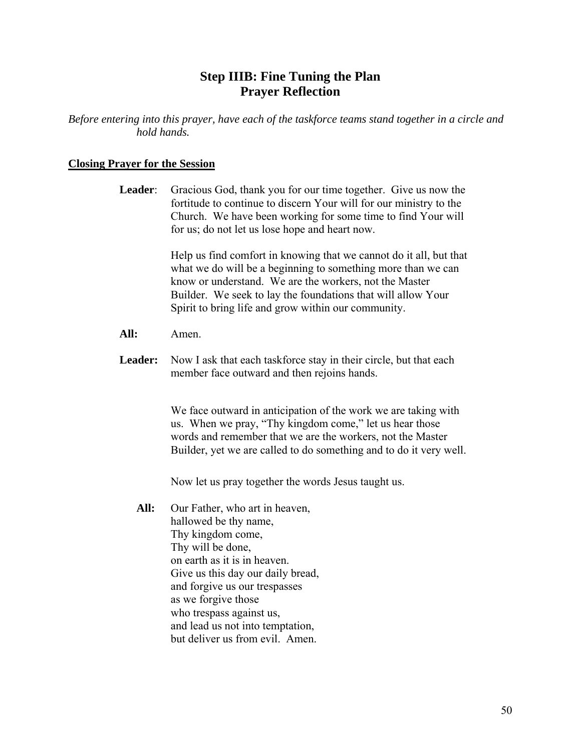# Step IIIB: Fine Tuning the Plan
# Prayer Reflection

*Before entering into this prayer, have each of the taskforce teams stand together in a circle and hold hands.*

**Closing Prayer for the Session**

**Leader**: Gracious God, thank you for our time together. Give us now the fortitude to continue to discern Your will for our ministry to the Church. We have been working for some time to find Your will for us; do not let us lose hope and heart now.

Help us find comfort in knowing that we cannot do it all, but that what we do will be a beginning to something more than we can know or understand. We are the workers, not the Master Builder. We seek to lay the foundations that will allow Your Spirit to bring life and grow within our community.

**All:** Amen.

**Leader:** Now I ask that each taskforce stay in their circle, but that each member face outward and then rejoins hands.

We face outward in anticipation of the work we are taking with us. When we pray, "Thy kingdom come," let us hear those words and remember that we are the workers, not the Master Builder, yet we are called to do something and to do it very well.

Now let us pray together the words Jesus taught us.

**All:** Our Father, who art in heaven,
hallowed be thy name,
Thy kingdom come,
Thy will be done,
on earth as it is in heaven.
Give us this day our daily bread,
and forgive us our trespasses
as we forgive those
who trespass against us,
and lead us not into temptation,
but deliver us from evil. Amen.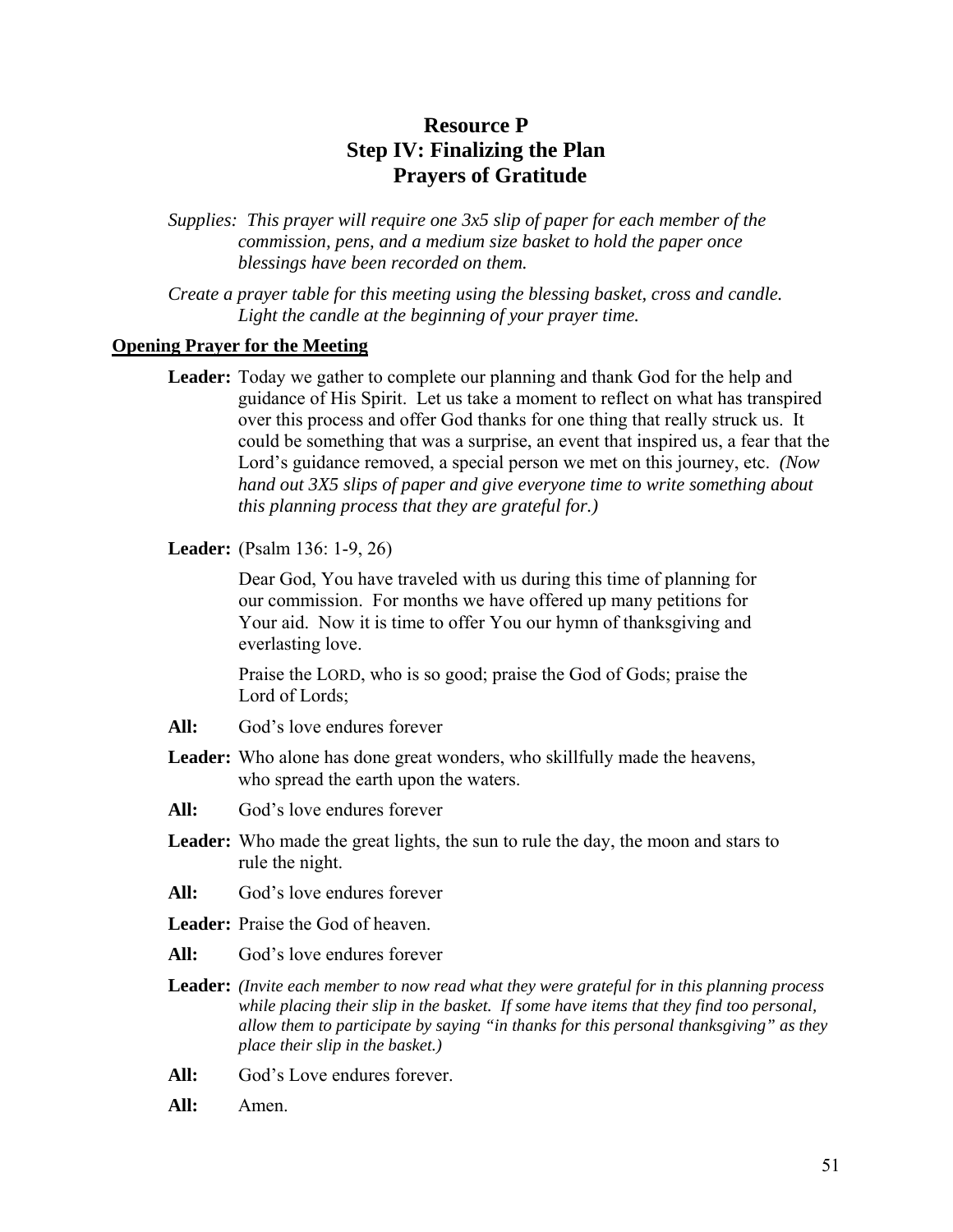# Resource P
## Step IV: Finalizing the Plan
## Prayers of Gratitude

*Supplies: This prayer will require one 3x5 slip of paper for each member of the commission, pens, and a medium size basket to hold the paper once blessings have been recorded on them.*

*Create a prayer table for this meeting using the blessing basket, cross and candle. Light the candle at the beginning of your prayer time.*

**Opening Prayer for the Meeting**

**Leader:** Today we gather to complete our planning and thank God for the help and guidance of His Spirit. Let us take a moment to reflect on what has transpired over this process and offer God thanks for one thing that really struck us. It could be something that was a surprise, an event that inspired us, a fear that the Lord's guidance removed, a special person we met on this journey, etc. *(Now hand out 3X5 slips of paper and give everyone time to write something about this planning process that they are grateful for.)*

**Leader:** (Psalm 136: 1-9, 26)

Dear God, You have traveled with us during this time of planning for our commission. For months we have offered up many petitions for Your aid. Now it is time to offer You our hymn of thanksgiving and everlasting love.

Praise the LORD, who is so good; praise the God of Gods; praise the Lord of Lords;

**All:** God's love endures forever

**Leader:** Who alone has done great wonders, who skillfully made the heavens, who spread the earth upon the waters.

**All:** God's love endures forever

**Leader:** Who made the great lights, the sun to rule the day, the moon and stars to rule the night.

**All:** God's love endures forever

**Leader:** Praise the God of heaven.

**All:** God's love endures forever

**Leader:** *(Invite each member to now read what they were grateful for in this planning process while placing their slip in the basket. If some have items that they find too personal, allow them to participate by saying "in thanks for this personal thanksgiving" as they place their slip in the basket.)*

**All:** God's Love endures forever.

**All:** Amen.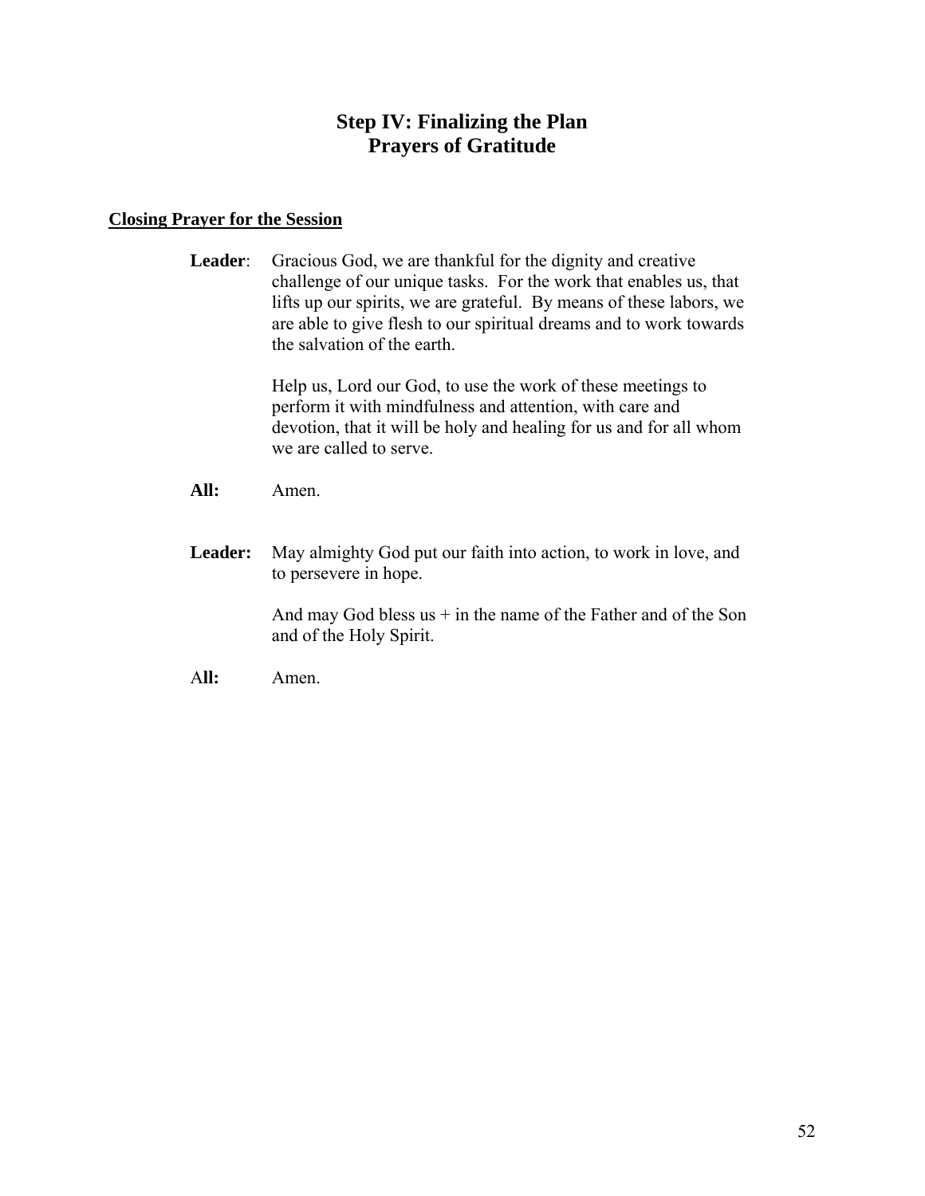# Step IV: Finalizing the Plan
# Prayers of Gratitude

**Closing Prayer for the Session**

**Leader**: Gracious God, we are thankful for the dignity and creative challenge of our unique tasks. For the work that enables us, that lifts up our spirits, we are grateful. By means of these labors, we are able to give flesh to our spiritual dreams and to work towards the salvation of the earth.

Help us, Lord our God, to use the work of these meetings to perform it with mindfulness and attention, with care and devotion, that it will be holy and healing for us and for all whom we are called to serve.

**All:** Amen.

**Leader:** May almighty God put our faith into action, to work in love, and to persevere in hope.

And may God bless us + in the name of the Father and of the Son and of the Holy Spirit.

**All:** Amen.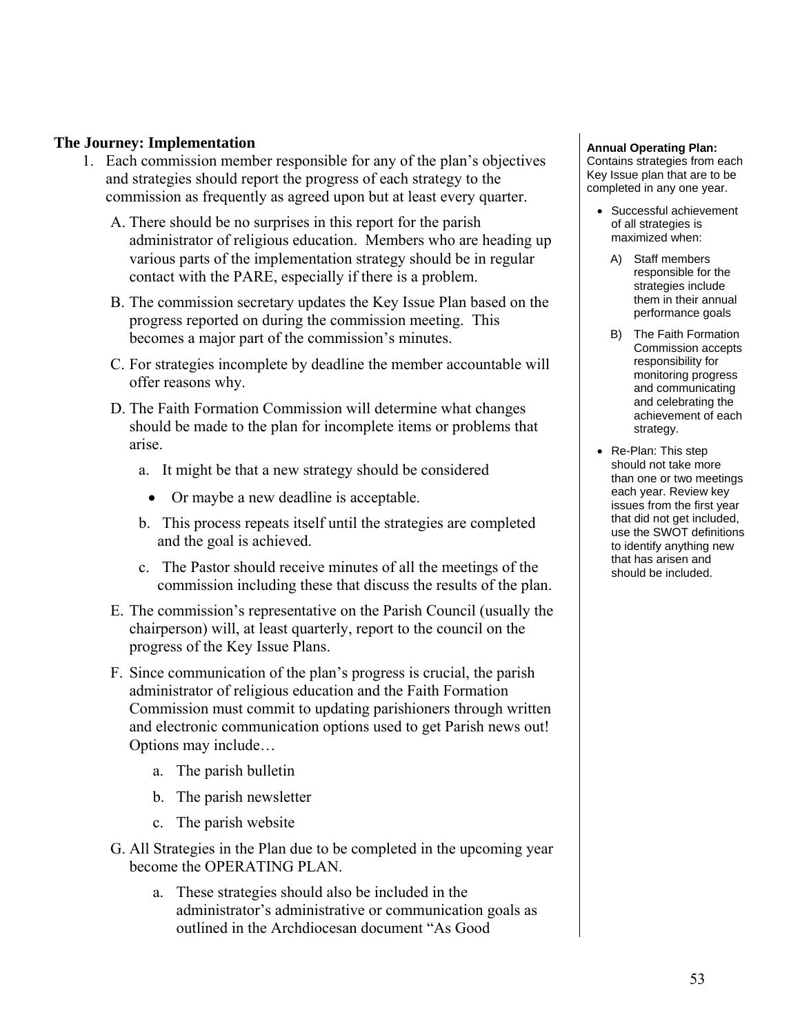## The Journey: Implementation

1. Each commission member responsible for any of the plan's objectives and strategies should report the progress of each strategy to the commission as frequently as agreed upon but at least every quarter.

   A. There should be no surprises in this report for the parish administrator of religious education. Members who are heading up various parts of the implementation strategy should be in regular contact with the PARE, especially if there is a problem.

   B. The commission secretary updates the Key Issue Plan based on the progress reported on during the commission meeting. This becomes a major part of the commission's minutes.

   C. For strategies incomplete by deadline the member accountable will offer reasons why.

   D. The Faith Formation Commission will determine what changes should be made to the plan for incomplete items or problems that arise.

      a. It might be that a new strategy should be considered

         - Or maybe a new deadline is acceptable.

      b. This process repeats itself until the strategies are completed and the goal is achieved.

      c. The Pastor should receive minutes of all the meetings of the commission including these that discuss the results of the plan.

   E. The commission's representative on the Parish Council (usually the chairperson) will, at least quarterly, report to the council on the progress of the Key Issue Plans.

   F. Since communication of the plan's progress is crucial, the parish administrator of religious education and the Faith Formation Commission must commit to updating parishioners through written and electronic communication options used to get Parish news out! Options may include…

      a. The parish bulletin

      b. The parish newsletter

      c. The parish website

   G. All Strategies in the Plan due to be completed in the upcoming year become the OPERATING PLAN.

      a. These strategies should also be included in the administrator's administrative or communication goals as outlined in the Archdiocesan document "As Good

**Annual Operating Plan:** Contains strategies from each Key Issue plan that are to be completed in any one year.

- Successful achievement of all strategies is maximized when:
  - A) Staff members responsible for the strategies include them in their annual performance goals
  - B) The Faith Formation Commission accepts responsibility for monitoring progress and communicating and celebrating the achievement of each strategy.
- Re-Plan: This step should not take more than one or two meetings each year. Review key issues from the first year that did not get included, use the SWOT definitions to identify anything new that has arisen and should be included.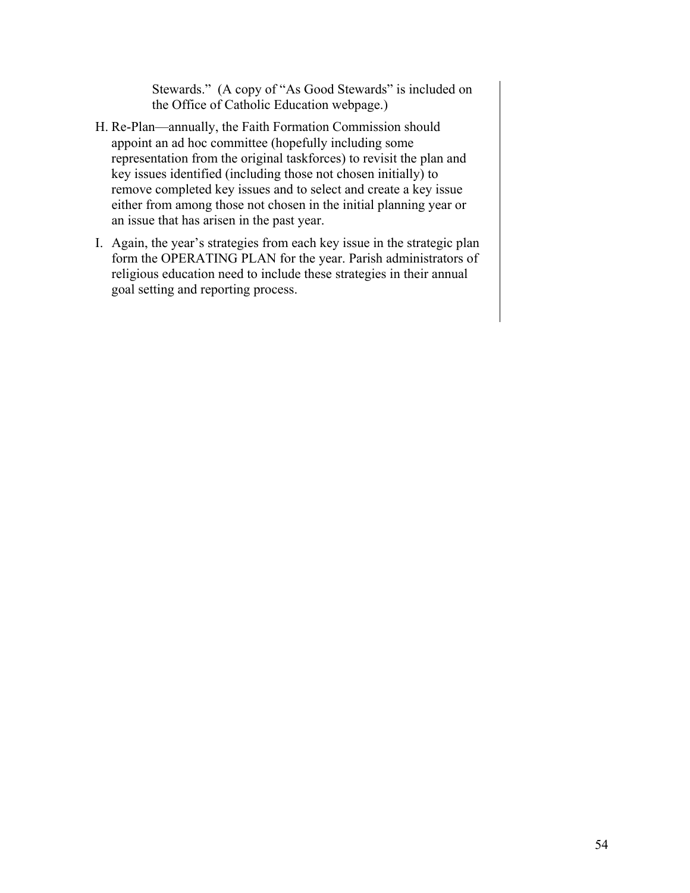Stewards." (A copy of "As Good Stewards" is included on the Office of Catholic Education webpage.)

H. Re-Plan—annually, the Faith Formation Commission should appoint an ad hoc committee (hopefully including some representation from the original taskforces) to revisit the plan and key issues identified (including those not chosen initially) to remove completed key issues and to select and create a key issue either from among those not chosen in the initial planning year or an issue that has arisen in the past year.

I. Again, the year's strategies from each key issue in the strategic plan form the OPERATING PLAN for the year. Parish administrators of religious education need to include these strategies in their annual goal setting and reporting process.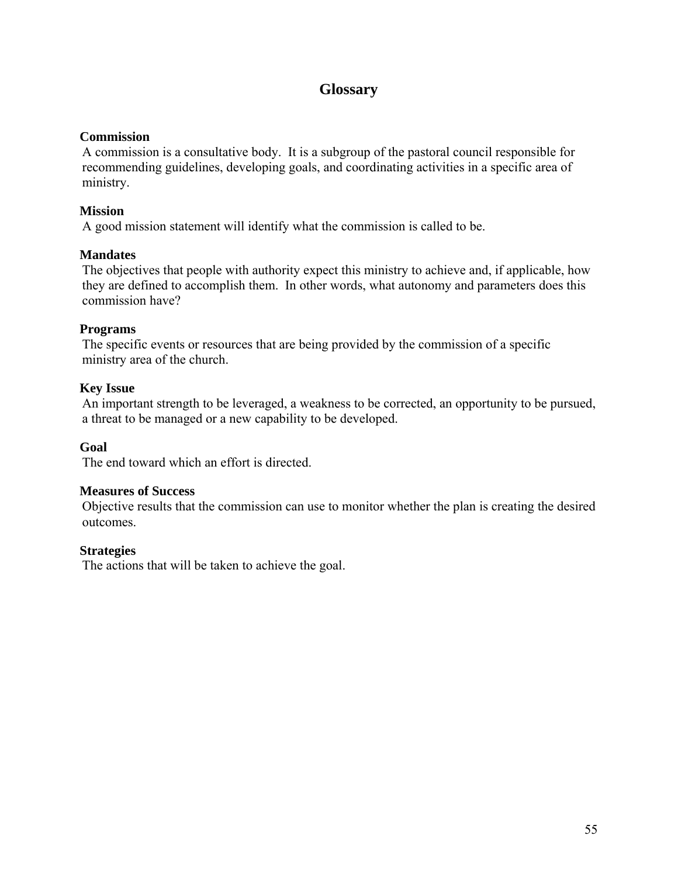# Glossary

**Commission**
A commission is a consultative body. It is a subgroup of the pastoral council responsible for recommending guidelines, developing goals, and coordinating activities in a specific area of ministry.

**Mission**
A good mission statement will identify what the commission is called to be.

**Mandates**
The objectives that people with authority expect this ministry to achieve and, if applicable, how they are defined to accomplish them. In other words, what autonomy and parameters does this commission have?

**Programs**
The specific events or resources that are being provided by the commission of a specific ministry area of the church.

**Key Issue**
An important strength to be leveraged, a weakness to be corrected, an opportunity to be pursued, a threat to be managed or a new capability to be developed.

**Goal**
The end toward which an effort is directed.

**Measures of Success**
Objective results that the commission can use to monitor whether the plan is creating the desired outcomes.

**Strategies**
The actions that will be taken to achieve the goal.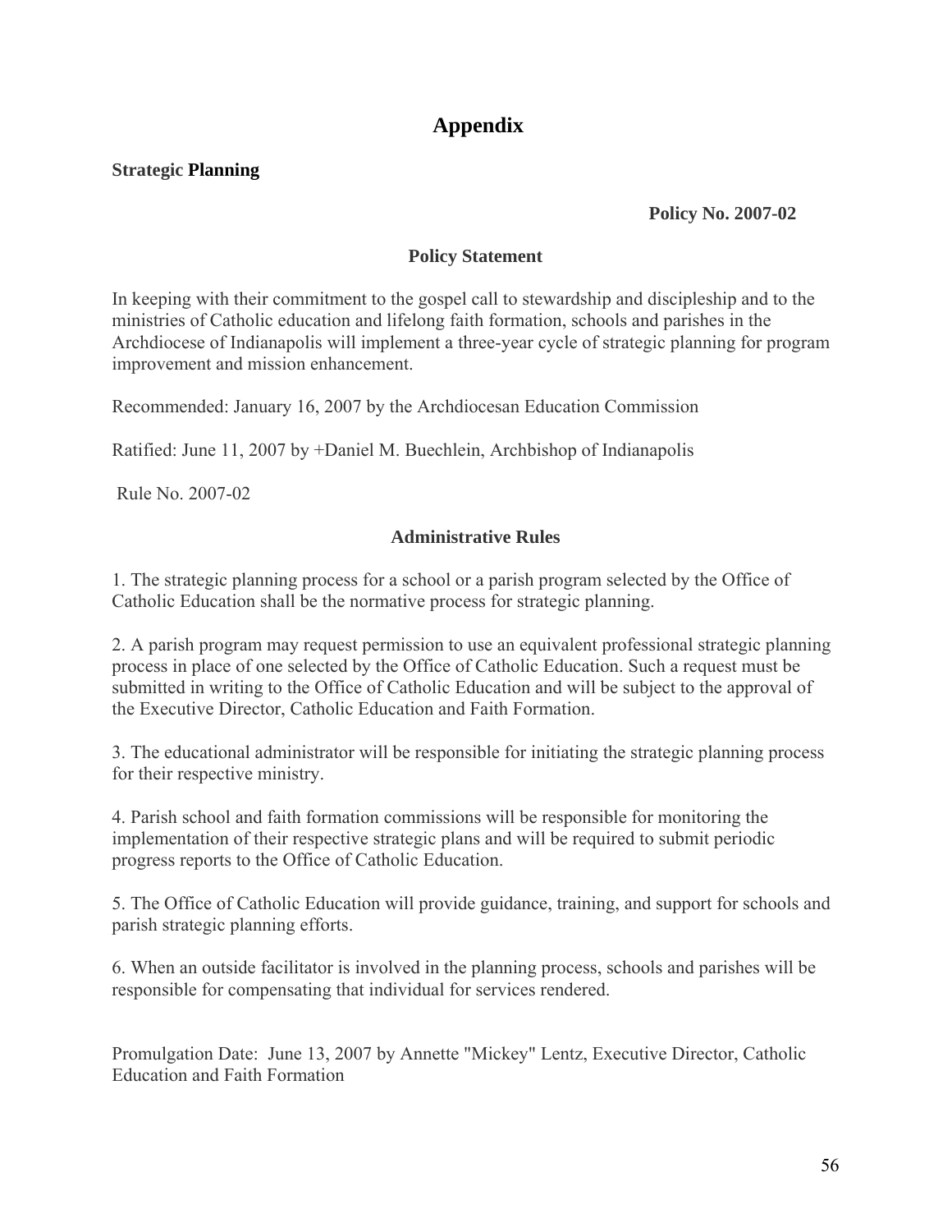# Appendix

**Strategic Planning**

**Policy No. 2007-02**

**Policy Statement**

In keeping with their commitment to the gospel call to stewardship and discipleship and to the ministries of Catholic education and lifelong faith formation, schools and parishes in the Archdiocese of Indianapolis will implement a three-year cycle of strategic planning for program improvement and mission enhancement.

Recommended: January 16, 2007 by the Archdiocesan Education Commission

Ratified: June 11, 2007 by +Daniel M. Buechlein, Archbishop of Indianapolis

Rule No. 2007-02

**Administrative Rules**

1. The strategic planning process for a school or a parish program selected by the Office of Catholic Education shall be the normative process for strategic planning.

2. A parish program may request permission to use an equivalent professional strategic planning process in place of one selected by the Office of Catholic Education. Such a request must be submitted in writing to the Office of Catholic Education and will be subject to the approval of the Executive Director, Catholic Education and Faith Formation.

3. The educational administrator will be responsible for initiating the strategic planning process for their respective ministry.

4. Parish school and faith formation commissions will be responsible for monitoring the implementation of their respective strategic plans and will be required to submit periodic progress reports to the Office of Catholic Education.

5. The Office of Catholic Education will provide guidance, training, and support for schools and parish strategic planning efforts.

6. When an outside facilitator is involved in the planning process, schools and parishes will be responsible for compensating that individual for services rendered.

Promulgation Date: June 13, 2007 by Annette "Mickey" Lentz, Executive Director, Catholic Education and Faith Formation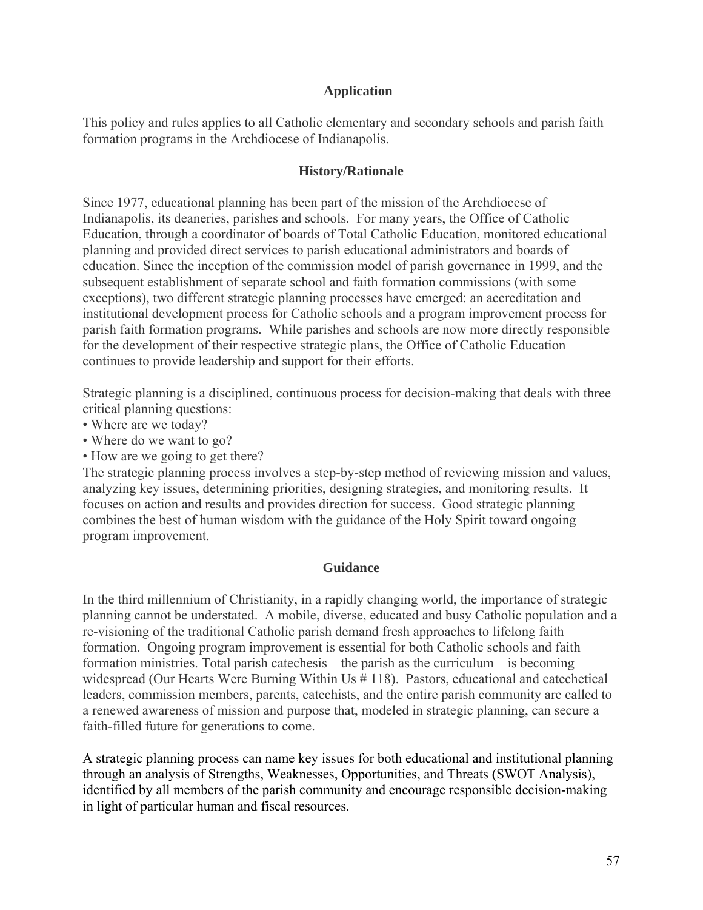## Application

This policy and rules applies to all Catholic elementary and secondary schools and parish faith formation programs in the Archdiocese of Indianapolis.

## History/Rationale

Since 1977, educational planning has been part of the mission of the Archdiocese of Indianapolis, its deaneries, parishes and schools. For many years, the Office of Catholic Education, through a coordinator of boards of Total Catholic Education, monitored educational planning and provided direct services to parish educational administrators and boards of education. Since the inception of the commission model of parish governance in 1999, and the subsequent establishment of separate school and faith formation commissions (with some exceptions), two different strategic planning processes have emerged: an accreditation and institutional development process for Catholic schools and a program improvement process for parish faith formation programs. While parishes and schools are now more directly responsible for the development of their respective strategic plans, the Office of Catholic Education continues to provide leadership and support for their efforts.

Strategic planning is a disciplined, continuous process for decision-making that deals with three critical planning questions:

- Where are we today?
- Where do we want to go?
- How are we going to get there?

The strategic planning process involves a step-by-step method of reviewing mission and values, analyzing key issues, determining priorities, designing strategies, and monitoring results. It focuses on action and results and provides direction for success. Good strategic planning combines the best of human wisdom with the guidance of the Holy Spirit toward ongoing program improvement.

## Guidance

In the third millennium of Christianity, in a rapidly changing world, the importance of strategic planning cannot be understated. A mobile, diverse, educated and busy Catholic population and a re-visioning of the traditional Catholic parish demand fresh approaches to lifelong faith formation. Ongoing program improvement is essential for both Catholic schools and faith formation ministries. Total parish catechesis—the parish as the curriculum—is becoming widespread (Our Hearts Were Burning Within Us # 118). Pastors, educational and catechetical leaders, commission members, parents, catechists, and the entire parish community are called to a renewed awareness of mission and purpose that, modeled in strategic planning, can secure a faith-filled future for generations to come.

A strategic planning process can name key issues for both educational and institutional planning through an analysis of Strengths, Weaknesses, Opportunities, and Threats (SWOT Analysis), identified by all members of the parish community and encourage responsible decision-making in light of particular human and fiscal resources.